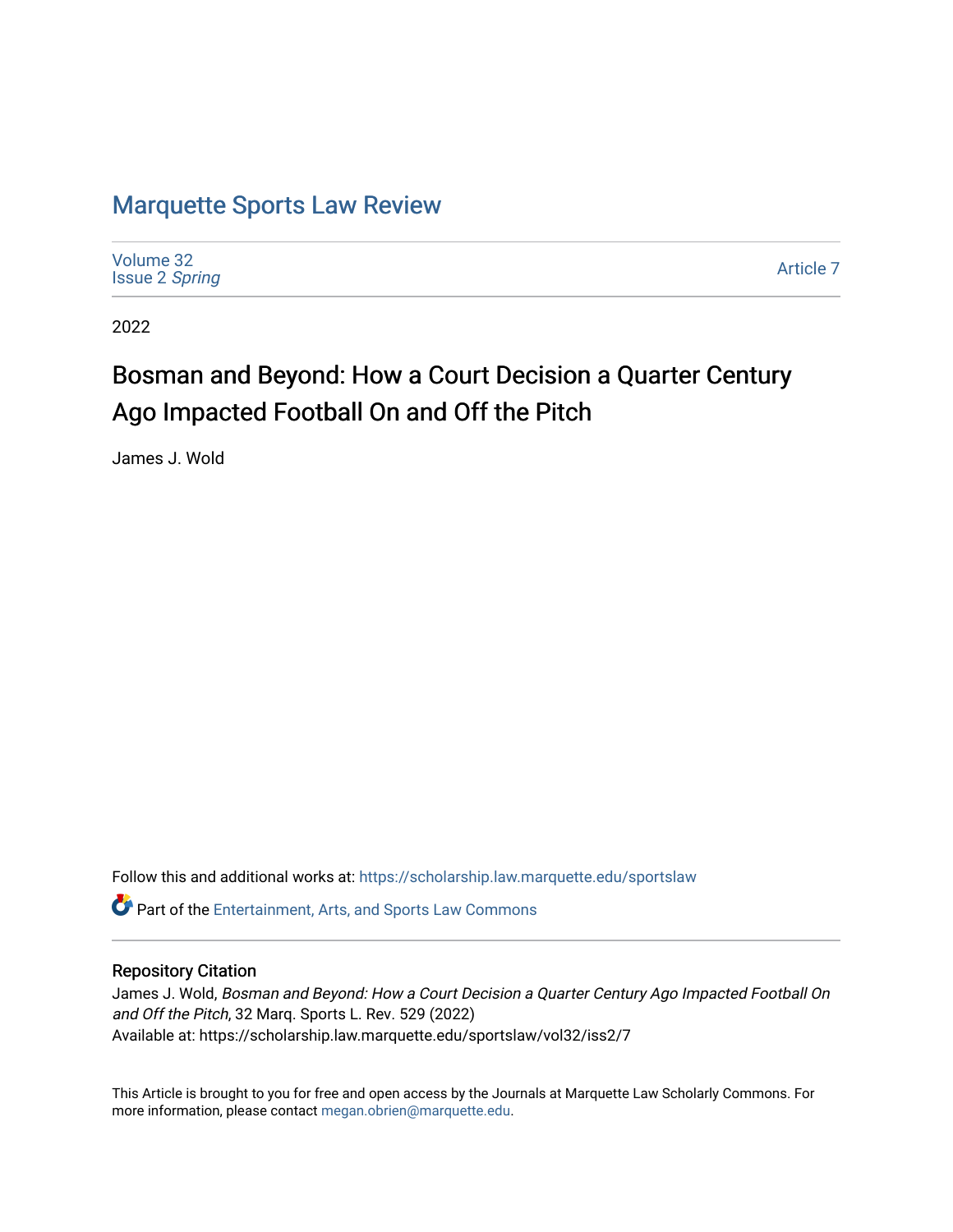# Marquette Sports Law Review

Volume 32
Issue 2 *Spring*

Article 7

2022

## Bosman and Beyond: How a Court Decision a Quarter Century Ago Impacted Football On and Off the Pitch

James J. Wold

Follow this and additional works at: https://scholarship.law.marquette.edu/sportslaw

Part of the Entertainment, Arts, and Sports Law Commons

### Repository Citation

James J. Wold, *Bosman and Beyond: How a Court Decision a Quarter Century Ago Impacted Football On and Off the Pitch*, 32 Marq. Sports L. Rev. 529 (2022)
Available at: https://scholarship.law.marquette.edu/sportslaw/vol32/iss2/7

This Article is brought to you for free and open access by the Journals at Marquette Law Scholarly Commons. For more information, please contact megan.obrien@marquette.edu.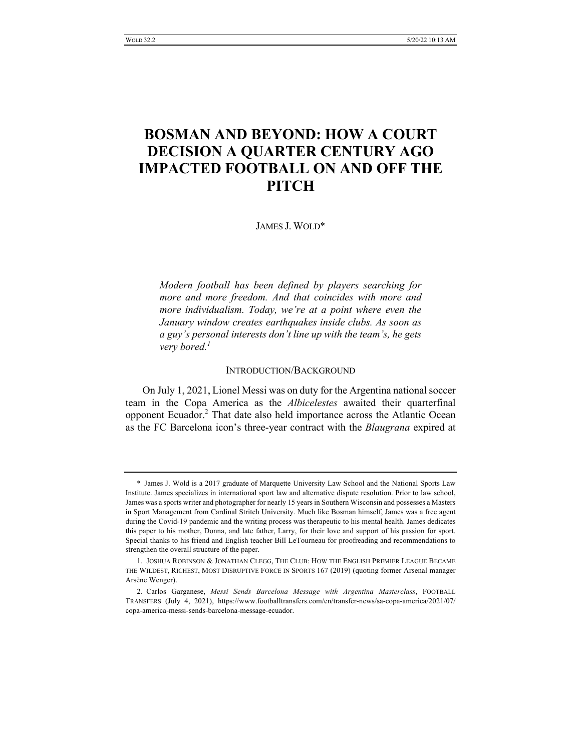# BOSMAN AND BEYOND: HOW A COURT DECISION A QUARTER CENTURY AGO IMPACTED FOOTBALL ON AND OFF THE PITCH

JAMES J. WOLD*

> *Modern football has been defined by players searching for more and more freedom. And that coincides with more and more individualism. Today, we're at a point where even the January window creates earthquakes inside clubs. As soon as a guy's personal interests don't line up with the team's, he gets very bored.*[1]

## INTRODUCTION/BACKGROUND

On July 1, 2021, Lionel Messi was on duty for the Argentina national soccer team in the Copa America as the *Albicelestes* awaited their quarterfinal opponent Ecuador.[2] That date also held importance across the Atlantic Ocean as the FC Barcelona icon's three-year contract with the *Blaugrana* expired at

---

\* James J. Wold is a 2017 graduate of Marquette University Law School and the National Sports Law Institute. James specializes in international sport law and alternative dispute resolution. Prior to law school, James was a sports writer and photographer for nearly 15 years in Southern Wisconsin and possesses a Masters in Sport Management from Cardinal Stritch University. Much like Bosman himself, James was a free agent during the Covid-19 pandemic and the writing process was therapeutic to his mental health. James dedicates this paper to his mother, Donna, and late father, Larry, for their love and support of his passion for sport. Special thanks to his friend and English teacher Bill LeTourneau for proofreading and recommendations to strengthen the overall structure of the paper.

1. JOSHUA ROBINSON & JONATHAN CLEGG, THE CLUB: HOW THE ENGLISH PREMIER LEAGUE BECAME THE WILDEST, RICHEST, MOST DISRUPTIVE FORCE IN SPORTS 167 (2019) (quoting former Arsenal manager Arsène Wenger).

2. Carlos Garganese, *Messi Sends Barcelona Message with Argentina Masterclass*, FOOTBALL TRANSFERS (July 4, 2021), https://www.footballtransfers.com/en/transfer-news/sa-copa-america/2021/07/copa-america-messi-sends-barcelona-message-ecuador.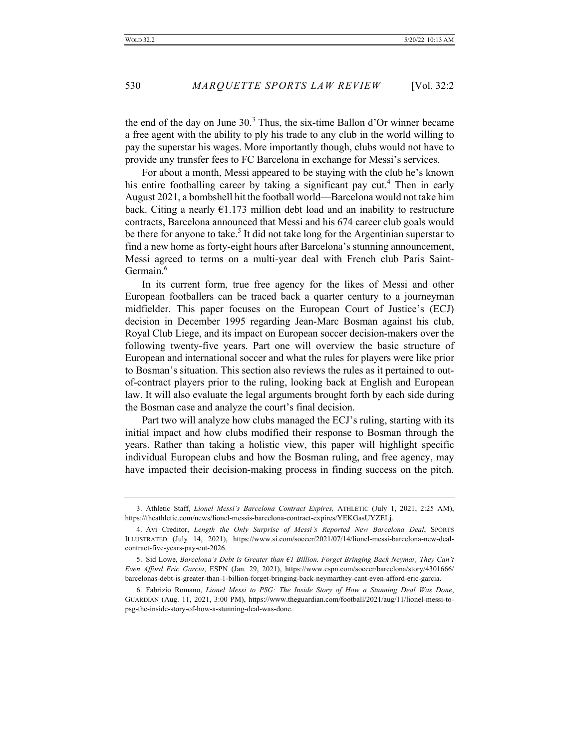the end of the day on June 30.[3] Thus, the six-time Ballon d'Or winner became a free agent with the ability to ply his trade to any club in the world willing to pay the superstar his wages. More importantly though, clubs would not have to provide any transfer fees to FC Barcelona in exchange for Messi's services.

For about a month, Messi appeared to be staying with the club he's known his entire footballing career by taking a significant pay cut.[4] Then in early August 2021, a bombshell hit the football world—Barcelona would not take him back. Citing a nearly €1.173 million debt load and an inability to restructure contracts, Barcelona announced that Messi and his 674 career club goals would be there for anyone to take.[5] It did not take long for the Argentinian superstar to find a new home as forty-eight hours after Barcelona's stunning announcement, Messi agreed to terms on a multi-year deal with French club Paris Saint-Germain.[6]

In its current form, true free agency for the likes of Messi and other European footballers can be traced back a quarter century to a journeyman midfielder. This paper focuses on the European Court of Justice's (ECJ) decision in December 1995 regarding Jean-Marc Bosman against his club, Royal Club Liege, and its impact on European soccer decision-makers over the following twenty-five years. Part one will overview the basic structure of European and international soccer and what the rules for players were like prior to Bosman's situation. This section also reviews the rules as it pertained to out-of-contract players prior to the ruling, looking back at English and European law. It will also evaluate the legal arguments brought forth by each side during the Bosman case and analyze the court's final decision.

Part two will analyze how clubs managed the ECJ's ruling, starting with its initial impact and how clubs modified their response to Bosman through the years. Rather than taking a holistic view, this paper will highlight specific individual European clubs and how the Bosman ruling, and free agency, may have impacted their decision-making process in finding success on the pitch.

---

3. Athletic Staff, *Lionel Messi's Barcelona Contract Expires,* ATHLETIC (July 1, 2021, 2:25 AM), https://theathletic.com/news/lionel-messis-barcelona-contract-expires/YEKGasUYZELj.

4. Avi Creditor, *Length the Only Surprise of Messi's Reported New Barcelona Deal*, SPORTS ILLUSTRATED (July 14, 2021), https://www.si.com/soccer/2021/07/14/lionel-messi-barcelona-new-deal-contract-five-years-pay-cut-2026.

5. Sid Lowe, *Barcelona's Debt is Greater than €1 Billion. Forget Bringing Back Neymar, They Can't Even Afford Eric Garcia*, ESPN (Jan. 29, 2021), https://www.espn.com/soccer/barcelona/story/4301666/barcelonas-debt-is-greater-than-1-billion-forget-bringing-back-neymarthey-cant-even-afford-eric-garcia.

6. Fabrizio Romano, *Lionel Messi to PSG: The Inside Story of How a Stunning Deal Was Done*, GUARDIAN (Aug. 11, 2021, 3:00 PM), https://www.theguardian.com/football/2021/aug/11/lionel-messi-to-psg-the-inside-story-of-how-a-stunning-deal-was-done.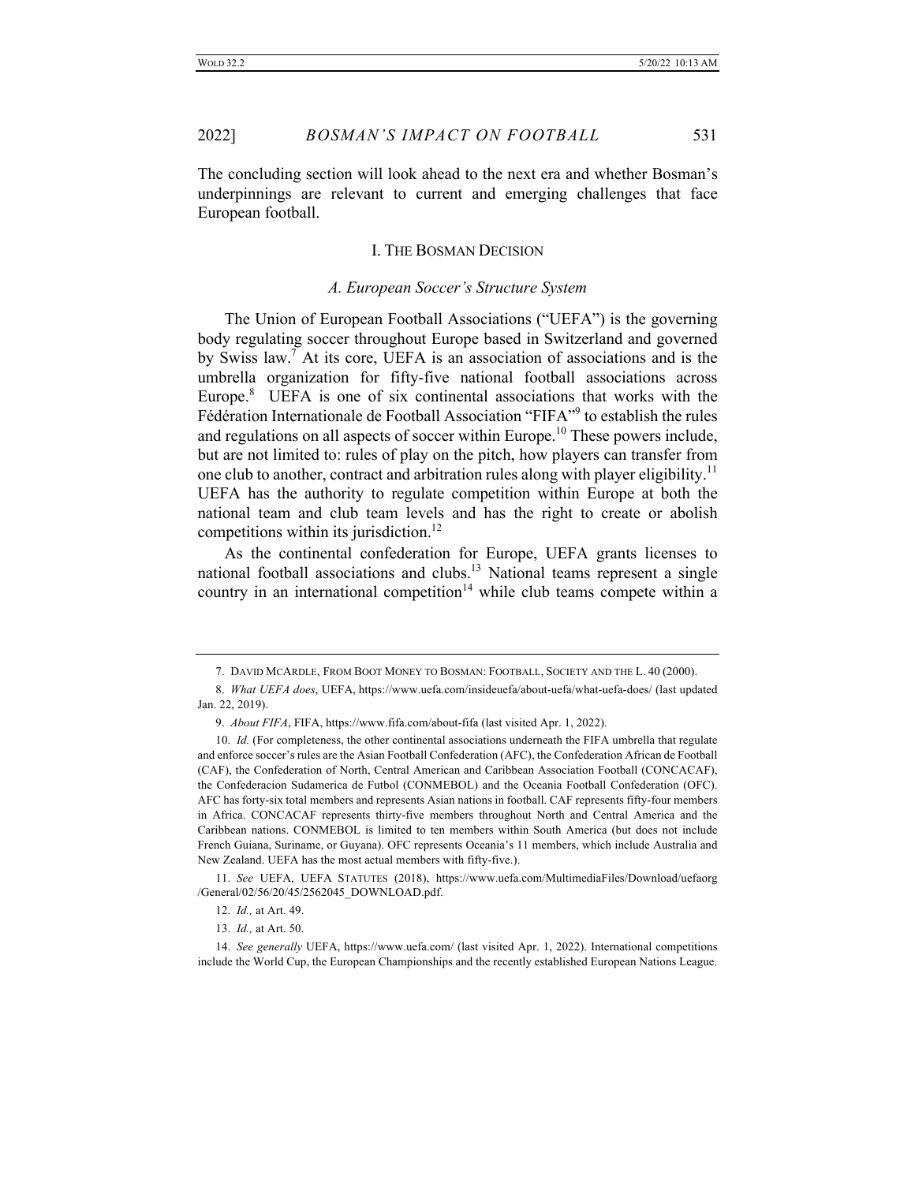The concluding section will look ahead to the next era and whether Bosman's underpinnings are relevant to current and emerging challenges that face European football.

## I. The Bosman Decision

### *A. European Soccer's Structure System*

The Union of European Football Associations ("UEFA") is the governing body regulating soccer throughout Europe based in Switzerland and governed by Swiss law.[7] At its core, UEFA is an association of associations and is the umbrella organization for fifty-five national football associations across Europe.[8] UEFA is one of six continental associations that works with the Fédération Internationale de Football Association "FIFA"[9] to establish the rules and regulations on all aspects of soccer within Europe.[10] These powers include, but are not limited to: rules of play on the pitch, how players can transfer from one club to another, contract and arbitration rules along with player eligibility.[11] UEFA has the authority to regulate competition within Europe at both the national team and club team levels and has the right to create or abolish competitions within its jurisdiction.[12]

As the continental confederation for Europe, UEFA grants licenses to national football associations and clubs.[13] National teams represent a single country in an international competition[14] while club teams compete within a

---

7. David McArdle, From Boot Money to Bosman: Football, Society and the L. 40 (2000).

8. *What UEFA does*, UEFA, https://www.uefa.com/insideuefa/about-uefa/what-uefa-does/ (last updated Jan. 22, 2019).

9. *About FIFA*, FIFA, https://www.fifa.com/about-fifa (last visited Apr. 1, 2022).

10. *Id.* (For completeness, the other continental associations underneath the FIFA umbrella that regulate and enforce soccer's rules are the Asian Football Confederation (AFC), the Confederation African de Football (CAF), the Confederation of North, Central American and Caribbean Association Football (CONCACAF), the Confederacion Sudamerica de Futbol (CONMEBOL) and the Oceania Football Confederation (OFC). AFC has forty-six total members and represents Asian nations in football. CAF represents fifty-four members in Africa. CONCACAF represents thirty-five members throughout North and Central America and the Caribbean nations. CONMEBOL is limited to ten members within South America (but does not include French Guiana, Suriname, or Guyana). OFC represents Oceania's 11 members, which include Australia and New Zealand. UEFA has the most actual members with fifty-five.).

11. *See* UEFA, UEFA Statutes (2018), https://www.uefa.com/MultimediaFiles/Download/uefaorg/General/02/56/20/45/2562045_DOWNLOAD.pdf.

12. *Id.,* at Art. 49.

13. *Id.,* at Art. 50.

14. *See generally* UEFA, https://www.uefa.com/ (last visited Apr. 1, 2022). International competitions include the World Cup, the European Championships and the recently established European Nations League.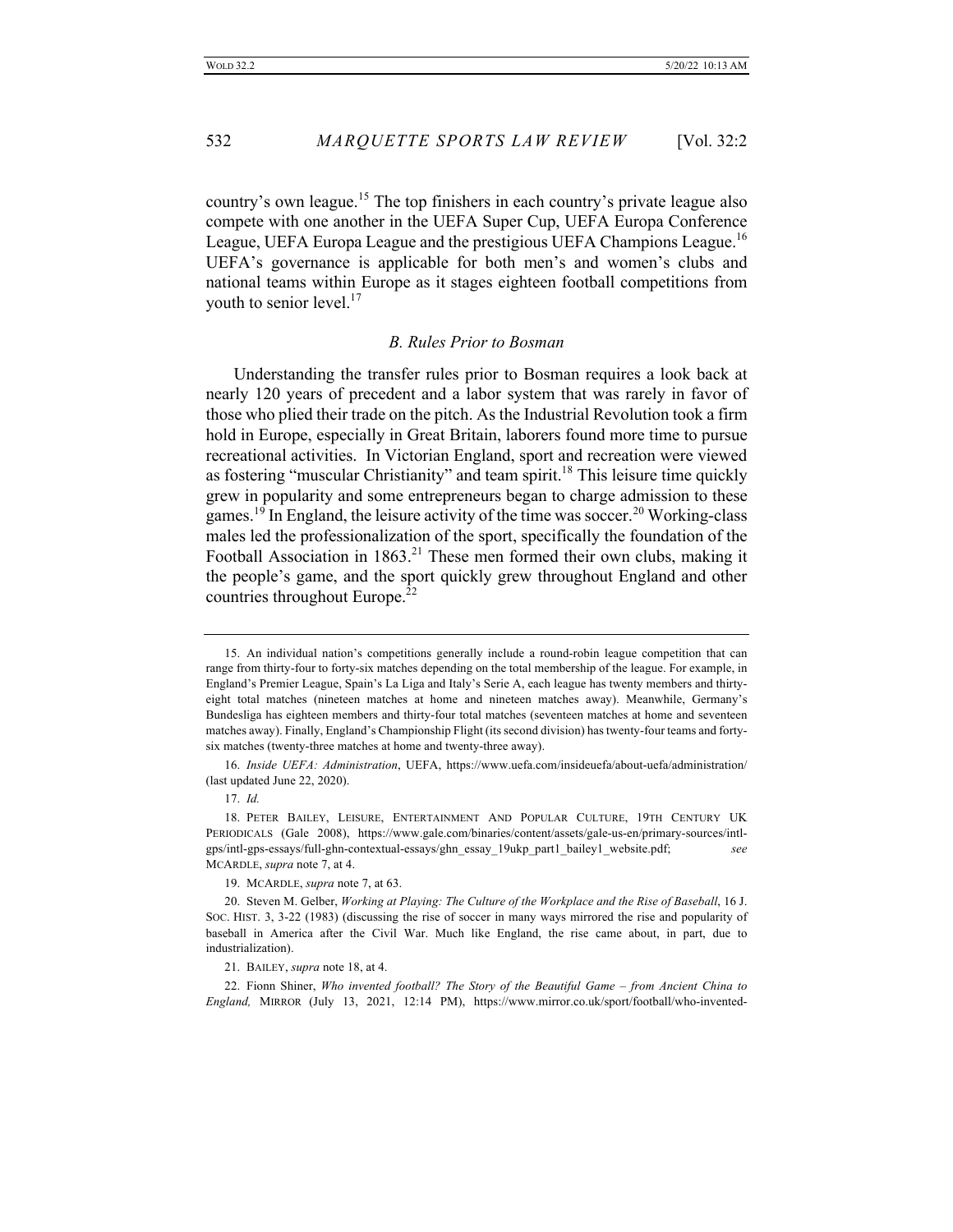country's own league.[15] The top finishers in each country's private league also compete with one another in the UEFA Super Cup, UEFA Europa Conference League, UEFA Europa League and the prestigious UEFA Champions League.[16] UEFA's governance is applicable for both men's and women's clubs and national teams within Europe as it stages eighteen football competitions from youth to senior level.[17]

### *B. Rules Prior to Bosman*

Understanding the transfer rules prior to Bosman requires a look back at nearly 120 years of precedent and a labor system that was rarely in favor of those who plied their trade on the pitch. As the Industrial Revolution took a firm hold in Europe, especially in Great Britain, laborers found more time to pursue recreational activities. In Victorian England, sport and recreation were viewed as fostering "muscular Christianity" and team spirit.[18] This leisure time quickly grew in popularity and some entrepreneurs began to charge admission to these games.[19] In England, the leisure activity of the time was soccer.[20] Working-class males led the professionalization of the sport, specifically the foundation of the Football Association in 1863.[21] These men formed their own clubs, making it the people's game, and the sport quickly grew throughout England and other countries throughout Europe.[22]

---

15. An individual nation's competitions generally include a round-robin league competition that can range from thirty-four to forty-six matches depending on the total membership of the league. For example, in England's Premier League, Spain's La Liga and Italy's Serie A, each league has twenty members and thirty-eight total matches (nineteen matches at home and nineteen matches away). Meanwhile, Germany's Bundesliga has eighteen members and thirty-four total matches (seventeen matches at home and seventeen matches away). Finally, England's Championship Flight (its second division) has twenty-four teams and forty-six matches (twenty-three matches at home and twenty-three away).

16. *Inside UEFA: Administration*, UEFA, https://www.uefa.com/insideuefa/about-uefa/administration/ (last updated June 22, 2020).

17. *Id.*

18. PETER BAILEY, LEISURE, ENTERTAINMENT AND POPULAR CULTURE, 19TH CENTURY UK PERIODICALS (Gale 2008), https://www.gale.com/binaries/content/assets/gale-us-en/primary-sources/intl-gps/intl-gps-essays/full-ghn-contextual-essays/ghn_essay_19ukp_part1_bailey1_website.pdf; *see* MCARDLE, *supra* note 7, at 4.

19. MCARDLE, *supra* note 7, at 63.

20. Steven M. Gelber, *Working at Playing: The Culture of the Workplace and the Rise of Baseball*, 16 J. SOC. HIST. 3, 3-22 (1983) (discussing the rise of soccer in many ways mirrored the rise and popularity of baseball in America after the Civil War. Much like England, the rise came about, in part, due to industrialization).

21. BAILEY, *supra* note 18, at 4.

22. Fionn Shiner, *Who invented football? The Story of the Beautiful Game – from Ancient China to England,* MIRROR (July 13, 2021, 12:14 PM), https://www.mirror.co.uk/sport/football/who-invented-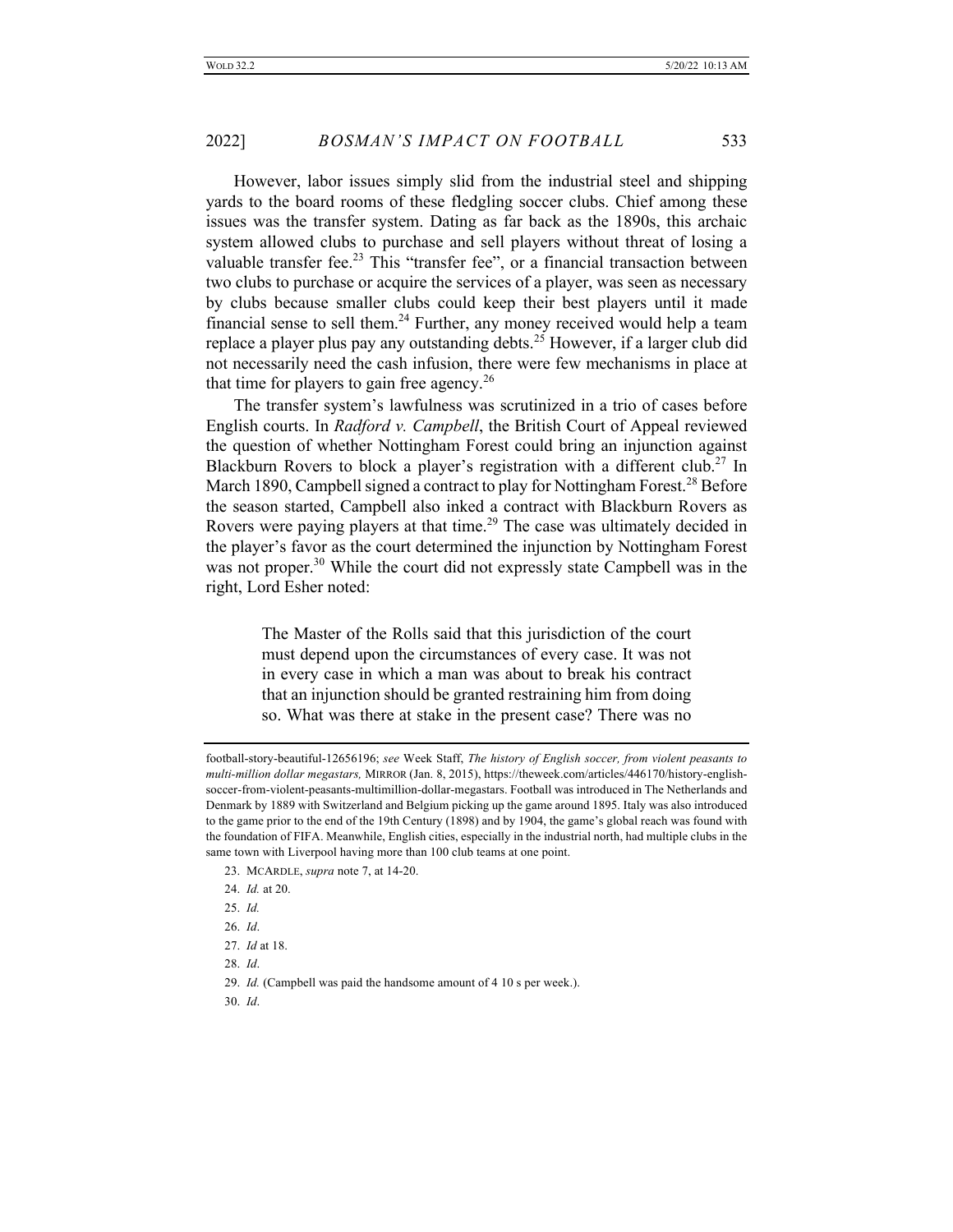However, labor issues simply slid from the industrial steel and shipping yards to the board rooms of these fledgling soccer clubs. Chief among these issues was the transfer system. Dating as far back as the 1890s, this archaic system allowed clubs to purchase and sell players without threat of losing a valuable transfer fee.[23] This "transfer fee", or a financial transaction between two clubs to purchase or acquire the services of a player, was seen as necessary by clubs because smaller clubs could keep their best players until it made financial sense to sell them.[24] Further, any money received would help a team replace a player plus pay any outstanding debts.[25] However, if a larger club did not necessarily need the cash infusion, there were few mechanisms in place at that time for players to gain free agency.[26]

The transfer system's lawfulness was scrutinized in a trio of cases before English courts. In *Radford v. Campbell*, the British Court of Appeal reviewed the question of whether Nottingham Forest could bring an injunction against Blackburn Rovers to block a player's registration with a different club.[27] In March 1890, Campbell signed a contract to play for Nottingham Forest.[28] Before the season started, Campbell also inked a contract with Blackburn Rovers as Rovers were paying players at that time.[29] The case was ultimately decided in the player's favor as the court determined the injunction by Nottingham Forest was not proper.[30] While the court did not expressly state Campbell was in the right, Lord Esher noted:

> The Master of the Rolls said that this jurisdiction of the court must depend upon the circumstances of every case. It was not in every case in which a man was about to break his contract that an injunction should be granted restraining him from doing so. What was there at stake in the present case? There was no

---

football-story-beautiful-12656196; *see* Week Staff, *The history of English soccer, from violent peasants to multi-million dollar megastars,* MIRROR (Jan. 8, 2015), https://theweek.com/articles/446170/history-english-soccer-from-violent-peasants-multimillion-dollar-megastars. Football was introduced in The Netherlands and Denmark by 1889 with Switzerland and Belgium picking up the game around 1895. Italy was also introduced to the game prior to the end of the 19th Century (1898) and by 1904, the game's global reach was found with the foundation of FIFA. Meanwhile, English cities, especially in the industrial north, had multiple clubs in the same town with Liverpool having more than 100 club teams at one point.

23. MCARDLE, *supra* note 7, at 14-20.

24. *Id.* at 20.

25. *Id.*

26. *Id*.

27. *Id* at 18.

28. *Id*.

29. *Id.* (Campbell was paid the handsome amount of 4 10 s per week.).

30. *Id*.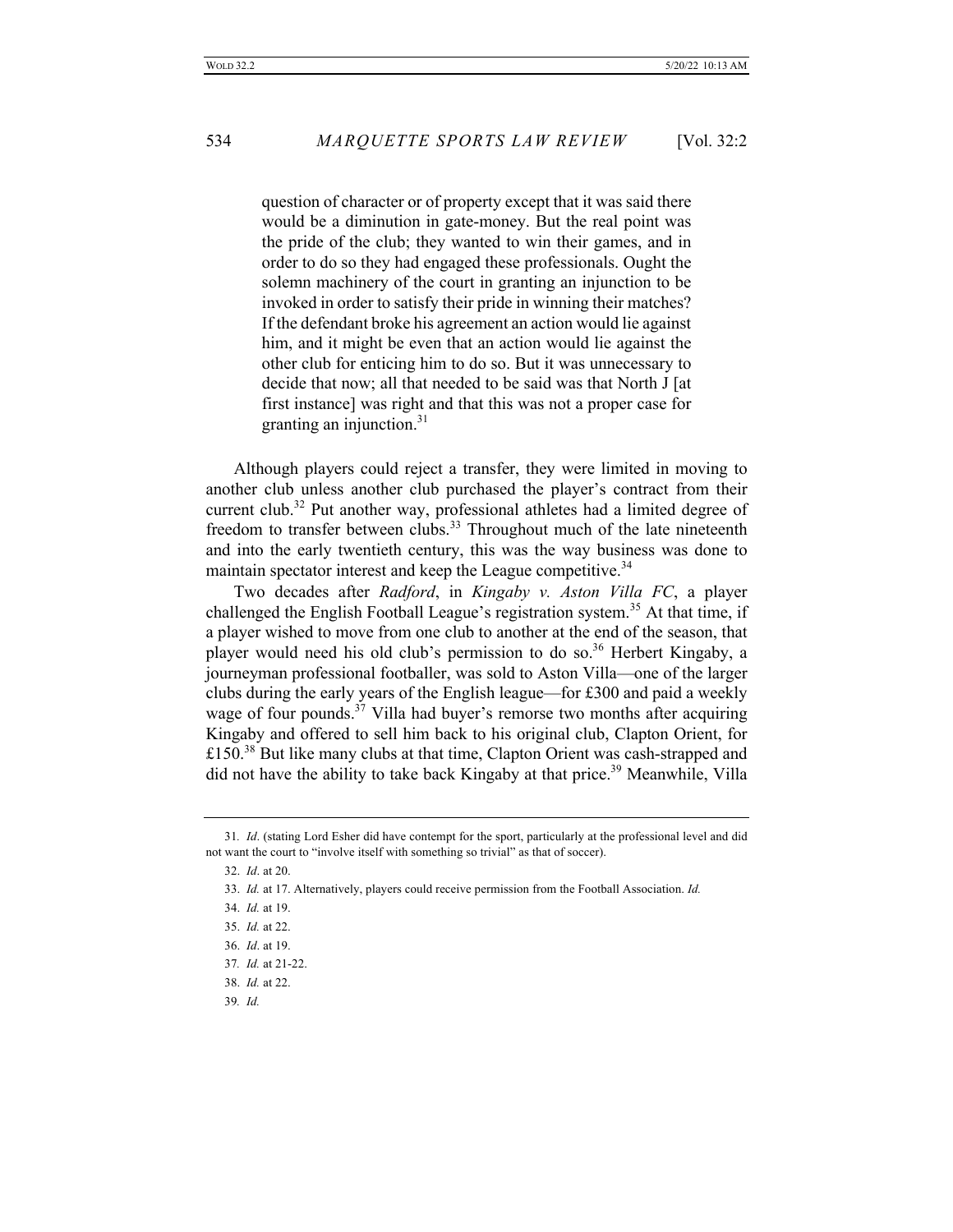> question of character or of property except that it was said there would be a diminution in gate-money. But the real point was the pride of the club; they wanted to win their games, and in order to do so they had engaged these professionals. Ought the solemn machinery of the court in granting an injunction to be invoked in order to satisfy their pride in winning their matches? If the defendant broke his agreement an action would lie against him, and it might be even that an action would lie against the other club for enticing him to do so. But it was unnecessary to decide that now; all that needed to be said was that North J [at first instance] was right and that this was not a proper case for granting an injunction.[31]

Although players could reject a transfer, they were limited in moving to another club unless another club purchased the player's contract from their current club.[32] Put another way, professional athletes had a limited degree of freedom to transfer between clubs.[33] Throughout much of the late nineteenth and into the early twentieth century, this was the way business was done to maintain spectator interest and keep the League competitive.[34]

Two decades after *Radford*, in *Kingaby v. Aston Villa FC*, a player challenged the English Football League's registration system.[35] At that time, if a player wished to move from one club to another at the end of the season, that player would need his old club's permission to do so.[36] Herbert Kingaby, a journeyman professional footballer, was sold to Aston Villa—one of the larger clubs during the early years of the English league—for £300 and paid a weekly wage of four pounds.[37] Villa had buyer's remorse two months after acquiring Kingaby and offered to sell him back to his original club, Clapton Orient, for £150.[38] But like many clubs at that time, Clapton Orient was cash-strapped and did not have the ability to take back Kingaby at that price.[39] Meanwhile, Villa

---

31. *Id*. (stating Lord Esher did have contempt for the sport, particularly at the professional level and did not want the court to "involve itself with something so trivial" as that of soccer).

32. *Id*. at 20.

33. *Id.* at 17. Alternatively, players could receive permission from the Football Association. *Id.*

34. *Id.* at 19.

35. *Id.* at 22.

36. *Id*. at 19.

37. *Id.* at 21-22.

38. *Id.* at 22.

39. *Id.*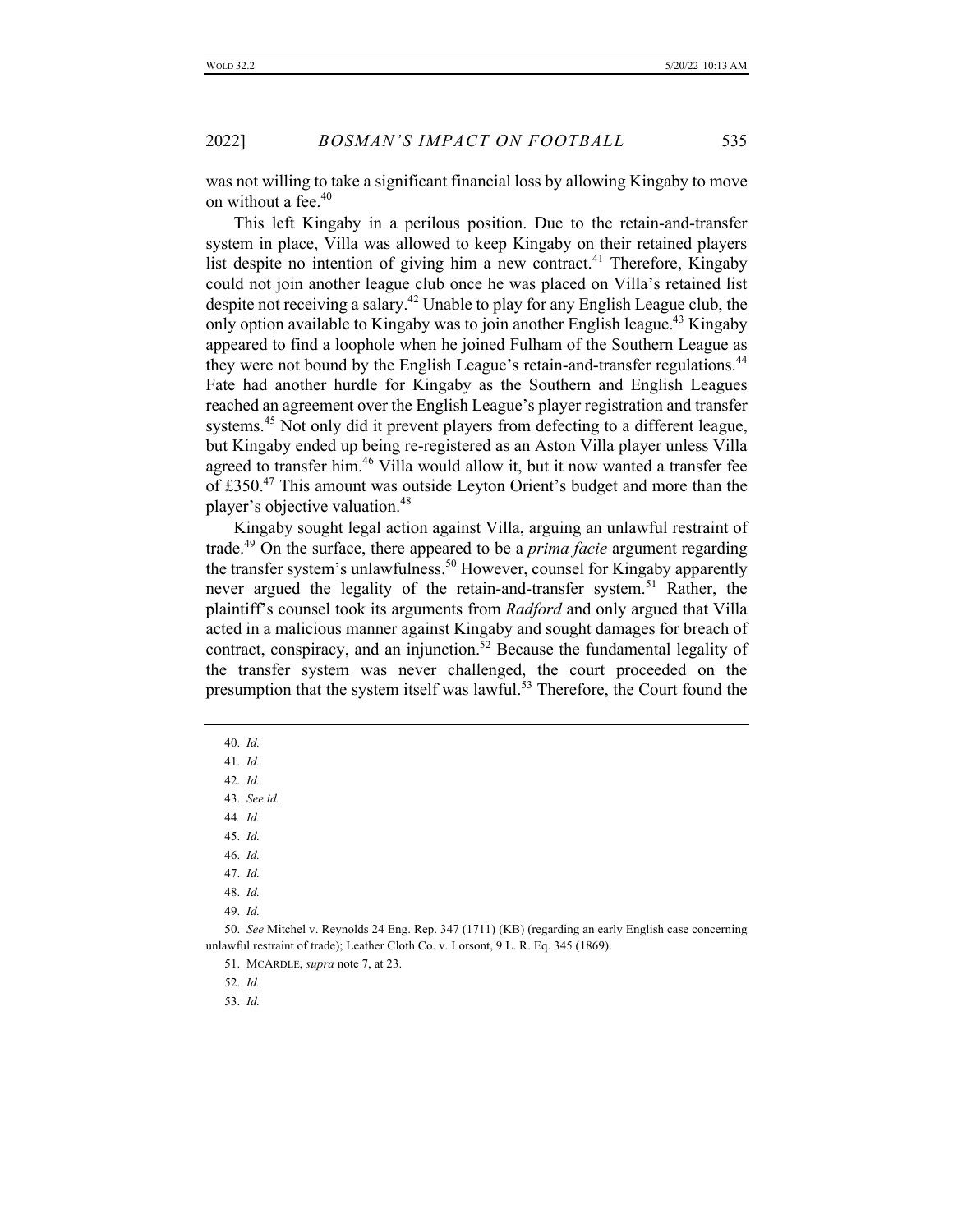was not willing to take a significant financial loss by allowing Kingaby to move on without a fee.[40]

This left Kingaby in a perilous position. Due to the retain-and-transfer system in place, Villa was allowed to keep Kingaby on their retained players list despite no intention of giving him a new contract.[41] Therefore, Kingaby could not join another league club once he was placed on Villa's retained list despite not receiving a salary.[42] Unable to play for any English League club, the only option available to Kingaby was to join another English league.[43] Kingaby appeared to find a loophole when he joined Fulham of the Southern League as they were not bound by the English League's retain-and-transfer regulations.[44] Fate had another hurdle for Kingaby as the Southern and English Leagues reached an agreement over the English League's player registration and transfer systems.[45] Not only did it prevent players from defecting to a different league, but Kingaby ended up being re-registered as an Aston Villa player unless Villa agreed to transfer him.[46] Villa would allow it, but it now wanted a transfer fee of £350.[47] This amount was outside Leyton Orient's budget and more than the player's objective valuation.[48]

Kingaby sought legal action against Villa, arguing an unlawful restraint of trade.[49] On the surface, there appeared to be a *prima facie* argument regarding the transfer system's unlawfulness.[50] However, counsel for Kingaby apparently never argued the legality of the retain-and-transfer system.[51] Rather, the plaintiff's counsel took its arguments from *Radford* and only argued that Villa acted in a malicious manner against Kingaby and sought damages for breach of contract, conspiracy, and an injunction.[52] Because the fundamental legality of the transfer system was never challenged, the court proceeded on the presumption that the system itself was lawful.[53] Therefore, the Court found the

---

40. *Id.*

41. *Id.*

42. *Id.*

43. *See id.*

44. *Id.*

45. *Id.*

46. *Id.*

47. *Id.*

48. *Id.*

49. *Id.*

50. *See* Mitchel v. Reynolds 24 Eng. Rep. 347 (1711) (KB) (regarding an early English case concerning unlawful restraint of trade); Leather Cloth Co. v. Lorsont, 9 L. R. Eq. 345 (1869).

51. McArdle, *supra* note 7, at 23.

52. *Id.*

53. *Id.*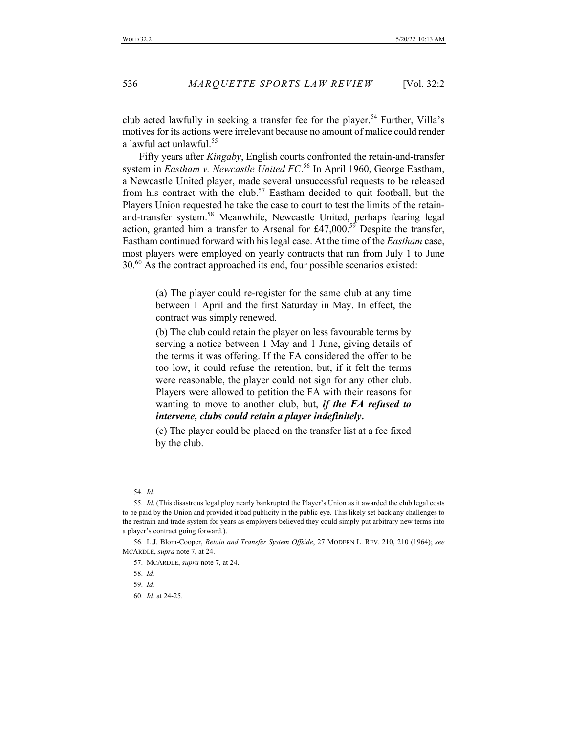club acted lawfully in seeking a transfer fee for the player.[54] Further, Villa's motives for its actions were irrelevant because no amount of malice could render a lawful act unlawful.[55]

Fifty years after *Kingaby*, English courts confronted the retain-and-transfer system in *Eastham v. Newcastle United FC*.[56] In April 1960, George Eastham, a Newcastle United player, made several unsuccessful requests to be released from his contract with the club.[57] Eastham decided to quit football, but the Players Union requested he take the case to court to test the limits of the retain-and-transfer system.[58] Meanwhile, Newcastle United, perhaps fearing legal action, granted him a transfer to Arsenal for £47,000.[59] Despite the transfer, Eastham continued forward with his legal case. At the time of the *Eastham* case, most players were employed on yearly contracts that ran from July 1 to June 30.[60] As the contract approached its end, four possible scenarios existed:

> (a) The player could re-register for the same club at any time between 1 April and the first Saturday in May. In effect, the contract was simply renewed.
>
> (b) The club could retain the player on less favourable terms by serving a notice between 1 May and 1 June, giving details of the terms it was offering. If the FA considered the offer to be too low, it could refuse the retention, but, if it felt the terms were reasonable, the player could not sign for any other club. Players were allowed to petition the FA with their reasons for wanting to move to another club, but, ***if the FA refused to intervene, clubs could retain a player indefinitely*.**
>
> (c) The player could be placed on the transfer list at a fee fixed by the club.

---

54. *Id.*

55. *Id*. (This disastrous legal ploy nearly bankrupted the Player's Union as it awarded the club legal costs to be paid by the Union and provided it bad publicity in the public eye. This likely set back any challenges to the restrain and trade system for years as employers believed they could simply put arbitrary new terms into a player's contract going forward.).

56. L.J. Blom-Cooper, *Retain and Transfer System Offside*, 27 MODERN L. REV. 210, 210 (1964); *see* MCARDLE, *supra* note 7, at 24.

57. MCARDLE, *supra* note 7, at 24.

58. *Id.*

59. *Id.*

60. *Id.* at 24-25.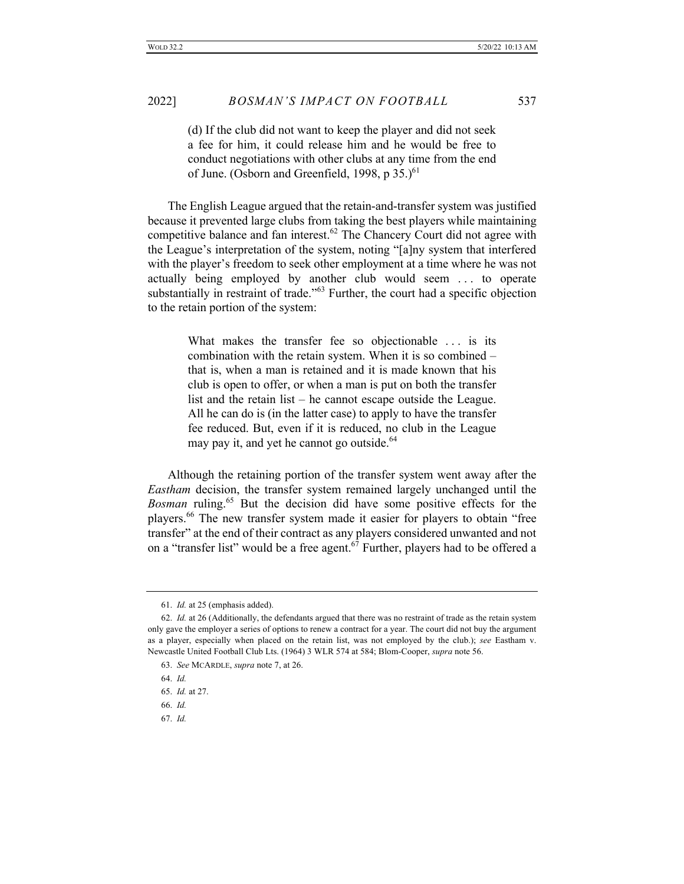> (d) If the club did not want to keep the player and did not seek a fee for him, it could release him and he would be free to conduct negotiations with other clubs at any time from the end of June. (Osborn and Greenfield, 1998, p 35.)[61]

The English League argued that the retain-and-transfer system was justified because it prevented large clubs from taking the best players while maintaining competitive balance and fan interest.[62] The Chancery Court did not agree with the League's interpretation of the system, noting "[a]ny system that interfered with the player's freedom to seek other employment at a time where he was not actually being employed by another club would seem . . . to operate substantially in restraint of trade."[63] Further, the court had a specific objection to the retain portion of the system:

> What makes the transfer fee so objectionable . . . is its combination with the retain system. When it is so combined – that is, when a man is retained and it is made known that his club is open to offer, or when a man is put on both the transfer list and the retain list – he cannot escape outside the League. All he can do is (in the latter case) to apply to have the transfer fee reduced. But, even if it is reduced, no club in the League may pay it, and yet he cannot go outside.[64]

Although the retaining portion of the transfer system went away after the *Eastham* decision, the transfer system remained largely unchanged until the *Bosman* ruling.[65] But the decision did have some positive effects for the players.[66] The new transfer system made it easier for players to obtain "free transfer" at the end of their contract as any players considered unwanted and not on a "transfer list" would be a free agent.[67] Further, players had to be offered a

---

61. *Id.* at 25 (emphasis added).

62. *Id.* at 26 (Additionally, the defendants argued that there was no restraint of trade as the retain system only gave the employer a series of options to renew a contract for a year. The court did not buy the argument as a player, especially when placed on the retain list, was not employed by the club.); *see* Eastham v. Newcastle United Football Club Lts. (1964) 3 WLR 574 at 584; Blom-Cooper, *supra* note 56.

63. *See* MCARDLE, *supra* note 7, at 26.

64. *Id.*

65. *Id.* at 27.

66. *Id.*

67. *Id.*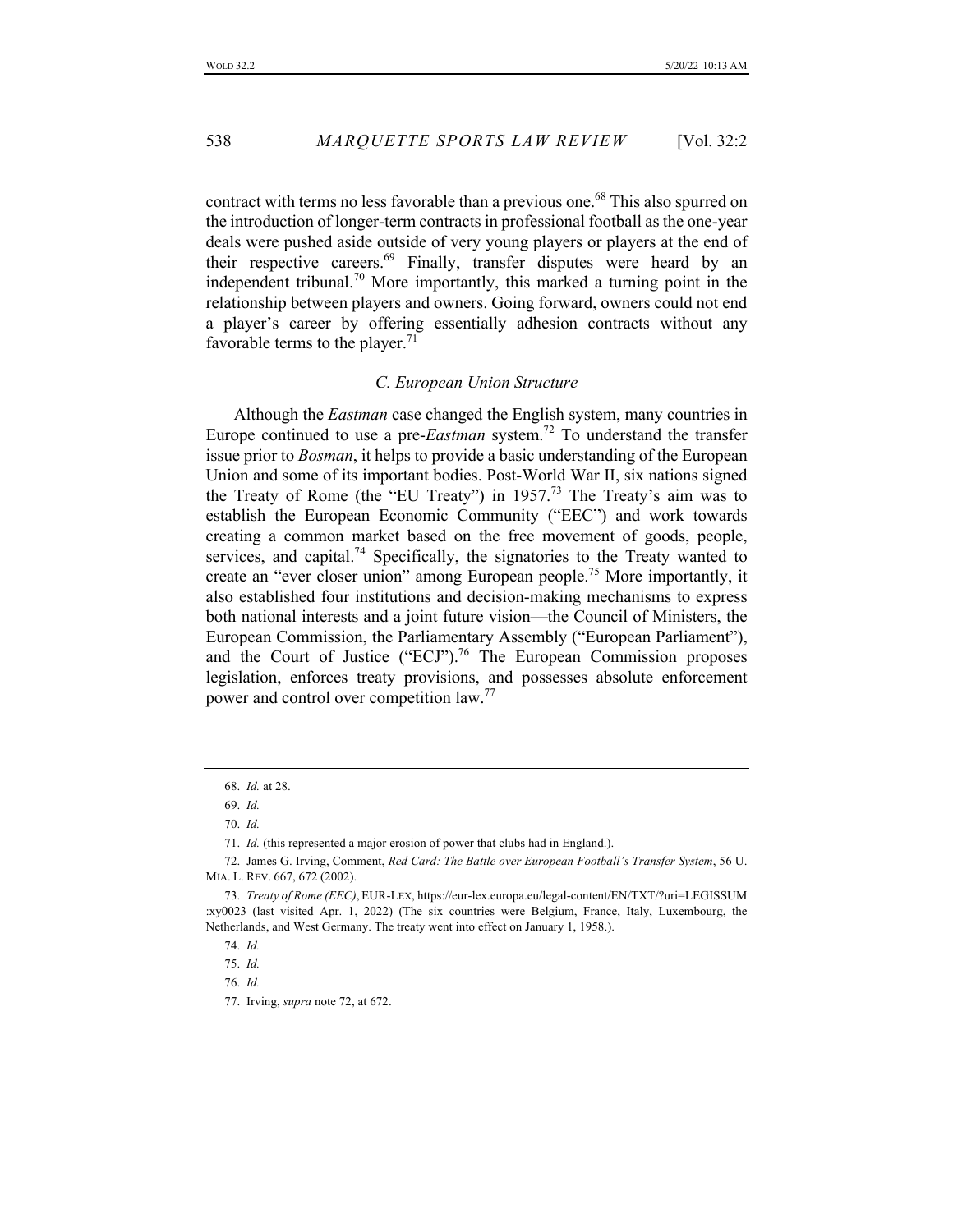contract with terms no less favorable than a previous one.[68] This also spurred on the introduction of longer-term contracts in professional football as the one-year deals were pushed aside outside of very young players or players at the end of their respective careers.[69] Finally, transfer disputes were heard by an independent tribunal.[70] More importantly, this marked a turning point in the relationship between players and owners. Going forward, owners could not end a player's career by offering essentially adhesion contracts without any favorable terms to the player.[71]

### *C. European Union Structure*

Although the *Eastman* case changed the English system, many countries in Europe continued to use a pre-*Eastman* system.[72] To understand the transfer issue prior to *Bosman*, it helps to provide a basic understanding of the European Union and some of its important bodies. Post-World War II, six nations signed the Treaty of Rome (the "EU Treaty") in 1957.[73] The Treaty's aim was to establish the European Economic Community ("EEC") and work towards creating a common market based on the free movement of goods, people, services, and capital.[74] Specifically, the signatories to the Treaty wanted to create an "ever closer union" among European people.[75] More importantly, it also established four institutions and decision-making mechanisms to express both national interests and a joint future vision—the Council of Ministers, the European Commission, the Parliamentary Assembly ("European Parliament"), and the Court of Justice ("ECJ").[76] The European Commission proposes legislation, enforces treaty provisions, and possesses absolute enforcement power and control over competition law.[77]

---

68. *Id.* at 28.

69. *Id.*

70. *Id.*

71. *Id.* (this represented a major erosion of power that clubs had in England.).

72. James G. Irving, Comment, *Red Card: The Battle over European Football's Transfer System*, 56 U. MIA. L. REV. 667, 672 (2002).

73. *Treaty of Rome (EEC)*, EUR-LEX, https://eur-lex.europa.eu/legal-content/EN/TXT/?uri=LEGISSUM:xy0023 (last visited Apr. 1, 2022) (The six countries were Belgium, France, Italy, Luxembourg, the Netherlands, and West Germany. The treaty went into effect on January 1, 1958.).

74. *Id.*

75. *Id.*

76. *Id.*

77. Irving, *supra* note 72, at 672.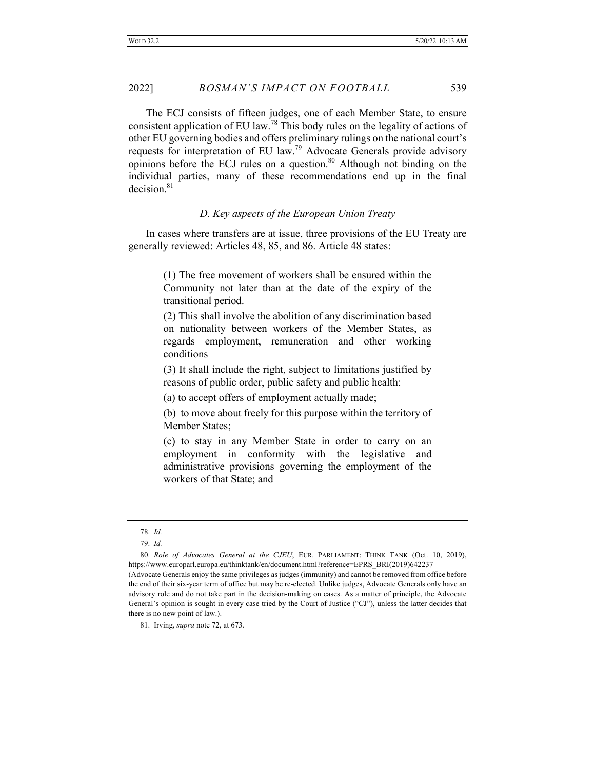The ECJ consists of fifteen judges, one of each Member State, to ensure consistent application of EU law.[78] This body rules on the legality of actions of other EU governing bodies and offers preliminary rulings on the national court's requests for interpretation of EU law.[79] Advocate Generals provide advisory opinions before the ECJ rules on a question.[80] Although not binding on the individual parties, many of these recommendations end up in the final decision.[81]

### *D. Key aspects of the European Union Treaty*

In cases where transfers are at issue, three provisions of the EU Treaty are generally reviewed: Articles 48, 85, and 86. Article 48 states:

> (1) The free movement of workers shall be ensured within the Community not later than at the date of the expiry of the transitional period.
>
> (2) This shall involve the abolition of any discrimination based on nationality between workers of the Member States, as regards employment, remuneration and other working conditions
>
> (3) It shall include the right, subject to limitations justified by reasons of public order, public safety and public health:
>
> (a) to accept offers of employment actually made;
>
> (b) to move about freely for this purpose within the territory of Member States;
>
> (c) to stay in any Member State in order to carry on an employment in conformity with the legislative and administrative provisions governing the employment of the workers of that State; and

---

78. *Id.*

79. *Id.*

80. *Role of Advocates General at the CJEU*, EUR. PARLIAMENT: THINK TANK (Oct. 10, 2019), https://www.europarl.europa.eu/thinktank/en/document.html?reference=EPRS_BRI(2019)642237 (Advocate Generals enjoy the same privileges as judges (immunity) and cannot be removed from office before the end of their six-year term of office but may be re-elected. Unlike judges, Advocate Generals only have an advisory role and do not take part in the decision-making on cases. As a matter of principle, the Advocate General's opinion is sought in every case tried by the Court of Justice ("CJ"), unless the latter decides that there is no new point of law.).

81. Irving, *supra* note 72, at 673.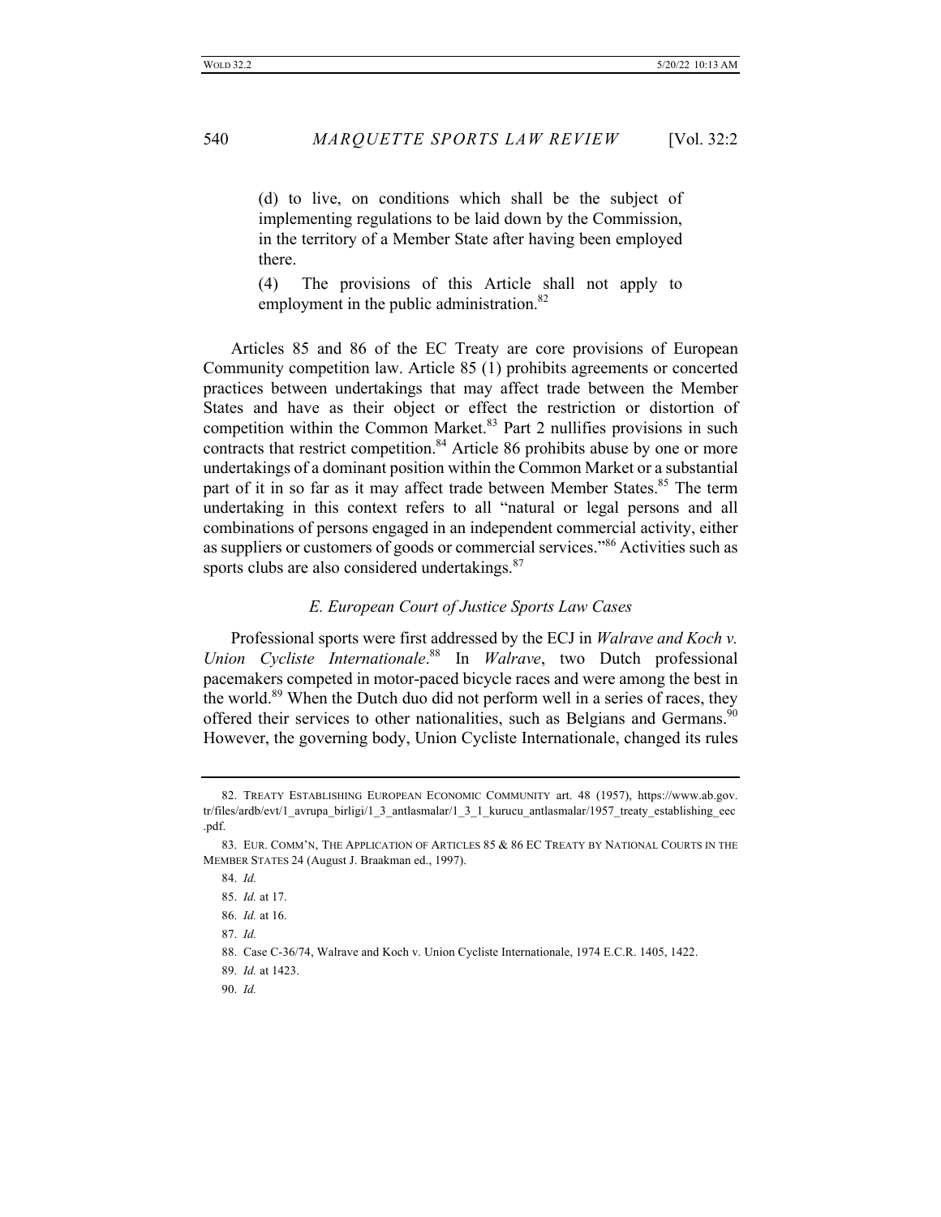> (d) to live, on conditions which shall be the subject of implementing regulations to be laid down by the Commission, in the territory of a Member State after having been employed there.
>
> (4) The provisions of this Article shall not apply to employment in the public administration.[82]

Articles 85 and 86 of the EC Treaty are core provisions of European Community competition law. Article 85 (1) prohibits agreements or concerted practices between undertakings that may affect trade between the Member States and have as their object or effect the restriction or distortion of competition within the Common Market.[83] Part 2 nullifies provisions in such contracts that restrict competition.[84] Article 86 prohibits abuse by one or more undertakings of a dominant position within the Common Market or a substantial part of it in so far as it may affect trade between Member States.[85] The term undertaking in this context refers to all "natural or legal persons and all combinations of persons engaged in an independent commercial activity, either as suppliers or customers of goods or commercial services."[86] Activities such as sports clubs are also considered undertakings.[87]

### *E. European Court of Justice Sports Law Cases*

Professional sports were first addressed by the ECJ in *Walrave and Koch v. Union Cycliste Internationale*.[88] In *Walrave*, two Dutch professional pacemakers competed in motor-paced bicycle races and were among the best in the world.[89] When the Dutch duo did not perform well in a series of races, they offered their services to other nationalities, such as Belgians and Germans.[90] However, the governing body, Union Cycliste Internationale, changed its rules

---

82. TREATY ESTABLISHING EUROPEAN ECONOMIC COMMUNITY art. 48 (1957), https://www.ab.gov.tr/files/ardb/evt/1_avrupa_birligi/1_3_antlasmalar/1_3_1_kurucu_antlasmalar/1957_treaty_establishing_eec.pdf.

83. EUR. COMM'N, THE APPLICATION OF ARTICLES 85 & 86 EC TREATY BY NATIONAL COURTS IN THE MEMBER STATES 24 (August J. Braakman ed., 1997).

84. *Id.*

85. *Id.* at 17.

86. *Id.* at 16.

87. *Id.*

88. Case C-36/74, Walrave and Koch v. Union Cycliste Internationale, 1974 E.C.R. 1405, 1422.

89. *Id.* at 1423.

90. *Id.*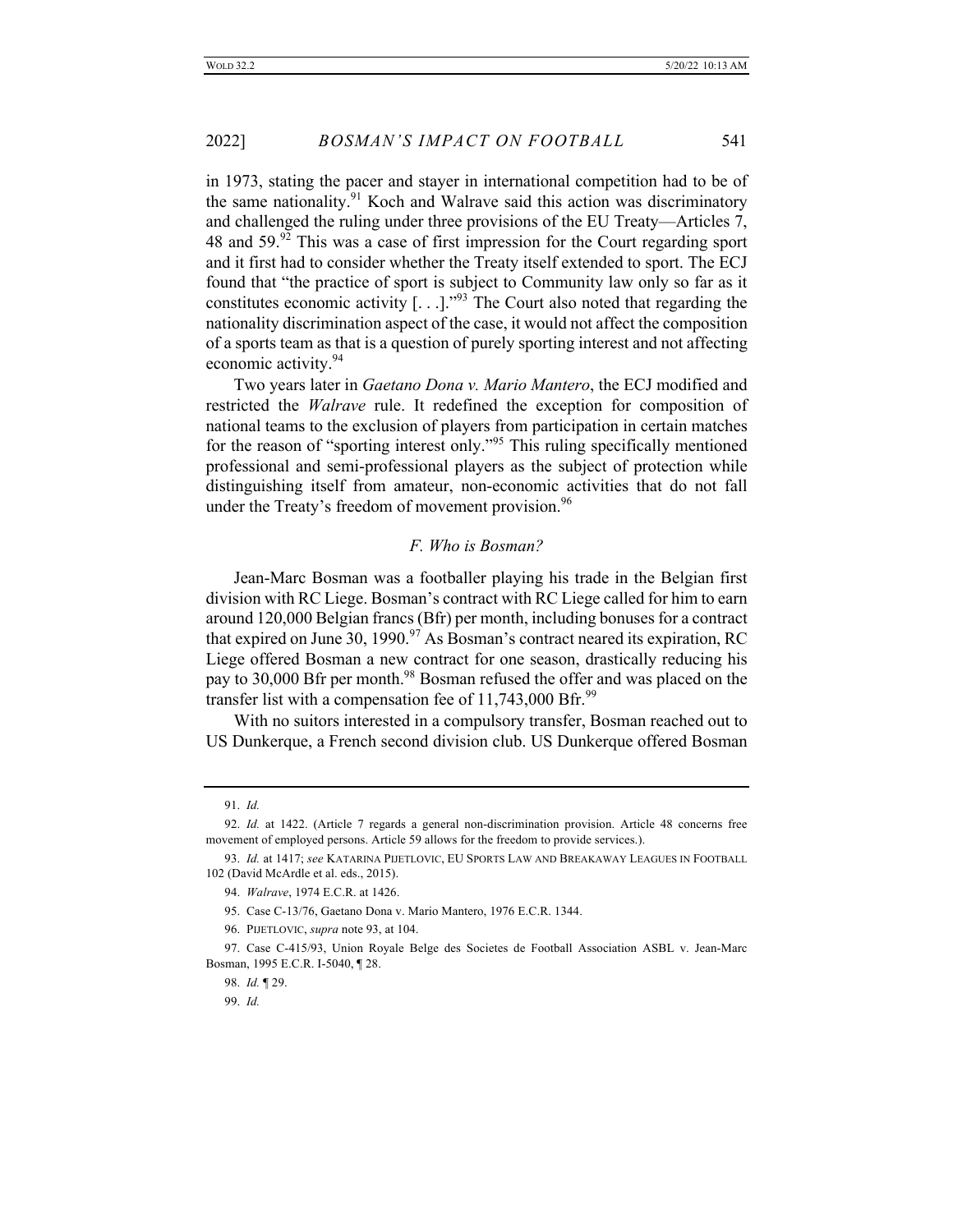in 1973, stating the pacer and stayer in international competition had to be of the same nationality.[91] Koch and Walrave said this action was discriminatory and challenged the ruling under three provisions of the EU Treaty—Articles 7, 48 and 59.[92] This was a case of first impression for the Court regarding sport and it first had to consider whether the Treaty itself extended to sport. The ECJ found that "the practice of sport is subject to Community law only so far as it constitutes economic activity [. . .]."[93] The Court also noted that regarding the nationality discrimination aspect of the case, it would not affect the composition of a sports team as that is a question of purely sporting interest and not affecting economic activity.[94]

Two years later in *Gaetano Dona v. Mario Mantero*, the ECJ modified and restricted the *Walrave* rule. It redefined the exception for composition of national teams to the exclusion of players from participation in certain matches for the reason of "sporting interest only."[95] This ruling specifically mentioned professional and semi-professional players as the subject of protection while distinguishing itself from amateur, non-economic activities that do not fall under the Treaty's freedom of movement provision.[96]

### *F. Who is Bosman?*

Jean-Marc Bosman was a footballer playing his trade in the Belgian first division with RC Liege. Bosman's contract with RC Liege called for him to earn around 120,000 Belgian francs (Bfr) per month, including bonuses for a contract that expired on June 30, 1990.[97] As Bosman's contract neared its expiration, RC Liege offered Bosman a new contract for one season, drastically reducing his pay to 30,000 Bfr per month.[98] Bosman refused the offer and was placed on the transfer list with a compensation fee of 11,743,000 Bfr.[99]

With no suitors interested in a compulsory transfer, Bosman reached out to US Dunkerque, a French second division club. US Dunkerque offered Bosman

---

91. *Id.*

92. *Id.* at 1422. (Article 7 regards a general non-discrimination provision. Article 48 concerns free movement of employed persons. Article 59 allows for the freedom to provide services.).

93. *Id.* at 1417; *see* KATARINA PIJETLOVIC, EU SPORTS LAW AND BREAKAWAY LEAGUES IN FOOTBALL 102 (David McArdle et al. eds., 2015).

94. *Walrave*, 1974 E.C.R. at 1426.

95. Case C-13/76, Gaetano Dona v. Mario Mantero, 1976 E.C.R. 1344.

96. PIJETLOVIC, *supra* note 93, at 104.

97. Case C-415/93, Union Royale Belge des Societes de Football Association ASBL v. Jean-Marc Bosman, 1995 E.C.R. I-5040, ¶ 28.

98. *Id.* ¶ 29.

99. *Id.*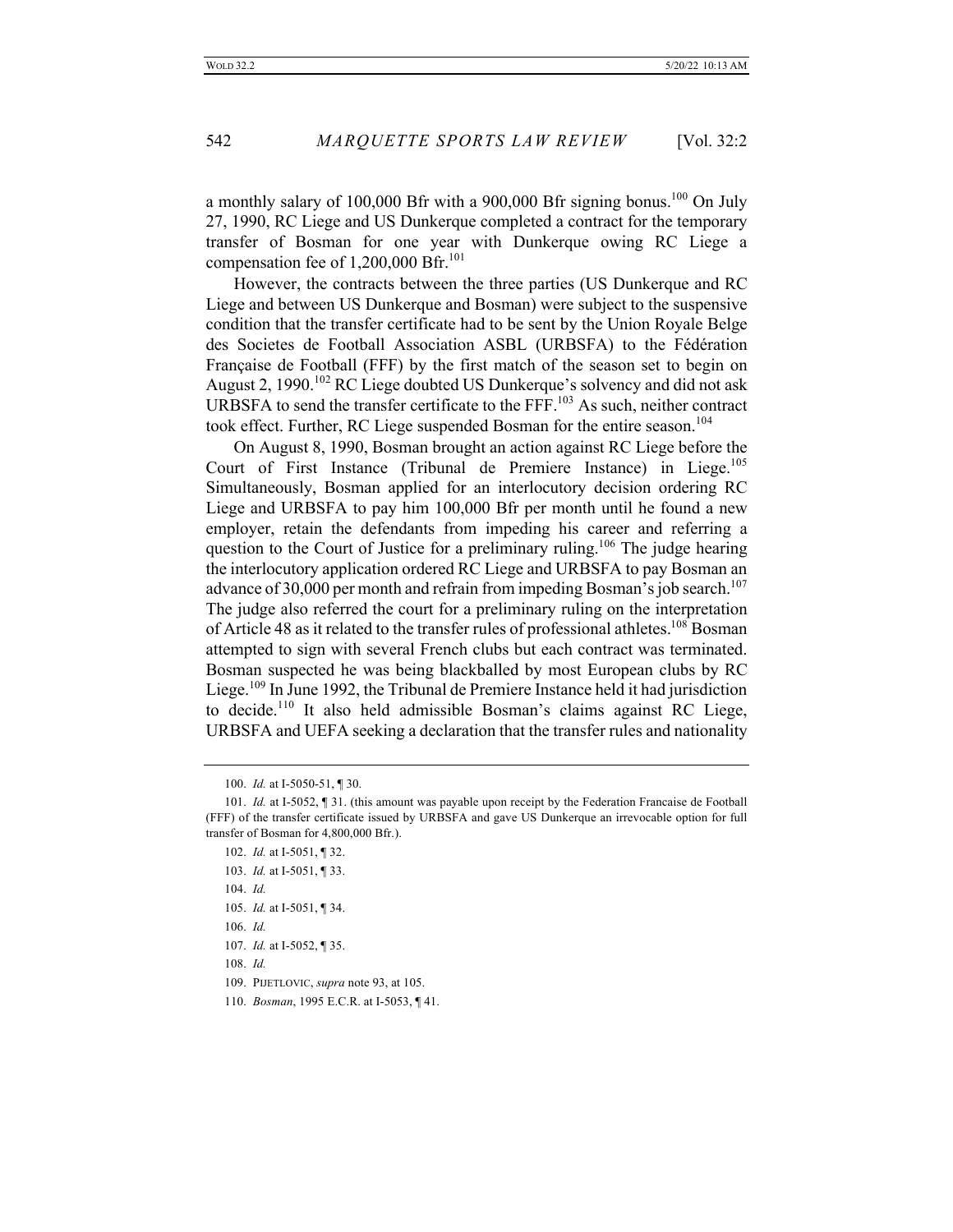a monthly salary of 100,000 Bfr with a 900,000 Bfr signing bonus.[100] On July 27, 1990, RC Liege and US Dunkerque completed a contract for the temporary transfer of Bosman for one year with Dunkerque owing RC Liege a compensation fee of 1,200,000 Bfr.[101]

However, the contracts between the three parties (US Dunkerque and RC Liege and between US Dunkerque and Bosman) were subject to the suspensive condition that the transfer certificate had to be sent by the Union Royale Belge des Societes de Football Association ASBL (URBSFA) to the Fédération Française de Football (FFF) by the first match of the season set to begin on August 2, 1990.[102] RC Liege doubted US Dunkerque's solvency and did not ask URBSFA to send the transfer certificate to the FFF.[103] As such, neither contract took effect. Further, RC Liege suspended Bosman for the entire season.[104]

On August 8, 1990, Bosman brought an action against RC Liege before the Court of First Instance (Tribunal de Premiere Instance) in Liege.[105] Simultaneously, Bosman applied for an interlocutory decision ordering RC Liege and URBSFA to pay him 100,000 Bfr per month until he found a new employer, retain the defendants from impeding his career and referring a question to the Court of Justice for a preliminary ruling.[106] The judge hearing the interlocutory application ordered RC Liege and URBSFA to pay Bosman an advance of 30,000 per month and refrain from impeding Bosman's job search.[107] The judge also referred the court for a preliminary ruling on the interpretation of Article 48 as it related to the transfer rules of professional athletes.[108] Bosman attempted to sign with several French clubs but each contract was terminated. Bosman suspected he was being blackballed by most European clubs by RC Liege.[109] In June 1992, the Tribunal de Premiere Instance held it had jurisdiction to decide.[110] It also held admissible Bosman's claims against RC Liege, URBSFA and UEFA seeking a declaration that the transfer rules and nationality

---

100. *Id.* at I-5050-51, ¶ 30.

101. *Id.* at I-5052, ¶ 31. (this amount was payable upon receipt by the Federation Francaise de Football (FFF) of the transfer certificate issued by URBSFA and gave US Dunkerque an irrevocable option for full transfer of Bosman for 4,800,000 Bfr.).

102. *Id.* at I-5051, ¶ 32.

103. *Id.* at I-5051, ¶ 33.

104. *Id.*

105. *Id.* at I-5051, ¶ 34.

106. *Id.*

107. *Id.* at I-5052, ¶ 35.

108. *Id.*

109. PIJETLOVIC, *supra* note 93, at 105.

110. *Bosman*, 1995 E.C.R. at I-5053, ¶ 41.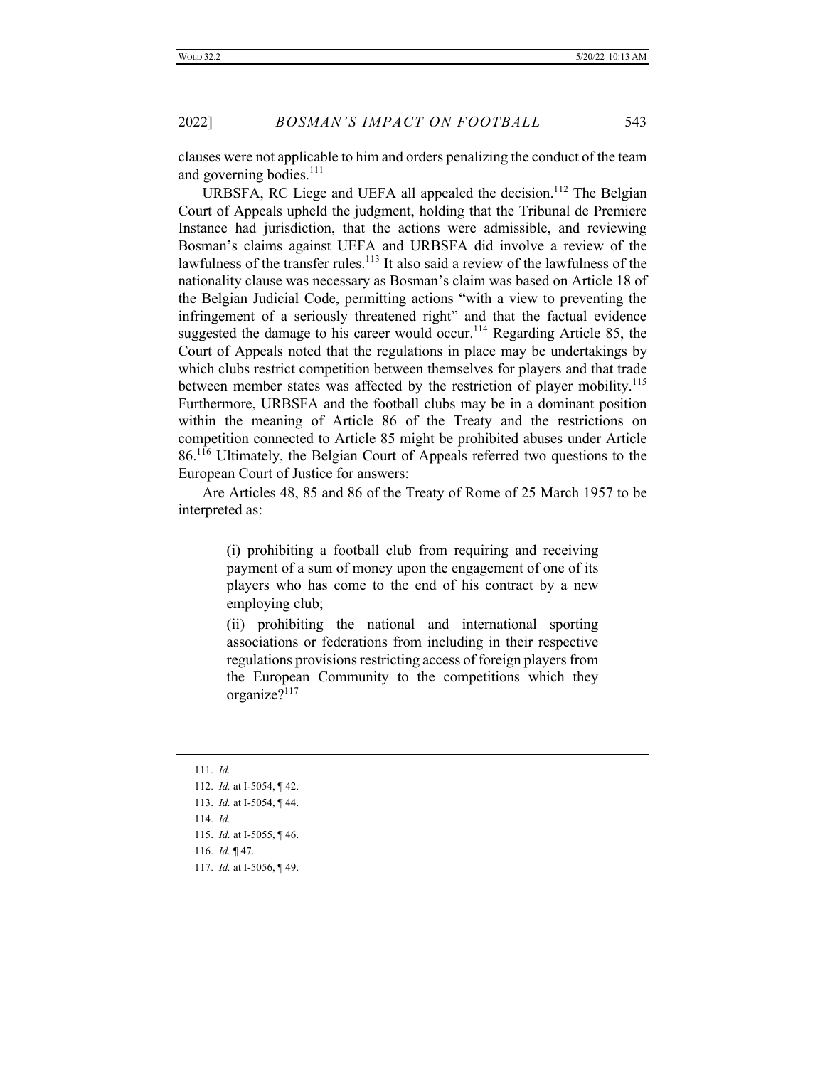clauses were not applicable to him and orders penalizing the conduct of the team and governing bodies.[111]

URBSFA, RC Liege and UEFA all appealed the decision.[112] The Belgian Court of Appeals upheld the judgment, holding that the Tribunal de Premiere Instance had jurisdiction, that the actions were admissible, and reviewing Bosman's claims against UEFA and URBSFA did involve a review of the lawfulness of the transfer rules.[113] It also said a review of the lawfulness of the nationality clause was necessary as Bosman's claim was based on Article 18 of the Belgian Judicial Code, permitting actions "with a view to preventing the infringement of a seriously threatened right" and that the factual evidence suggested the damage to his career would occur.[114] Regarding Article 85, the Court of Appeals noted that the regulations in place may be undertakings by which clubs restrict competition between themselves for players and that trade between member states was affected by the restriction of player mobility.[115] Furthermore, URBSFA and the football clubs may be in a dominant position within the meaning of Article 86 of the Treaty and the restrictions on competition connected to Article 85 might be prohibited abuses under Article 86.[116] Ultimately, the Belgian Court of Appeals referred two questions to the European Court of Justice for answers:

Are Articles 48, 85 and 86 of the Treaty of Rome of 25 March 1957 to be interpreted as:

> (i) prohibiting a football club from requiring and receiving payment of a sum of money upon the engagement of one of its players who has come to the end of his contract by a new employing club;
>
> (ii) prohibiting the national and international sporting associations or federations from including in their respective regulations provisions restricting access of foreign players from the European Community to the competitions which they organize?[117]

---

111. *Id.*
112. *Id.* at I-5054, ¶ 42.
113. *Id.* at I-5054, ¶ 44.
114. *Id.*
115. *Id.* at I-5055, ¶ 46.
116. *Id.* ¶ 47.
117. *Id.* at I-5056, ¶ 49.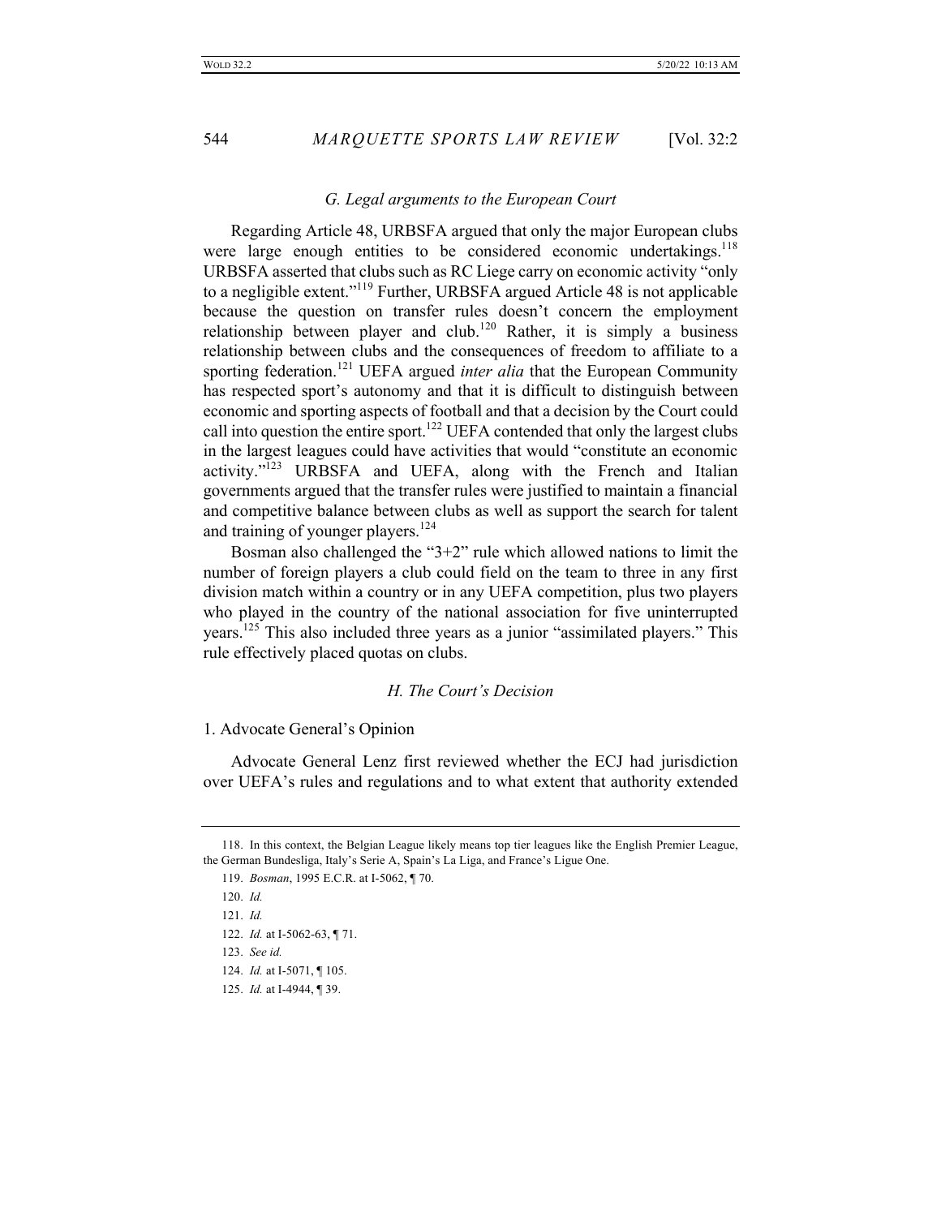### *G. Legal arguments to the European Court*

Regarding Article 48, URBSFA argued that only the major European clubs were large enough entities to be considered economic undertakings.[118] URBSFA asserted that clubs such as RC Liege carry on economic activity "only to a negligible extent."[119] Further, URBSFA argued Article 48 is not applicable because the question on transfer rules doesn't concern the employment relationship between player and club.[120] Rather, it is simply a business relationship between clubs and the consequences of freedom to affiliate to a sporting federation.[121] UEFA argued *inter alia* that the European Community has respected sport's autonomy and that it is difficult to distinguish between economic and sporting aspects of football and that a decision by the Court could call into question the entire sport.[122] UEFA contended that only the largest clubs in the largest leagues could have activities that would "constitute an economic activity."[123] URBSFA and UEFA, along with the French and Italian governments argued that the transfer rules were justified to maintain a financial and competitive balance between clubs as well as support the search for talent and training of younger players.[124]

Bosman also challenged the "3+2" rule which allowed nations to limit the number of foreign players a club could field on the team to three in any first division match within a country or in any UEFA competition, plus two players who played in the country of the national association for five uninterrupted years.[125] This also included three years as a junior "assimilated players." This rule effectively placed quotas on clubs.

### *H. The Court's Decision*

1. Advocate General's Opinion

Advocate General Lenz first reviewed whether the ECJ had jurisdiction over UEFA's rules and regulations and to what extent that authority extended

---

118. In this context, the Belgian League likely means top tier leagues like the English Premier League, the German Bundesliga, Italy's Serie A, Spain's La Liga, and France's Ligue One.

119. *Bosman*, 1995 E.C.R. at I-5062, ¶ 70.

120. *Id.*

121. *Id.*

122. *Id.* at I-5062-63, ¶ 71.

123. *See id.*

124. *Id.* at I-5071, ¶ 105.

125. *Id.* at I-4944, ¶ 39.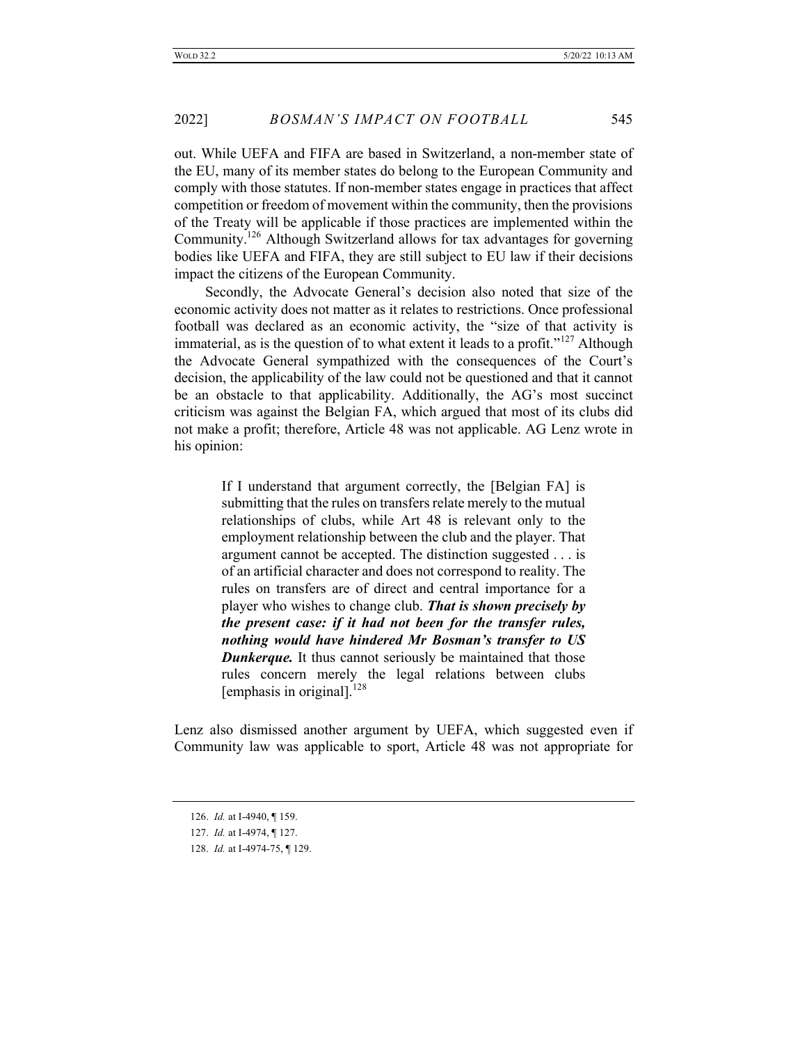out. While UEFA and FIFA are based in Switzerland, a non-member state of the EU, many of its member states do belong to the European Community and comply with those statutes. If non-member states engage in practices that affect competition or freedom of movement within the community, then the provisions of the Treaty will be applicable if those practices are implemented within the Community.[126] Although Switzerland allows for tax advantages for governing bodies like UEFA and FIFA, they are still subject to EU law if their decisions impact the citizens of the European Community.

Secondly, the Advocate General's decision also noted that size of the economic activity does not matter as it relates to restrictions. Once professional football was declared as an economic activity, the "size of that activity is immaterial, as is the question of to what extent it leads to a profit."[127] Although the Advocate General sympathized with the consequences of the Court's decision, the applicability of the law could not be questioned and that it cannot be an obstacle to that applicability. Additionally, the AG's most succinct criticism was against the Belgian FA, which argued that most of its clubs did not make a profit; therefore, Article 48 was not applicable. AG Lenz wrote in his opinion:

> If I understand that argument correctly, the [Belgian FA] is submitting that the rules on transfers relate merely to the mutual relationships of clubs, while Art 48 is relevant only to the employment relationship between the club and the player. That argument cannot be accepted. The distinction suggested . . . is of an artificial character and does not correspond to reality. The rules on transfers are of direct and central importance for a player who wishes to change club. ***That is shown precisely by the present case: if it had not been for the transfer rules, nothing would have hindered Mr Bosman's transfer to US Dunkerque.*** It thus cannot seriously be maintained that those rules concern merely the legal relations between clubs [emphasis in original].[128]

Lenz also dismissed another argument by UEFA, which suggested even if Community law was applicable to sport, Article 48 was not appropriate for

126. *Id.* at I-4940, ¶ 159.

127. *Id.* at I-4974, ¶ 127.

128. *Id.* at I-4974-75, ¶ 129.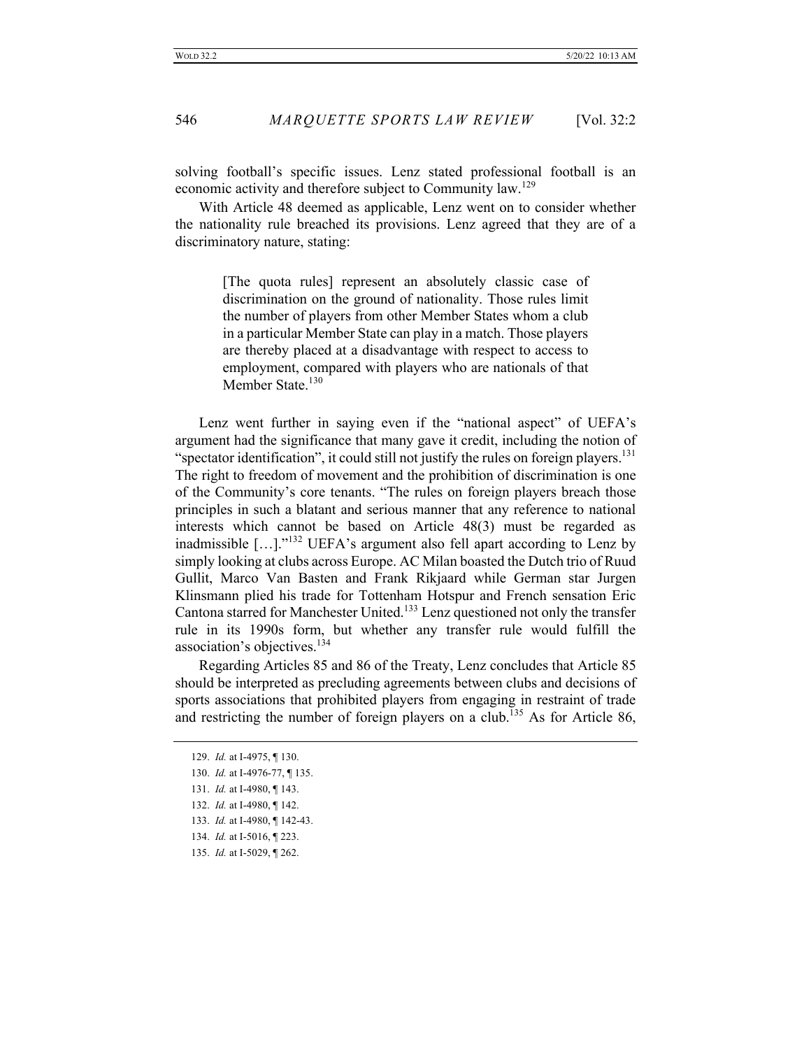solving football's specific issues. Lenz stated professional football is an economic activity and therefore subject to Community law.[129]

With Article 48 deemed as applicable, Lenz went on to consider whether the nationality rule breached its provisions. Lenz agreed that they are of a discriminatory nature, stating:

> [The quota rules] represent an absolutely classic case of discrimination on the ground of nationality. Those rules limit the number of players from other Member States whom a club in a particular Member State can play in a match. Those players are thereby placed at a disadvantage with respect to access to employment, compared with players who are nationals of that Member State.[130]

Lenz went further in saying even if the "national aspect" of UEFA's argument had the significance that many gave it credit, including the notion of "spectator identification", it could still not justify the rules on foreign players.[131] The right to freedom of movement and the prohibition of discrimination is one of the Community's core tenants. "The rules on foreign players breach those principles in such a blatant and serious manner that any reference to national interests which cannot be based on Article 48(3) must be regarded as inadmissible […]."[132] UEFA's argument also fell apart according to Lenz by simply looking at clubs across Europe. AC Milan boasted the Dutch trio of Ruud Gullit, Marco Van Basten and Frank Rikjaard while German star Jurgen Klinsmann plied his trade for Tottenham Hotspur and French sensation Eric Cantona starred for Manchester United.[133] Lenz questioned not only the transfer rule in its 1990s form, but whether any transfer rule would fulfill the association's objectives.[134]

Regarding Articles 85 and 86 of the Treaty, Lenz concludes that Article 85 should be interpreted as precluding agreements between clubs and decisions of sports associations that prohibited players from engaging in restraint of trade and restricting the number of foreign players on a club.[135] As for Article 86,

---

129. *Id.* at I-4975, ¶ 130.
130. *Id.* at I-4976-77, ¶ 135.
131. *Id.* at I-4980, ¶ 143.
132. *Id.* at I-4980, ¶ 142.
133. *Id.* at I-4980, ¶ 142-43.
134. *Id.* at I-5016, ¶ 223.
135. *Id.* at I-5029, ¶ 262.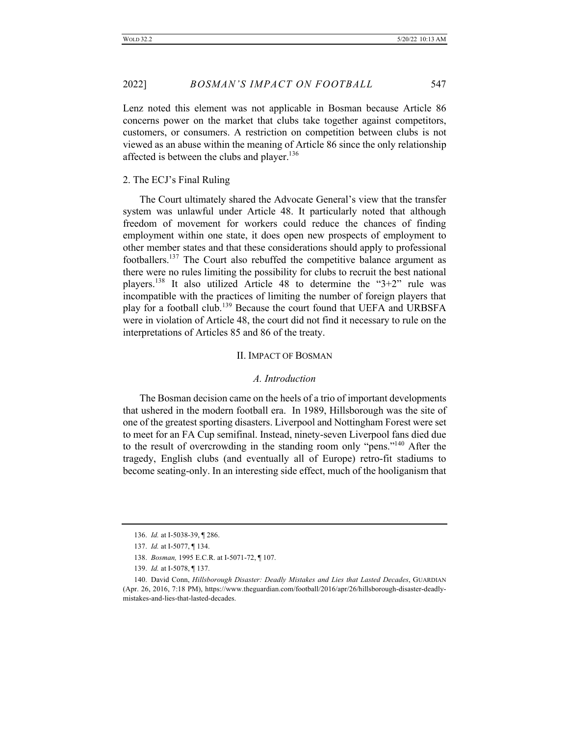Lenz noted this element was not applicable in Bosman because Article 86 concerns power on the market that clubs take together against competitors, customers, or consumers. A restriction on competition between clubs is not viewed as an abuse within the meaning of Article 86 since the only relationship affected is between the clubs and player.[136]

2. The ECJ's Final Ruling

The Court ultimately shared the Advocate General's view that the transfer system was unlawful under Article 48. It particularly noted that although freedom of movement for workers could reduce the chances of finding employment within one state, it does open new prospects of employment to other member states and that these considerations should apply to professional footballers.[137] The Court also rebuffed the competitive balance argument as there were no rules limiting the possibility for clubs to recruit the best national players.[138] It also utilized Article 48 to determine the "3+2" rule was incompatible with the practices of limiting the number of foreign players that play for a football club.[139] Because the court found that UEFA and URBSFA were in violation of Article 48, the court did not find it necessary to rule on the interpretations of Articles 85 and 86 of the treaty.

## II. IMPACT OF BOSMAN

### *A. Introduction*

The Bosman decision came on the heels of a trio of important developments that ushered in the modern football era. In 1989, Hillsborough was the site of one of the greatest sporting disasters. Liverpool and Nottingham Forest were set to meet for an FA Cup semifinal. Instead, ninety-seven Liverpool fans died due to the result of overcrowding in the standing room only "pens."[140] After the tragedy, English clubs (and eventually all of Europe) retro-fit stadiums to become seating-only. In an interesting side effect, much of the hooliganism that

---

136. *Id.* at I-5038-39, ¶ 286.

137. *Id.* at I-5077, ¶ 134.

138. *Bosman,* 1995 E.C.R. at I-5071-72, ¶ 107.

139. *Id.* at I-5078, ¶ 137.

140. David Conn, *Hillsborough Disaster: Deadly Mistakes and Lies that Lasted Decades*, GUARDIAN (Apr. 26, 2016, 7:18 PM), https://www.theguardian.com/football/2016/apr/26/hillsborough-disaster-deadly-mistakes-and-lies-that-lasted-decades.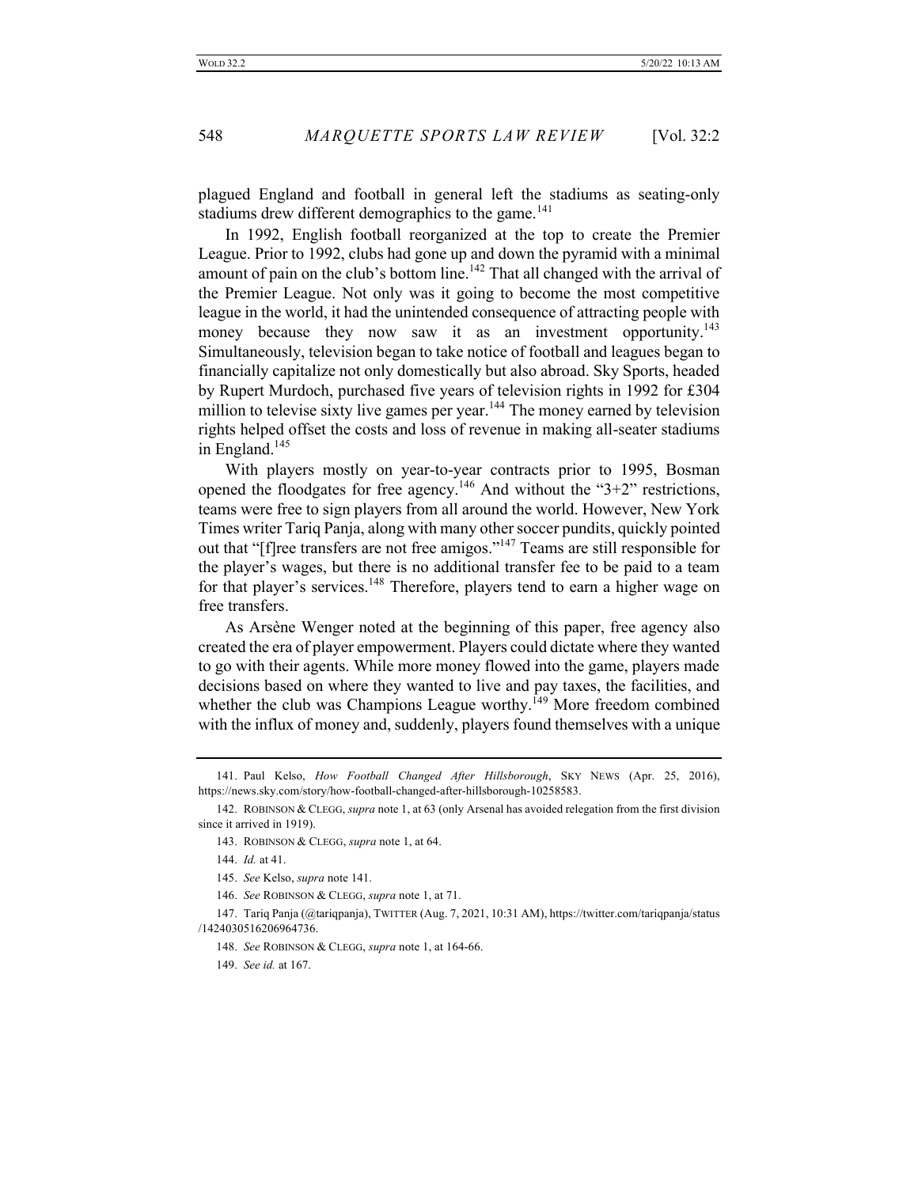plagued England and football in general left the stadiums as seating-only stadiums drew different demographics to the game.[141]

In 1992, English football reorganized at the top to create the Premier League. Prior to 1992, clubs had gone up and down the pyramid with a minimal amount of pain on the club's bottom line.[142] That all changed with the arrival of the Premier League. Not only was it going to become the most competitive league in the world, it had the unintended consequence of attracting people with money because they now saw it as an investment opportunity.[143] Simultaneously, television began to take notice of football and leagues began to financially capitalize not only domestically but also abroad. Sky Sports, headed by Rupert Murdoch, purchased five years of television rights in 1992 for £304 million to televise sixty live games per year.[144] The money earned by television rights helped offset the costs and loss of revenue in making all-seater stadiums in England.[145]

With players mostly on year-to-year contracts prior to 1995, Bosman opened the floodgates for free agency.[146] And without the "3+2" restrictions, teams were free to sign players from all around the world. However, New York Times writer Tariq Panja, along with many other soccer pundits, quickly pointed out that "[f]ree transfers are not free amigos."[147] Teams are still responsible for the player's wages, but there is no additional transfer fee to be paid to a team for that player's services.[148] Therefore, players tend to earn a higher wage on free transfers.

As Arsène Wenger noted at the beginning of this paper, free agency also created the era of player empowerment. Players could dictate where they wanted to go with their agents. While more money flowed into the game, players made decisions based on where they wanted to live and pay taxes, the facilities, and whether the club was Champions League worthy.[149] More freedom combined with the influx of money and, suddenly, players found themselves with a unique

---

141. Paul Kelso, *How Football Changed After Hillsborough*, SKY NEWS (Apr. 25, 2016), https://news.sky.com/story/how-football-changed-after-hillsborough-10258583.

142. ROBINSON & CLEGG, *supra* note 1, at 63 (only Arsenal has avoided relegation from the first division since it arrived in 1919).

143. ROBINSON & CLEGG, *supra* note 1, at 64.

144. *Id.* at 41.

145. *See* Kelso, *supra* note 141.

146. *See* ROBINSON & CLEGG, *supra* note 1, at 71.

147. Tariq Panja (@tariqpanja), TWITTER (Aug. 7, 2021, 10:31 AM), https://twitter.com/tariqpanja/status/1424030516206964736.

148. *See* ROBINSON & CLEGG, *supra* note 1, at 164-66.

149. *See id.* at 167.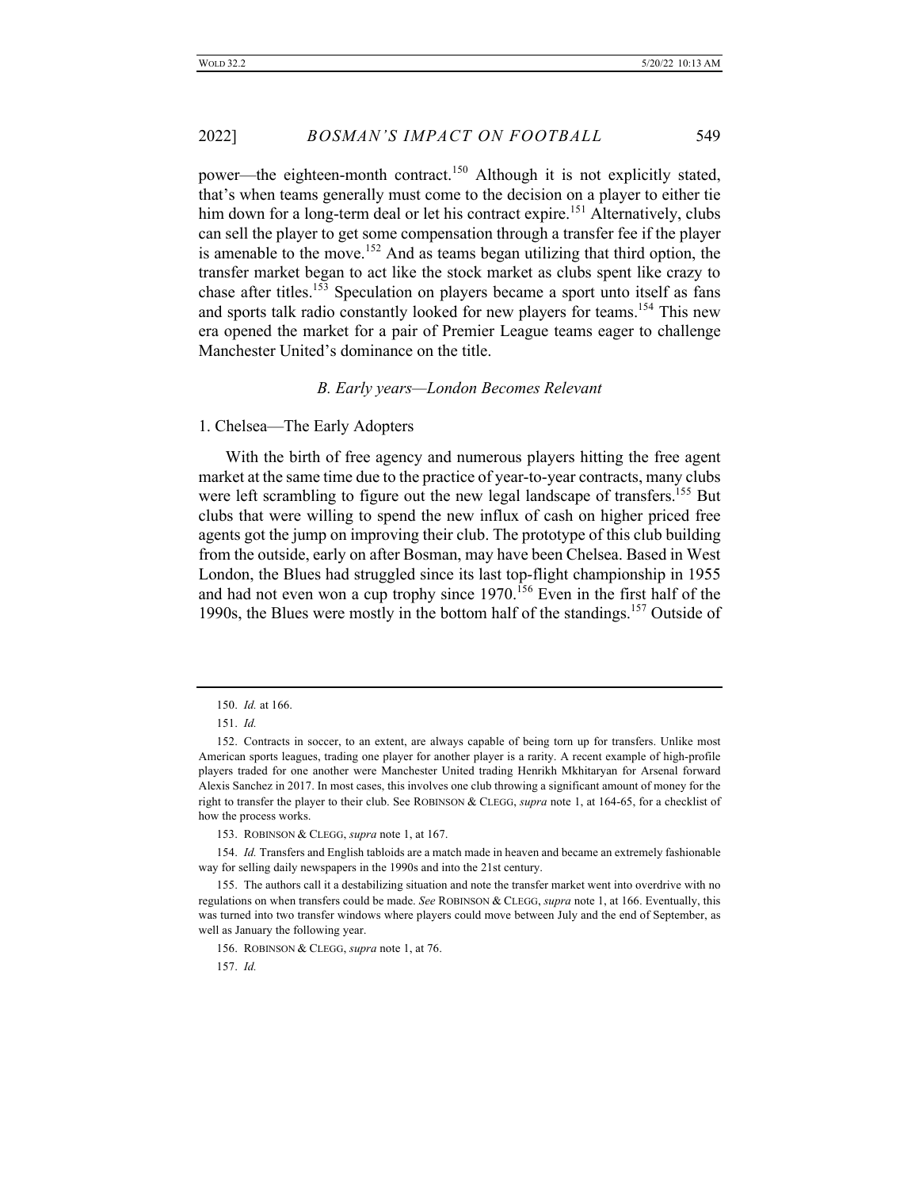power—the eighteen-month contract.[150] Although it is not explicitly stated, that's when teams generally must come to the decision on a player to either tie him down for a long-term deal or let his contract expire.[151] Alternatively, clubs can sell the player to get some compensation through a transfer fee if the player is amenable to the move.[152] And as teams began utilizing that third option, the transfer market began to act like the stock market as clubs spent like crazy to chase after titles.[153] Speculation on players became a sport unto itself as fans and sports talk radio constantly looked for new players for teams.[154] This new era opened the market for a pair of Premier League teams eager to challenge Manchester United's dominance on the title.

### *B. Early years—London Becomes Relevant*

#### 1. Chelsea—The Early Adopters

With the birth of free agency and numerous players hitting the free agent market at the same time due to the practice of year-to-year contracts, many clubs were left scrambling to figure out the new legal landscape of transfers.[155] But clubs that were willing to spend the new influx of cash on higher priced free agents got the jump on improving their club. The prototype of this club building from the outside, early on after Bosman, may have been Chelsea. Based in West London, the Blues had struggled since its last top-flight championship in 1955 and had not even won a cup trophy since 1970.[156] Even in the first half of the 1990s, the Blues were mostly in the bottom half of the standings.[157] Outside of

---

150. *Id.* at 166.

151. *Id.*

152. Contracts in soccer, to an extent, are always capable of being torn up for transfers. Unlike most American sports leagues, trading one player for another player is a rarity. A recent example of high-profile players traded for one another were Manchester United trading Henrikh Mkhitaryan for Arsenal forward Alexis Sanchez in 2017. In most cases, this involves one club throwing a significant amount of money for the right to transfer the player to their club. See ROBINSON & CLEGG, *supra* note 1, at 164-65, for a checklist of how the process works.

153. ROBINSON & CLEGG, *supra* note 1, at 167.

154. *Id.* Transfers and English tabloids are a match made in heaven and became an extremely fashionable way for selling daily newspapers in the 1990s and into the 21st century.

155. The authors call it a destabilizing situation and note the transfer market went into overdrive with no regulations on when transfers could be made. *See* ROBINSON & CLEGG, *supra* note 1, at 166. Eventually, this was turned into two transfer windows where players could move between July and the end of September, as well as January the following year.

156. ROBINSON & CLEGG, *supra* note 1, at 76.

157. *Id.*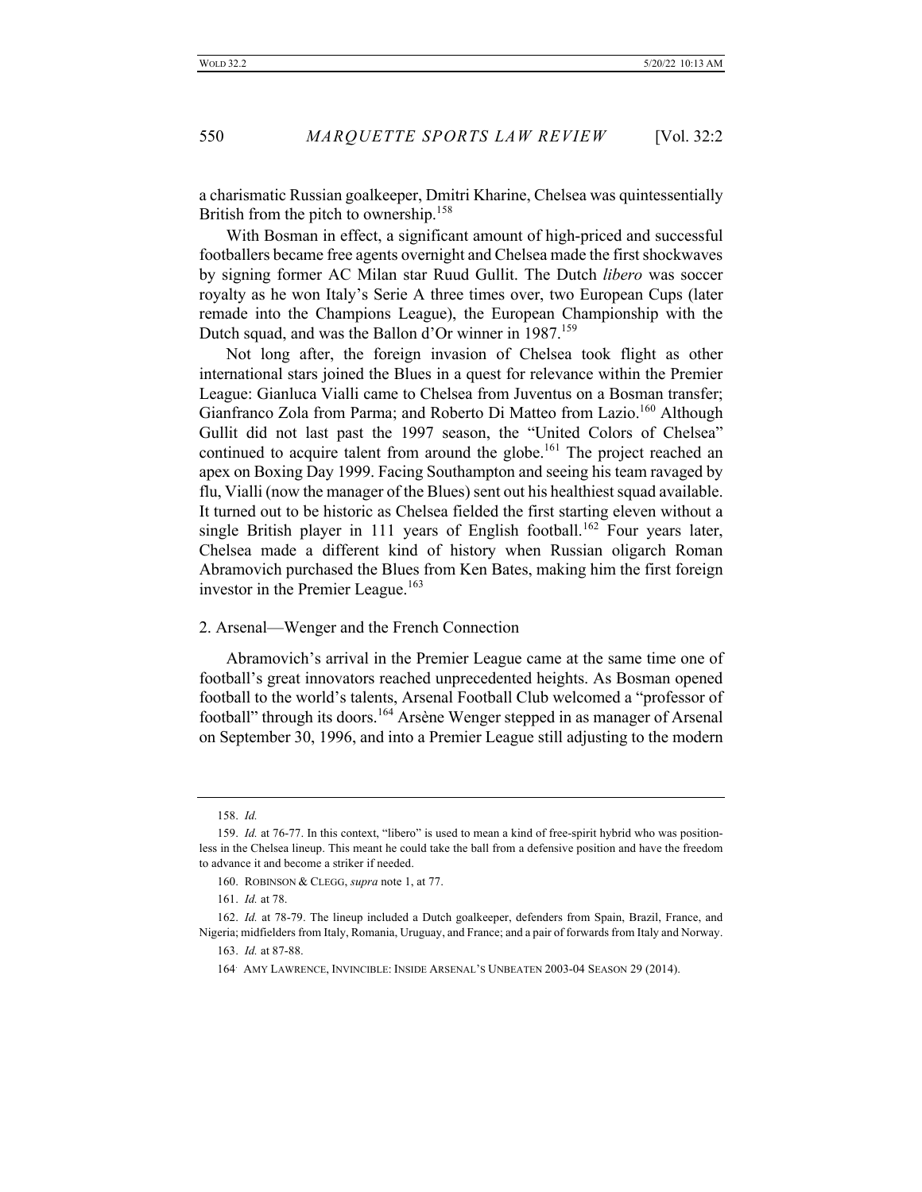a charismatic Russian goalkeeper, Dmitri Kharine, Chelsea was quintessentially British from the pitch to ownership.[158]

With Bosman in effect, a significant amount of high-priced and successful footballers became free agents overnight and Chelsea made the first shockwaves by signing former AC Milan star Ruud Gullit. The Dutch *libero* was soccer royalty as he won Italy's Serie A three times over, two European Cups (later remade into the Champions League), the European Championship with the Dutch squad, and was the Ballon d'Or winner in 1987.[159]

Not long after, the foreign invasion of Chelsea took flight as other international stars joined the Blues in a quest for relevance within the Premier League: Gianluca Vialli came to Chelsea from Juventus on a Bosman transfer; Gianfranco Zola from Parma; and Roberto Di Matteo from Lazio.[160] Although Gullit did not last past the 1997 season, the "United Colors of Chelsea" continued to acquire talent from around the globe.[161] The project reached an apex on Boxing Day 1999. Facing Southampton and seeing his team ravaged by flu, Vialli (now the manager of the Blues) sent out his healthiest squad available. It turned out to be historic as Chelsea fielded the first starting eleven without a single British player in 111 years of English football.[162] Four years later, Chelsea made a different kind of history when Russian oligarch Roman Abramovich purchased the Blues from Ken Bates, making him the first foreign investor in the Premier League.[163]

### 2. Arsenal—Wenger and the French Connection

Abramovich's arrival in the Premier League came at the same time one of football's great innovators reached unprecedented heights. As Bosman opened football to the world's talents, Arsenal Football Club welcomed a "professor of football" through its doors.[164] Arsène Wenger stepped in as manager of Arsenal on September 30, 1996, and into a Premier League still adjusting to the modern

---

158. *Id.*

159. *Id.* at 76-77. In this context, "libero" is used to mean a kind of free-spirit hybrid who was positionless in the Chelsea lineup. This meant he could take the ball from a defensive position and have the freedom to advance it and become a striker if needed.

160. ROBINSON & CLEGG, *supra* note 1, at 77.

161. *Id.* at 78.

162. *Id.* at 78-79. The lineup included a Dutch goalkeeper, defenders from Spain, Brazil, France, and Nigeria; midfielders from Italy, Romania, Uruguay, and France; and a pair of forwards from Italy and Norway.

163. *Id.* at 87-88.

164. AMY LAWRENCE, INVINCIBLE: INSIDE ARSENAL'S UNBEATEN 2003-04 SEASON 29 (2014).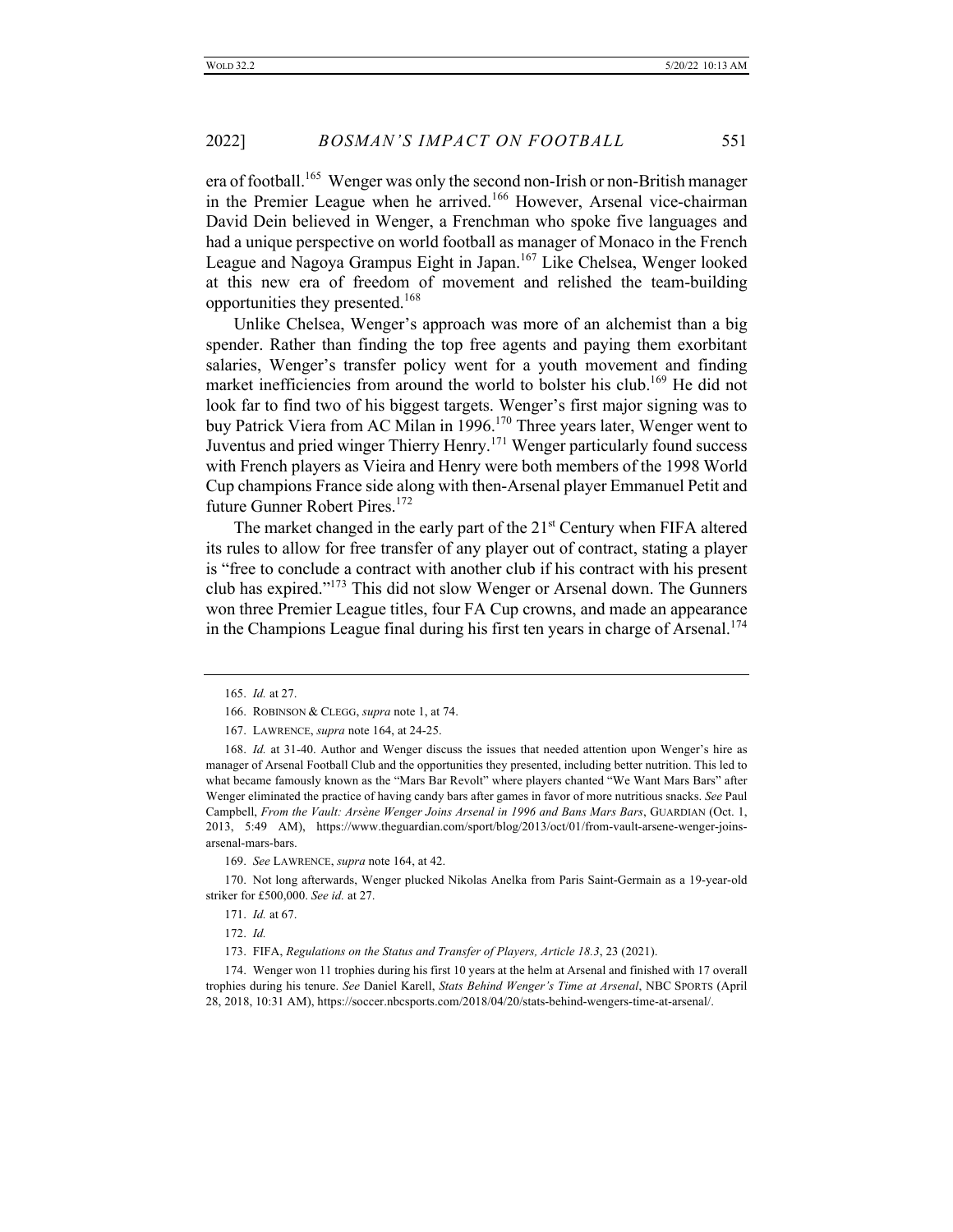era of football.[165] Wenger was only the second non-Irish or non-British manager in the Premier League when he arrived.[166] However, Arsenal vice-chairman David Dein believed in Wenger, a Frenchman who spoke five languages and had a unique perspective on world football as manager of Monaco in the French League and Nagoya Grampus Eight in Japan.[167] Like Chelsea, Wenger looked at this new era of freedom of movement and relished the team-building opportunities they presented.[168]

Unlike Chelsea, Wenger's approach was more of an alchemist than a big spender. Rather than finding the top free agents and paying them exorbitant salaries, Wenger's transfer policy went for a youth movement and finding market inefficiencies from around the world to bolster his club.[169] He did not look far to find two of his biggest targets. Wenger's first major signing was to buy Patrick Viera from AC Milan in 1996.[170] Three years later, Wenger went to Juventus and pried winger Thierry Henry.[171] Wenger particularly found success with French players as Vieira and Henry were both members of the 1998 World Cup champions France side along with then-Arsenal player Emmanuel Petit and future Gunner Robert Pires.[172]

The market changed in the early part of the 21st Century when FIFA altered its rules to allow for free transfer of any player out of contract, stating a player is "free to conclude a contract with another club if his contract with his present club has expired."[173] This did not slow Wenger or Arsenal down. The Gunners won three Premier League titles, four FA Cup crowns, and made an appearance in the Champions League final during his first ten years in charge of Arsenal.[174]

---

165. *Id.* at 27.

166. ROBINSON & CLEGG, *supra* note 1, at 74.

167. LAWRENCE, *supra* note 164, at 24-25.

168. *Id.* at 31-40. Author and Wenger discuss the issues that needed attention upon Wenger's hire as manager of Arsenal Football Club and the opportunities they presented, including better nutrition. This led to what became famously known as the "Mars Bar Revolt" where players chanted "We Want Mars Bars" after Wenger eliminated the practice of having candy bars after games in favor of more nutritious snacks. *See* Paul Campbell, *From the Vault: Arsène Wenger Joins Arsenal in 1996 and Bans Mars Bars*, GUARDIAN (Oct. 1, 2013, 5:49 AM), https://www.theguardian.com/sport/blog/2013/oct/01/from-vault-arsene-wenger-joins-arsenal-mars-bars.

169. *See* LAWRENCE, *supra* note 164, at 42.

170. Not long afterwards, Wenger plucked Nikolas Anelka from Paris Saint-Germain as a 19-year-old striker for £500,000. *See id.* at 27.

171. *Id.* at 67.

172. *Id.*

173. FIFA, *Regulations on the Status and Transfer of Players, Article 18.3*, 23 (2021).

174. Wenger won 11 trophies during his first 10 years at the helm at Arsenal and finished with 17 overall trophies during his tenure. *See* Daniel Karell, *Stats Behind Wenger's Time at Arsenal*, NBC SPORTS (April 28, 2018, 10:31 AM), https://soccer.nbcsports.com/2018/04/20/stats-behind-wengers-time-at-arsenal/.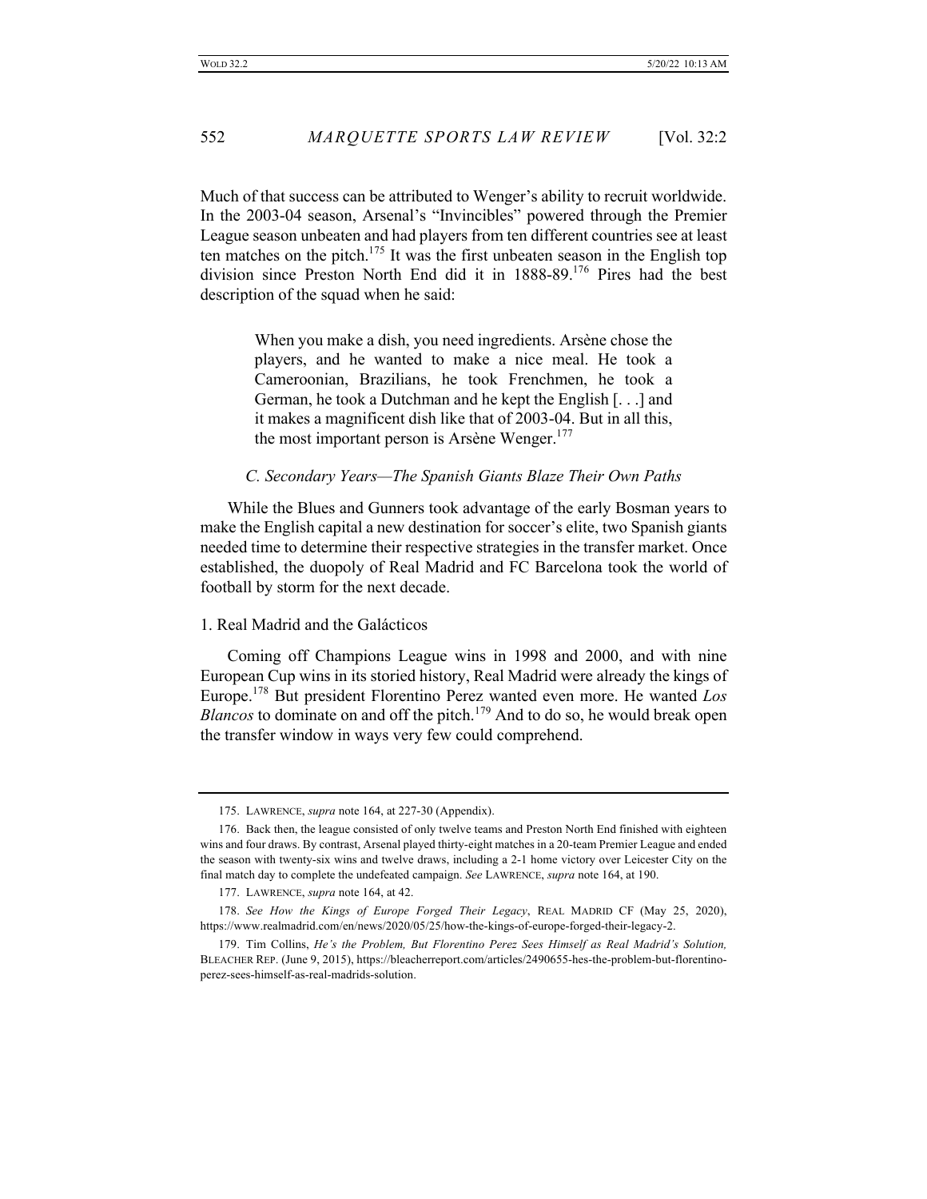Much of that success can be attributed to Wenger's ability to recruit worldwide. In the 2003-04 season, Arsenal's "Invincibles" powered through the Premier League season unbeaten and had players from ten different countries see at least ten matches on the pitch.[175] It was the first unbeaten season in the English top division since Preston North End did it in 1888-89.[176] Pires had the best description of the squad when he said:

> When you make a dish, you need ingredients. Arsène chose the players, and he wanted to make a nice meal. He took a Cameroonian, Brazilians, he took Frenchmen, he took a German, he took a Dutchman and he kept the English [. . .] and it makes a magnificent dish like that of 2003-04. But in all this, the most important person is Arsène Wenger.[177]

### *C. Secondary Years—The Spanish Giants Blaze Their Own Paths*

While the Blues and Gunners took advantage of the early Bosman years to make the English capital a new destination for soccer's elite, two Spanish giants needed time to determine their respective strategies in the transfer market. Once established, the duopoly of Real Madrid and FC Barcelona took the world of football by storm for the next decade.

#### 1. Real Madrid and the Galácticos

Coming off Champions League wins in 1998 and 2000, and with nine European Cup wins in its storied history, Real Madrid were already the kings of Europe.[178] But president Florentino Perez wanted even more. He wanted *Los Blancos* to dominate on and off the pitch.[179] And to do so, he would break open the transfer window in ways very few could comprehend.

---

175. LAWRENCE, *supra* note 164, at 227-30 (Appendix).

176. Back then, the league consisted of only twelve teams and Preston North End finished with eighteen wins and four draws. By contrast, Arsenal played thirty-eight matches in a 20-team Premier League and ended the season with twenty-six wins and twelve draws, including a 2-1 home victory over Leicester City on the final match day to complete the undefeated campaign. *See* LAWRENCE, *supra* note 164, at 190.

177. LAWRENCE, *supra* note 164, at 42.

178. *See How the Kings of Europe Forged Their Legacy*, REAL MADRID CF (May 25, 2020), https://www.realmadrid.com/en/news/2020/05/25/how-the-kings-of-europe-forged-their-legacy-2.

179. Tim Collins, *He's the Problem, But Florentino Perez Sees Himself as Real Madrid's Solution,* BLEACHER REP. (June 9, 2015), https://bleacherreport.com/articles/2490655-hes-the-problem-but-florentino-perez-sees-himself-as-real-madrids-solution.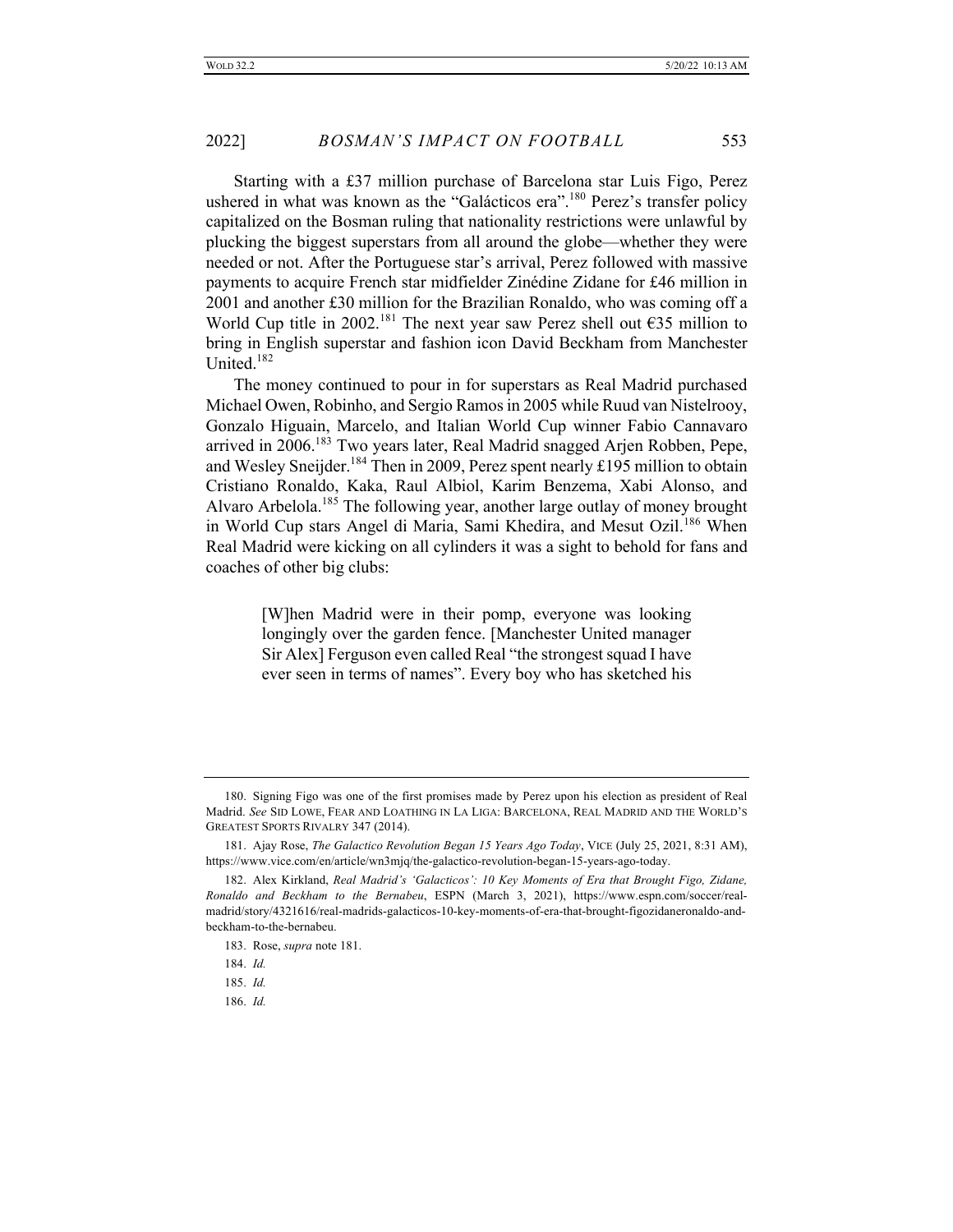Starting with a £37 million purchase of Barcelona star Luis Figo, Perez ushered in what was known as the "Galácticos era".[180] Perez's transfer policy capitalized on the Bosman ruling that nationality restrictions were unlawful by plucking the biggest superstars from all around the globe—whether they were needed or not. After the Portuguese star's arrival, Perez followed with massive payments to acquire French star midfielder Zinédine Zidane for £46 million in 2001 and another £30 million for the Brazilian Ronaldo, who was coming off a World Cup title in 2002.[181] The next year saw Perez shell out €35 million to bring in English superstar and fashion icon David Beckham from Manchester United.[182]

The money continued to pour in for superstars as Real Madrid purchased Michael Owen, Robinho, and Sergio Ramos in 2005 while Ruud van Nistelrooy, Gonzalo Higuain, Marcelo, and Italian World Cup winner Fabio Cannavaro arrived in 2006.[183] Two years later, Real Madrid snagged Arjen Robben, Pepe, and Wesley Sneijder.[184] Then in 2009, Perez spent nearly £195 million to obtain Cristiano Ronaldo, Kaka, Raul Albiol, Karim Benzema, Xabi Alonso, and Alvaro Arbelola.[185] The following year, another large outlay of money brought in World Cup stars Angel di Maria, Sami Khedira, and Mesut Ozil.[186] When Real Madrid were kicking on all cylinders it was a sight to behold for fans and coaches of other big clubs:

> [W]hen Madrid were in their pomp, everyone was looking longingly over the garden fence. [Manchester United manager Sir Alex] Ferguson even called Real "the strongest squad I have ever seen in terms of names". Every boy who has sketched his

---

180. Signing Figo was one of the first promises made by Perez upon his election as president of Real Madrid. *See* SID LOWE, FEAR AND LOATHING IN LA LIGA: BARCELONA, REAL MADRID AND THE WORLD'S GREATEST SPORTS RIVALRY 347 (2014).

181. Ajay Rose, *The Galactico Revolution Began 15 Years Ago Today*, VICE (July 25, 2021, 8:31 AM), https://www.vice.com/en/article/wn3mjq/the-galactico-revolution-began-15-years-ago-today.

182. Alex Kirkland, *Real Madrid's 'Galacticos': 10 Key Moments of Era that Brought Figo, Zidane, Ronaldo and Beckham to the Bernabeu*, ESPN (March 3, 2021), https://www.espn.com/soccer/real-madrid/story/4321616/real-madrids-galacticos-10-key-moments-of-era-that-brought-figozidaneronaldo-and-beckham-to-the-bernabeu.

183. Rose, *supra* note 181.

184. *Id.*

185. *Id.*

186. *Id.*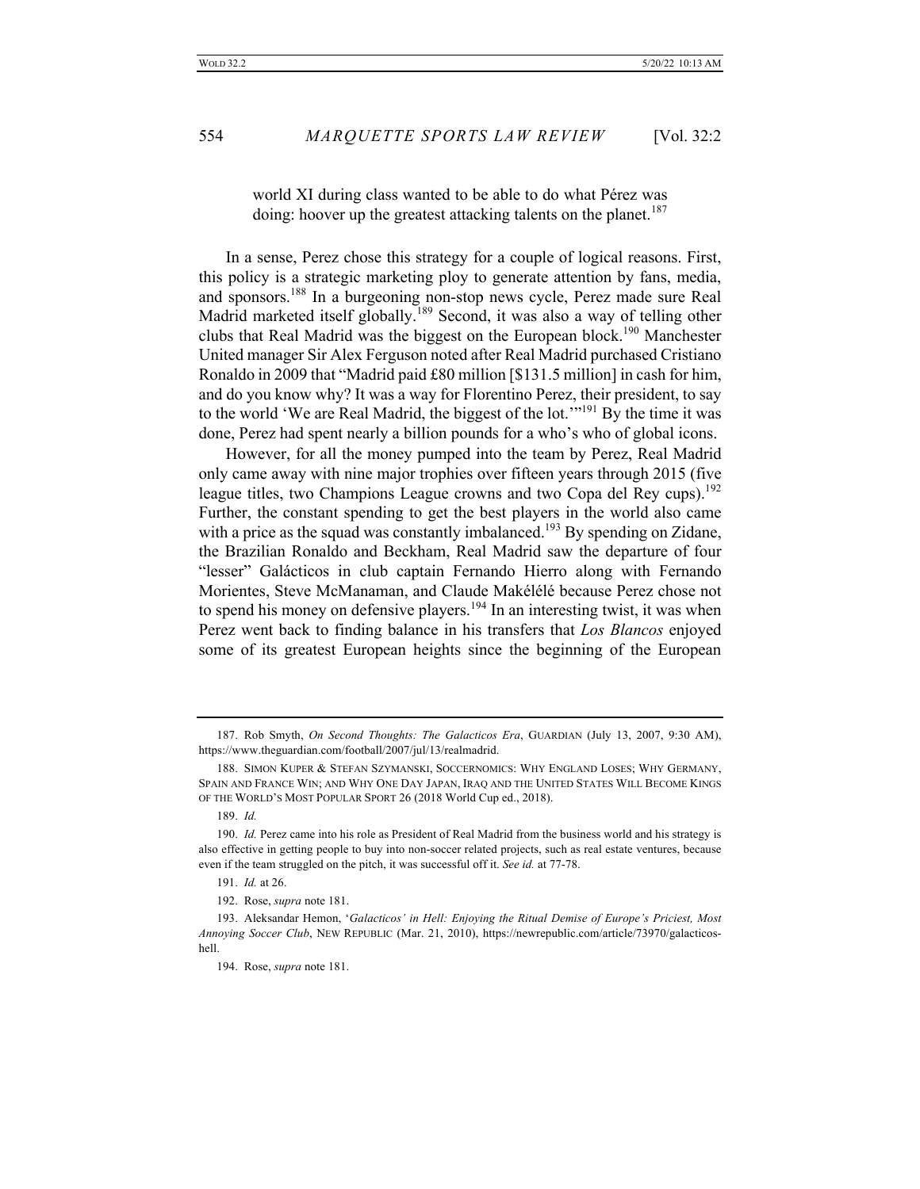> world XI during class wanted to be able to do what Pérez was doing: hoover up the greatest attacking talents on the planet.[187]

In a sense, Perez chose this strategy for a couple of logical reasons. First, this policy is a strategic marketing ploy to generate attention by fans, media, and sponsors.[188] In a burgeoning non-stop news cycle, Perez made sure Real Madrid marketed itself globally.[189] Second, it was also a way of telling other clubs that Real Madrid was the biggest on the European block.[190] Manchester United manager Sir Alex Ferguson noted after Real Madrid purchased Cristiano Ronaldo in 2009 that "Madrid paid £80 million [$131.5 million] in cash for him, and do you know why? It was a way for Florentino Perez, their president, to say to the world 'We are Real Madrid, the biggest of the lot.'"[191] By the time it was done, Perez had spent nearly a billion pounds for a who's who of global icons.

However, for all the money pumped into the team by Perez, Real Madrid only came away with nine major trophies over fifteen years through 2015 (five league titles, two Champions League crowns and two Copa del Rey cups).[192] Further, the constant spending to get the best players in the world also came with a price as the squad was constantly imbalanced.[193] By spending on Zidane, the Brazilian Ronaldo and Beckham, Real Madrid saw the departure of four "lesser" Galácticos in club captain Fernando Hierro along with Fernando Morientes, Steve McManaman, and Claude Makélélé because Perez chose not to spend his money on defensive players.[194] In an interesting twist, it was when Perez went back to finding balance in his transfers that *Los Blancos* enjoyed some of its greatest European heights since the beginning of the European

---

187. Rob Smyth, *On Second Thoughts: The Galacticos Era*, GUARDIAN (July 13, 2007, 9:30 AM), https://www.theguardian.com/football/2007/jul/13/realmadrid.

188. SIMON KUPER & STEFAN SZYMANSKI, SOCCERNOMICS: WHY ENGLAND LOSES; WHY GERMANY, SPAIN AND FRANCE WIN; AND WHY ONE DAY JAPAN, IRAQ AND THE UNITED STATES WILL BECOME KINGS OF THE WORLD'S MOST POPULAR SPORT 26 (2018 World Cup ed., 2018).

189. *Id.*

190. *Id.* Perez came into his role as President of Real Madrid from the business world and his strategy is also effective in getting people to buy into non-soccer related projects, such as real estate ventures, because even if the team struggled on the pitch, it was successful off it. *See id.* at 77-78.

191. *Id.* at 26.

192. Rose, *supra* note 181.

193. Aleksandar Hemon, '*Galacticos' in Hell: Enjoying the Ritual Demise of Europe's Priciest, Most Annoying Soccer Club*, NEW REPUBLIC (Mar. 21, 2010), https://newrepublic.com/article/73970/galacticos-hell.

194. Rose, *supra* note 181.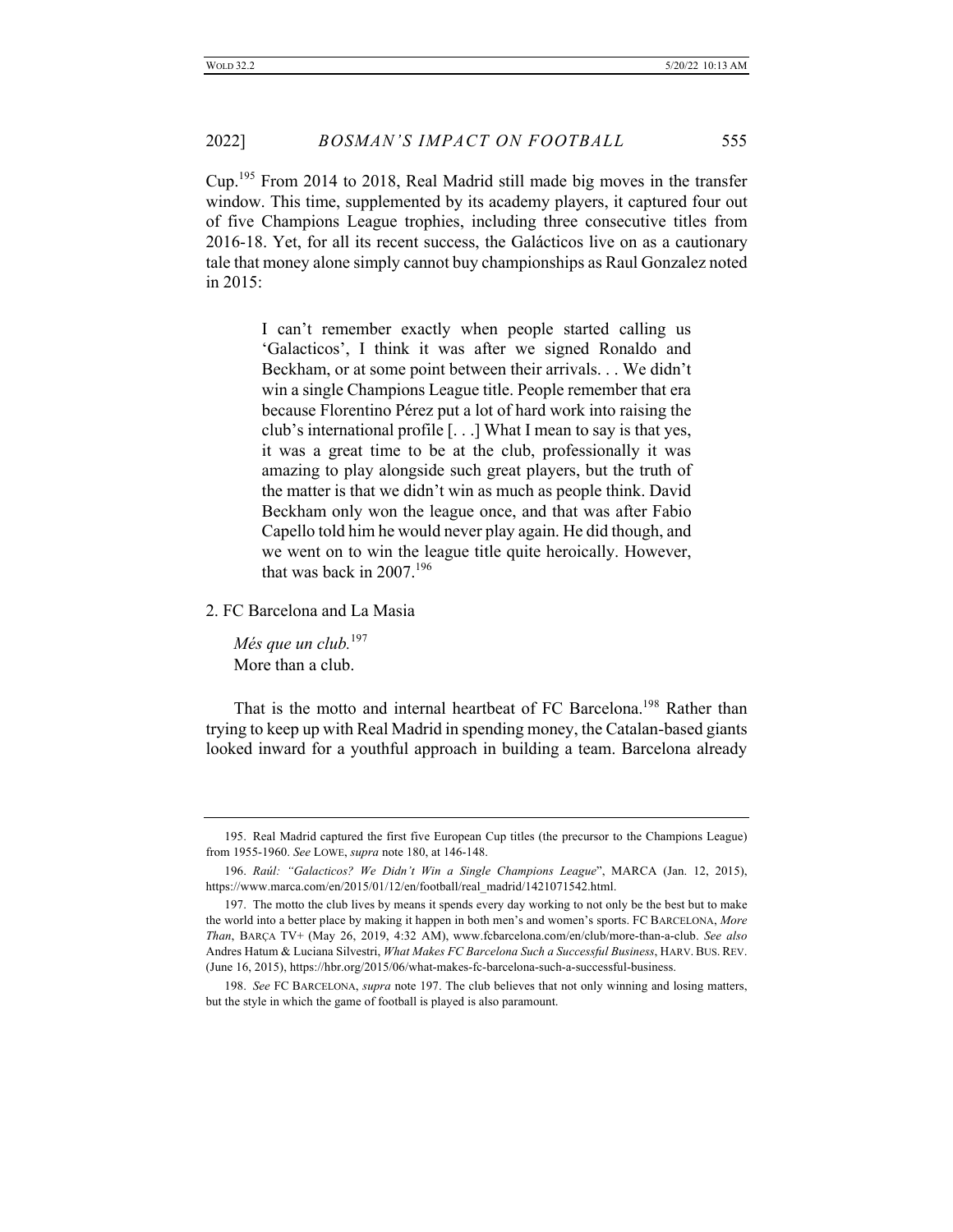Cup.[195] From 2014 to 2018, Real Madrid still made big moves in the transfer window. This time, supplemented by its academy players, it captured four out of five Champions League trophies, including three consecutive titles from 2016-18. Yet, for all its recent success, the Galácticos live on as a cautionary tale that money alone simply cannot buy championships as Raul Gonzalez noted in 2015:

> I can't remember exactly when people started calling us 'Galacticos', I think it was after we signed Ronaldo and Beckham, or at some point between their arrivals. . . We didn't win a single Champions League title. People remember that era because Florentino Pérez put a lot of hard work into raising the club's international profile [. . .] What I mean to say is that yes, it was a great time to be at the club, professionally it was amazing to play alongside such great players, but the truth of the matter is that we didn't win as much as people think. David Beckham only won the league once, and that was after Fabio Capello told him he would never play again. He did though, and we went on to win the league title quite heroically. However, that was back in 2007.[196]

2. FC Barcelona and La Masia

> *Més que un club.*[197]
> More than a club.

That is the motto and internal heartbeat of FC Barcelona.[198] Rather than trying to keep up with Real Madrid in spending money, the Catalan-based giants looked inward for a youthful approach in building a team. Barcelona already

---

195. Real Madrid captured the first five European Cup titles (the precursor to the Champions League) from 1955-1960. *See* LOWE, *supra* note 180, at 146-148.

196. *Raúl: "Galacticos? We Didn't Win a Single Champions League*", MARCA (Jan. 12, 2015), https://www.marca.com/en/2015/01/12/en/football/real_madrid/1421071542.html.

197. The motto the club lives by means it spends every day working to not only be the best but to make the world into a better place by making it happen in both men's and women's sports. FC BARCELONA, *More Than*, BARÇA TV+ (May 26, 2019, 4:32 AM), www.fcbarcelona.com/en/club/more-than-a-club. *See also* Andres Hatum & Luciana Silvestri, *What Makes FC Barcelona Such a Successful Business*, HARV. BUS. REV. (June 16, 2015), https://hbr.org/2015/06/what-makes-fc-barcelona-such-a-successful-business.

198. *See* FC BARCELONA, *supra* note 197. The club believes that not only winning and losing matters, but the style in which the game of football is played is also paramount.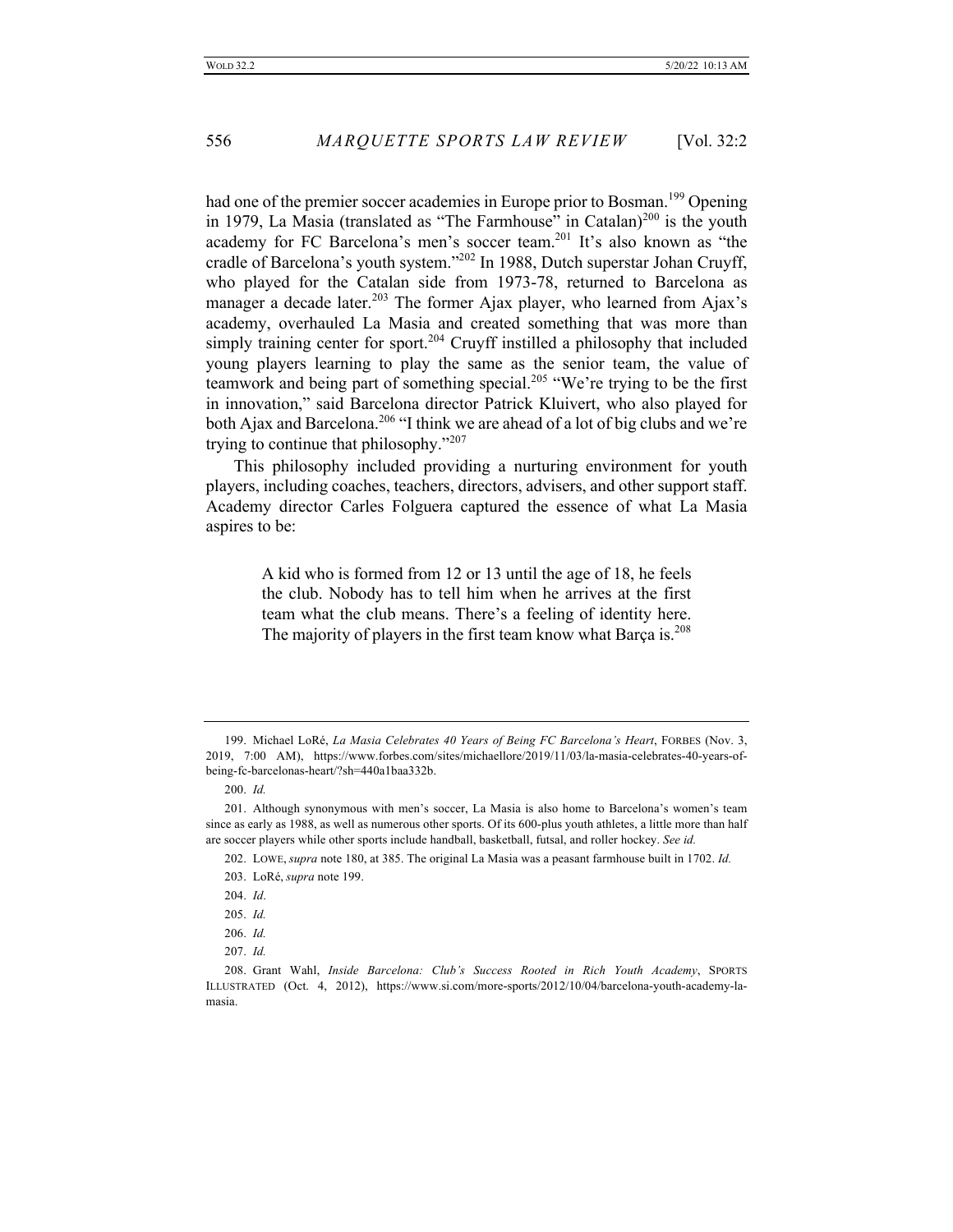had one of the premier soccer academies in Europe prior to Bosman.[199] Opening in 1979, La Masia (translated as "The Farmhouse" in Catalan)[200] is the youth academy for FC Barcelona's men's soccer team.[201] It's also known as "the cradle of Barcelona's youth system."[202] In 1988, Dutch superstar Johan Cruyff, who played for the Catalan side from 1973-78, returned to Barcelona as manager a decade later.[203] The former Ajax player, who learned from Ajax's academy, overhauled La Masia and created something that was more than simply training center for sport.[204] Cruyff instilled a philosophy that included young players learning to play the same as the senior team, the value of teamwork and being part of something special.[205] "We're trying to be the first in innovation," said Barcelona director Patrick Kluivert, who also played for both Ajax and Barcelona.[206] "I think we are ahead of a lot of big clubs and we're trying to continue that philosophy."[207]

This philosophy included providing a nurturing environment for youth players, including coaches, teachers, directors, advisers, and other support staff. Academy director Carles Folguera captured the essence of what La Masia aspires to be:

> A kid who is formed from 12 or 13 until the age of 18, he feels the club. Nobody has to tell him when he arrives at the first team what the club means. There's a feeling of identity here. The majority of players in the first team know what Barça is.[208]

---

199. Michael LoRé, *La Masia Celebrates 40 Years of Being FC Barcelona's Heart*, FORBES (Nov. 3, 2019, 7:00 AM), https://www.forbes.com/sites/michaellore/2019/11/03/la-masia-celebrates-40-years-of-being-fc-barcelonas-heart/?sh=440a1baa332b.

200. *Id.*

201. Although synonymous with men's soccer, La Masia is also home to Barcelona's women's team since as early as 1988, as well as numerous other sports. Of its 600-plus youth athletes, a little more than half are soccer players while other sports include handball, basketball, futsal, and roller hockey. *See id.*

202. LOWE, *supra* note 180, at 385. The original La Masia was a peasant farmhouse built in 1702. *Id.*

203. LoRé, *supra* note 199.

204. *Id*.

205. *Id.*

206. *Id.*

207. *Id.*

208. Grant Wahl, *Inside Barcelona: Club's Success Rooted in Rich Youth Academy*, SPORTS ILLUSTRATED (Oct. 4, 2012), https://www.si.com/more-sports/2012/10/04/barcelona-youth-academy-la-masia.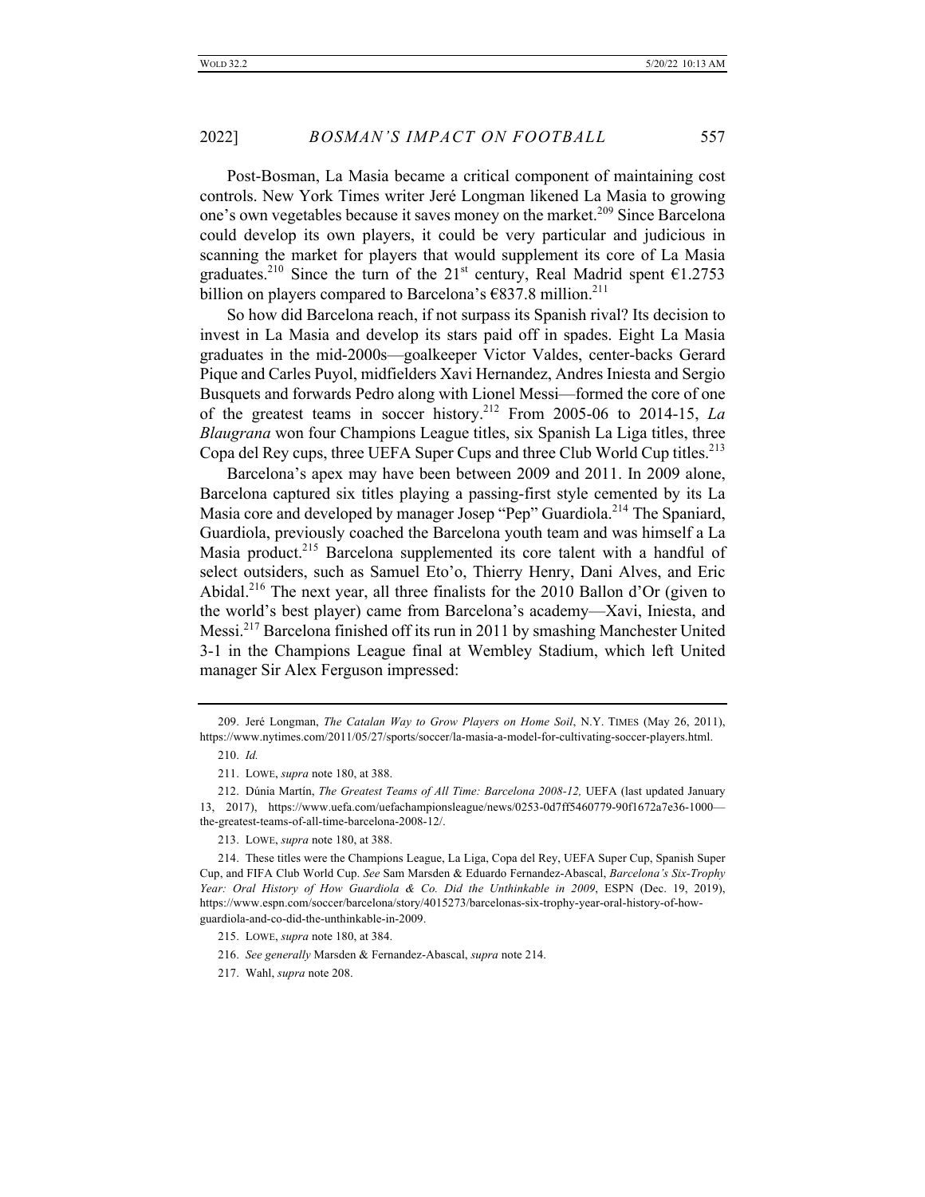Post-Bosman, La Masia became a critical component of maintaining cost controls. New York Times writer Jeré Longman likened La Masia to growing one's own vegetables because it saves money on the market.[209] Since Barcelona could develop its own players, it could be very particular and judicious in scanning the market for players that would supplement its core of La Masia graduates.[210] Since the turn of the 21st century, Real Madrid spent €1.2753 billion on players compared to Barcelona's €837.8 million.[211]

So how did Barcelona reach, if not surpass its Spanish rival? Its decision to invest in La Masia and develop its stars paid off in spades. Eight La Masia graduates in the mid-2000s—goalkeeper Victor Valdes, center-backs Gerard Pique and Carles Puyol, midfielders Xavi Hernandez, Andres Iniesta and Sergio Busquets and forwards Pedro along with Lionel Messi—formed the core of one of the greatest teams in soccer history.[212] From 2005-06 to 2014-15, *La Blaugrana* won four Champions League titles, six Spanish La Liga titles, three Copa del Rey cups, three UEFA Super Cups and three Club World Cup titles.[213]

Barcelona's apex may have been between 2009 and 2011. In 2009 alone, Barcelona captured six titles playing a passing-first style cemented by its La Masia core and developed by manager Josep "Pep" Guardiola.[214] The Spaniard, Guardiola, previously coached the Barcelona youth team and was himself a La Masia product.[215] Barcelona supplemented its core talent with a handful of select outsiders, such as Samuel Eto'o, Thierry Henry, Dani Alves, and Eric Abidal.[216] The next year, all three finalists for the 2010 Ballon d'Or (given to the world's best player) came from Barcelona's academy—Xavi, Iniesta, and Messi.[217] Barcelona finished off its run in 2011 by smashing Manchester United 3-1 in the Champions League final at Wembley Stadium, which left United manager Sir Alex Ferguson impressed:

---

209. Jeré Longman, *The Catalan Way to Grow Players on Home Soil*, N.Y. TIMES (May 26, 2011), https://www.nytimes.com/2011/05/27/sports/soccer/la-masia-a-model-for-cultivating-soccer-players.html.

210. *Id.*

211. LOWE, *supra* note 180, at 388.

212. Dúnia Martín, *The Greatest Teams of All Time: Barcelona 2008-12,* UEFA (last updated January 13, 2017), https://www.uefa.com/uefachampionsleague/news/0253-0d7ff5460779-90f1672a7e36-1000—the-greatest-teams-of-all-time-barcelona-2008-12/.

213. LOWE, *supra* note 180, at 388.

214. These titles were the Champions League, La Liga, Copa del Rey, UEFA Super Cup, Spanish Super Cup, and FIFA Club World Cup. *See* Sam Marsden & Eduardo Fernandez-Abascal, *Barcelona's Six-Trophy Year: Oral History of How Guardiola & Co. Did the Unthinkable in 2009*, ESPN (Dec. 19, 2019), https://www.espn.com/soccer/barcelona/story/4015273/barcelonas-six-trophy-year-oral-history-of-how-guardiola-and-co-did-the-unthinkable-in-2009.

215. LOWE, *supra* note 180, at 384.

216. *See generally* Marsden & Fernandez-Abascal, *supra* note 214.

217. Wahl, *supra* note 208.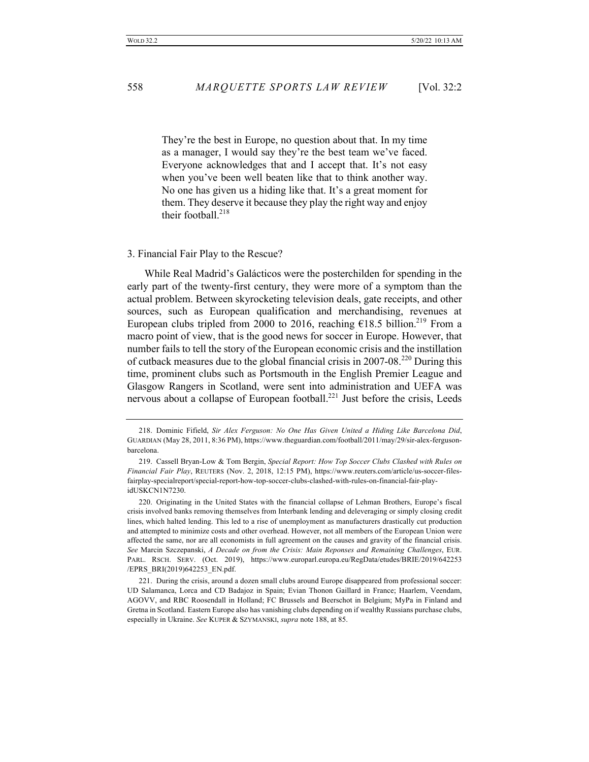> They're the best in Europe, no question about that. In my time as a manager, I would say they're the best team we've faced. Everyone acknowledges that and I accept that. It's not easy when you've been well beaten like that to think another way. No one has given us a hiding like that. It's a great moment for them. They deserve it because they play the right way and enjoy their football.[218]

3. Financial Fair Play to the Rescue?

While Real Madrid's Galácticos were the posterchilden for spending in the early part of the twenty-first century, they were more of a symptom than the actual problem. Between skyrocketing television deals, gate receipts, and other sources, such as European qualification and merchandising, revenues at European clubs tripled from 2000 to 2016, reaching €18.5 billion.[219] From a macro point of view, that is the good news for soccer in Europe. However, that number fails to tell the story of the European economic crisis and the instillation of cutback measures due to the global financial crisis in 2007-08.[220] During this time, prominent clubs such as Portsmouth in the English Premier League and Glasgow Rangers in Scotland, were sent into administration and UEFA was nervous about a collapse of European football.[221] Just before the crisis, Leeds

---

218. Dominic Fifield, *Sir Alex Ferguson: No One Has Given United a Hiding Like Barcelona Did*, GUARDIAN (May 28, 2011, 8:36 PM), https://www.theguardian.com/football/2011/may/29/sir-alex-ferguson-barcelona.

219. Cassell Bryan-Low & Tom Bergin, *Special Report: How Top Soccer Clubs Clashed with Rules on Financial Fair Play*, REUTERS (Nov. 2, 2018, 12:15 PM), https://www.reuters.com/article/us-soccer-files-fairplay-specialreport/special-report-how-top-soccer-clubs-clashed-with-rules-on-financial-fair-play-idUSKCN1N7230.

220. Originating in the United States with the financial collapse of Lehman Brothers, Europe's fiscal crisis involved banks removing themselves from Interbank lending and deleveraging or simply closing credit lines, which halted lending. This led to a rise of unemployment as manufacturers drastically cut production and attempted to minimize costs and other overhead. However, not all members of the European Union were affected the same, nor are all economists in full agreement on the causes and gravity of the financial crisis. *See* Marcin Szczepanski, *A Decade on from the Crisis: Main Reponses and Remaining Challenges*, EUR. PARL. RSCH. SERV. (Oct. 2019), https://www.europarl.europa.eu/RegData/etudes/BRIE/2019/642253/EPRS_BRI(2019)642253_EN.pdf.

221. During the crisis, around a dozen small clubs around Europe disappeared from professional soccer: UD Salamanca, Lorca and CD Badajoz in Spain; Evian Thonon Gaillard in France; Haarlem, Veendam, AGOVV, and RBC Roosendall in Holland; FC Brussels and Beerschot in Belgium; MyPa in Finland and Gretna in Scotland. Eastern Europe also has vanishing clubs depending on if wealthy Russians purchase clubs, especially in Ukraine. *See* KUPER & SZYMANSKI, *supra* note 188, at 85.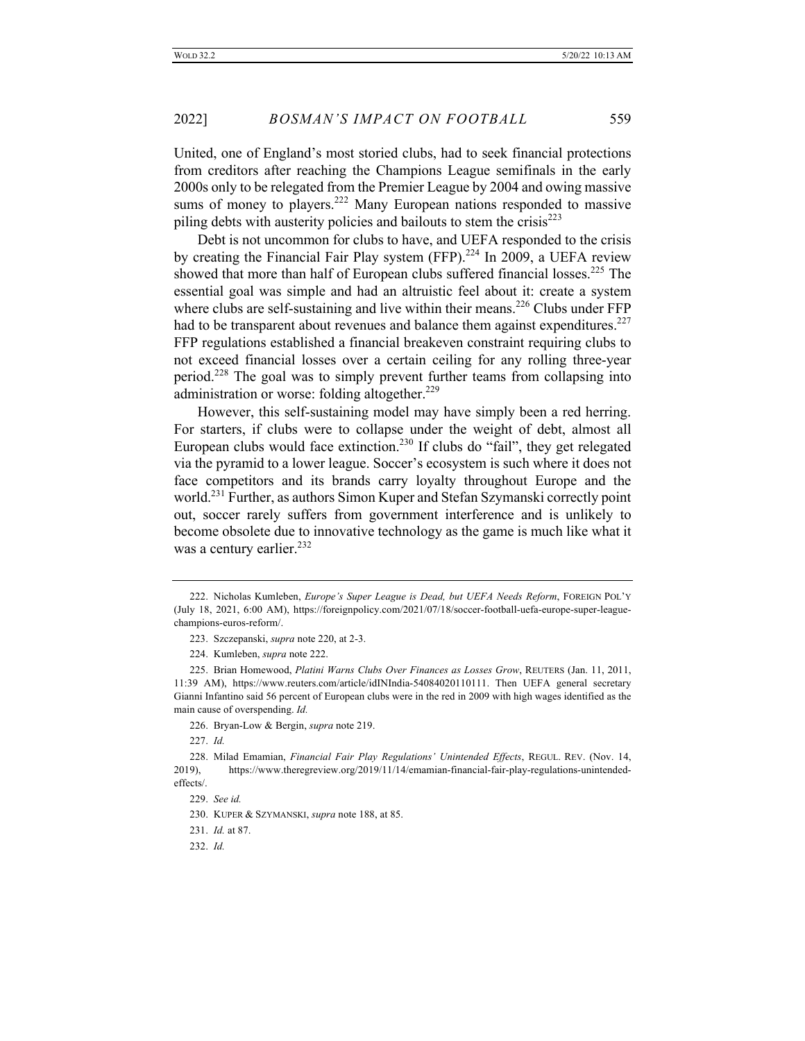United, one of England's most storied clubs, had to seek financial protections from creditors after reaching the Champions League semifinals in the early 2000s only to be relegated from the Premier League by 2004 and owing massive sums of money to players.[222] Many European nations responded to massive piling debts with austerity policies and bailouts to stem the crisis[223]

Debt is not uncommon for clubs to have, and UEFA responded to the crisis by creating the Financial Fair Play system (FFP).[224] In 2009, a UEFA review showed that more than half of European clubs suffered financial losses.[225] The essential goal was simple and had an altruistic feel about it: create a system where clubs are self-sustaining and live within their means.[226] Clubs under FFP had to be transparent about revenues and balance them against expenditures.[227] FFP regulations established a financial breakeven constraint requiring clubs to not exceed financial losses over a certain ceiling for any rolling three-year period.[228] The goal was to simply prevent further teams from collapsing into administration or worse: folding altogether.[229]

However, this self-sustaining model may have simply been a red herring. For starters, if clubs were to collapse under the weight of debt, almost all European clubs would face extinction.[230] If clubs do "fail", they get relegated via the pyramid to a lower league. Soccer's ecosystem is such where it does not face competitors and its brands carry loyalty throughout Europe and the world.[231] Further, as authors Simon Kuper and Stefan Szymanski correctly point out, soccer rarely suffers from government interference and is unlikely to become obsolete due to innovative technology as the game is much like what it was a century earlier.[232]

---

222. Nicholas Kumleben, *Europe's Super League is Dead, but UEFA Needs Reform*, FOREIGN POL'Y (July 18, 2021, 6:00 AM), https://foreignpolicy.com/2021/07/18/soccer-football-uefa-europe-super-league-champions-euros-reform/.

223. Szczepanski, *supra* note 220, at 2-3.

224. Kumleben, *supra* note 222.

225. Brian Homewood, *Platini Warns Clubs Over Finances as Losses Grow*, REUTERS (Jan. 11, 2011, 11:39 AM), https://www.reuters.com/article/idINIndia-54084020110111. Then UEFA general secretary Gianni Infantino said 56 percent of European clubs were in the red in 2009 with high wages identified as the main cause of overspending. *Id.*

226. Bryan-Low & Bergin, *supra* note 219.

227. *Id.*

228. Milad Emamian, *Financial Fair Play Regulations' Unintended Effects*, REGUL. REV. (Nov. 14, 2019), https://www.theregreview.org/2019/11/14/emamian-financial-fair-play-regulations-unintended-effects/.

229. *See id.*

230. KUPER & SZYMANSKI, *supra* note 188, at 85.

231. *Id.* at 87.

232. *Id.*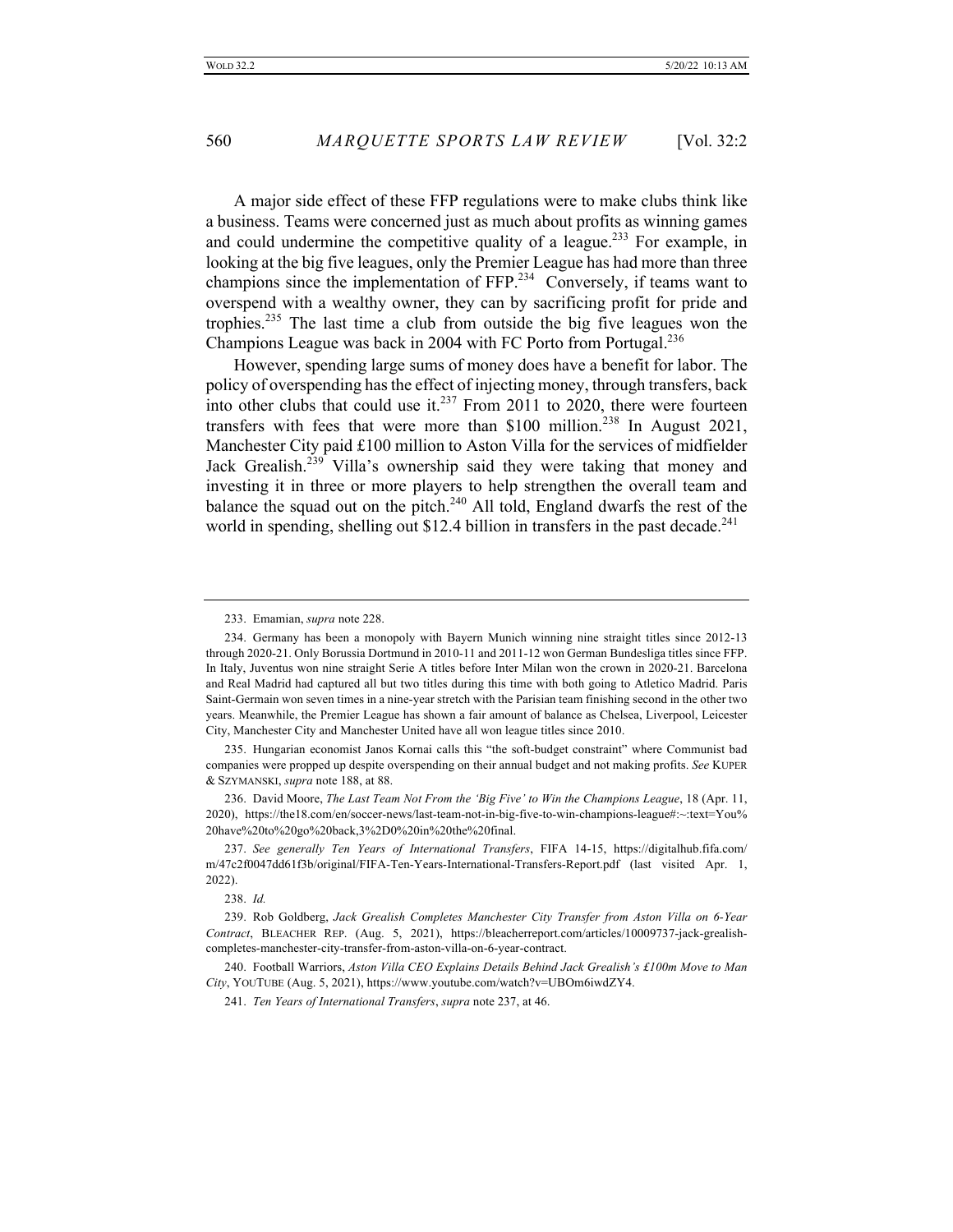A major side effect of these FFP regulations were to make clubs think like a business. Teams were concerned just as much about profits as winning games and could undermine the competitive quality of a league.[233] For example, in looking at the big five leagues, only the Premier League has had more than three champions since the implementation of FFP.[234] Conversely, if teams want to overspend with a wealthy owner, they can by sacrificing profit for pride and trophies.[235] The last time a club from outside the big five leagues won the Champions League was back in 2004 with FC Porto from Portugal.[236]

However, spending large sums of money does have a benefit for labor. The policy of overspending has the effect of injecting money, through transfers, back into other clubs that could use it.[237] From 2011 to 2020, there were fourteen transfers with fees that were more than $100 million.[238] In August 2021, Manchester City paid £100 million to Aston Villa for the services of midfielder Jack Grealish.[239] Villa's ownership said they were taking that money and investing it in three or more players to help strengthen the overall team and balance the squad out on the pitch.[240] All told, England dwarfs the rest of the world in spending, shelling out $12.4 billion in transfers in the past decade.[241]

---

233. Emamian, *supra* note 228.

234. Germany has been a monopoly with Bayern Munich winning nine straight titles since 2012-13 through 2020-21. Only Borussia Dortmund in 2010-11 and 2011-12 won German Bundesliga titles since FFP. In Italy, Juventus won nine straight Serie A titles before Inter Milan won the crown in 2020-21. Barcelona and Real Madrid had captured all but two titles during this time with both going to Atletico Madrid. Paris Saint-Germain won seven times in a nine-year stretch with the Parisian team finishing second in the other two years. Meanwhile, the Premier League has shown a fair amount of balance as Chelsea, Liverpool, Leicester City, Manchester City and Manchester United have all won league titles since 2010.

235. Hungarian economist Janos Kornai calls this "the soft-budget constraint" where Communist bad companies were propped up despite overspending on their annual budget and not making profits. *See* KUPER & SZYMANSKI, *supra* note 188, at 88.

236. David Moore, *The Last Team Not From the 'Big Five' to Win the Champions League*, 18 (Apr. 11, 2020), https://the18.com/en/soccer-news/last-team-not-in-big-five-to-win-champions-league#:~:text=You%20have%20to%20go%20back,3%2D0%20in%20the%20final.

237. *See generally Ten Years of International Transfers*, FIFA 14-15, https://digitalhub.fifa.com/m/47c2f0047dd61f3b/original/FIFA-Ten-Years-International-Transfers-Report.pdf (last visited Apr. 1, 2022).

238. *Id.*

239. Rob Goldberg, *Jack Grealish Completes Manchester City Transfer from Aston Villa on 6-Year Contract*, BLEACHER REP. (Aug. 5, 2021), https://bleacherreport.com/articles/10009737-jack-grealish-completes-manchester-city-transfer-from-aston-villa-on-6-year-contract.

240. Football Warriors, *Aston Villa CEO Explains Details Behind Jack Grealish's £100m Move to Man City*, YOUTUBE (Aug. 5, 2021), https://www.youtube.com/watch?v=UBOm6iwdZY4.

241. *Ten Years of International Transfers*, *supra* note 237, at 46.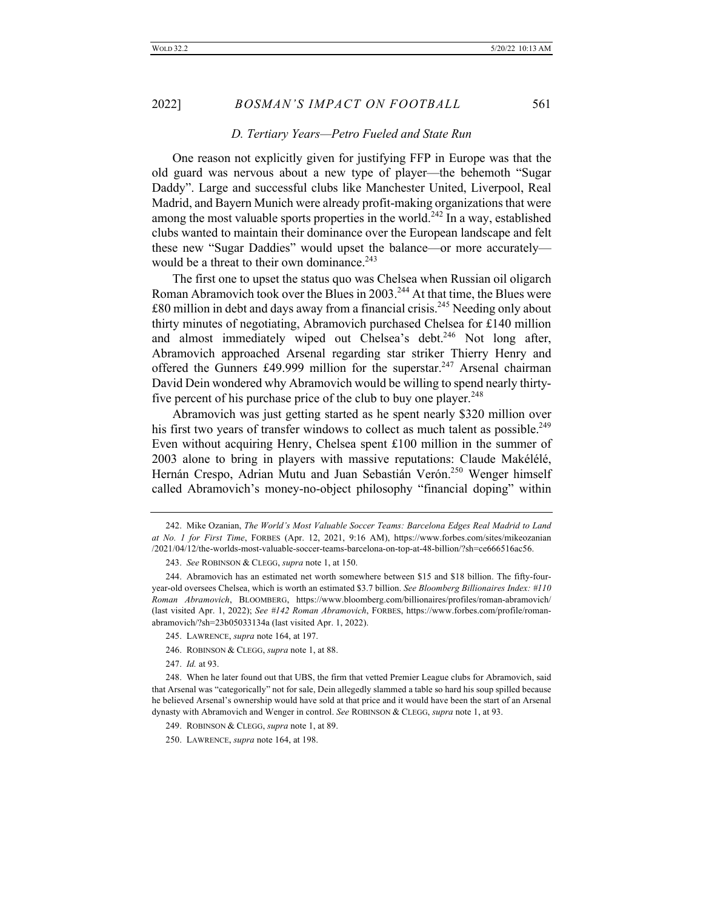### *D. Tertiary Years—Petro Fueled and State Run*

One reason not explicitly given for justifying FFP in Europe was that the old guard was nervous about a new type of player—the behemoth "Sugar Daddy". Large and successful clubs like Manchester United, Liverpool, Real Madrid, and Bayern Munich were already profit-making organizations that were among the most valuable sports properties in the world.[242] In a way, established clubs wanted to maintain their dominance over the European landscape and felt these new "Sugar Daddies" would upset the balance—or more accurately—would be a threat to their own dominance.[243]

The first one to upset the status quo was Chelsea when Russian oil oligarch Roman Abramovich took over the Blues in 2003.[244] At that time, the Blues were £80 million in debt and days away from a financial crisis.[245] Needing only about thirty minutes of negotiating, Abramovich purchased Chelsea for £140 million and almost immediately wiped out Chelsea's debt.[246] Not long after, Abramovich approached Arsenal regarding star striker Thierry Henry and offered the Gunners £49.999 million for the superstar.[247] Arsenal chairman David Dein wondered why Abramovich would be willing to spend nearly thirty-five percent of his purchase price of the club to buy one player.[248]

Abramovich was just getting started as he spent nearly $320 million over his first two years of transfer windows to collect as much talent as possible.[249] Even without acquiring Henry, Chelsea spent £100 million in the summer of 2003 alone to bring in players with massive reputations: Claude Makélélé, Hernán Crespo, Adrian Mutu and Juan Sebastián Verón.[250] Wenger himself called Abramovich's money-no-object philosophy "financial doping" within

---

242. Mike Ozanian, *The World's Most Valuable Soccer Teams: Barcelona Edges Real Madrid to Land at No. 1 for First Time*, FORBES (Apr. 12, 2021, 9:16 AM), https://www.forbes.com/sites/mikeozanian/2021/04/12/the-worlds-most-valuable-soccer-teams-barcelona-on-top-at-48-billion/?sh=ce666516ac56.

243. *See* ROBINSON & CLEGG, *supra* note 1, at 150.

244. Abramovich has an estimated net worth somewhere between $15 and $18 billion. The fifty-four-year-old oversees Chelsea, which is worth an estimated $3.7 billion. *See Bloomberg Billionaires Index: #110 Roman Abramovich*, BLOOMBERG, https://www.bloomberg.com/billionaires/profiles/roman-abramovich/ (last visited Apr. 1, 2022); *See #142 Roman Abramovich*, FORBES, https://www.forbes.com/profile/roman-abramovich/?sh=23b05033134a (last visited Apr. 1, 2022).

245. LAWRENCE, *supra* note 164, at 197.

246. ROBINSON & CLEGG, *supra* note 1, at 88.

247. *Id.* at 93.

248. When he later found out that UBS, the firm that vetted Premier League clubs for Abramovich, said that Arsenal was "categorically" not for sale, Dein allegedly slammed a table so hard his soup spilled because he believed Arsenal's ownership would have sold at that price and it would have been the start of an Arsenal dynasty with Abramovich and Wenger in control. *See* ROBINSON & CLEGG, *supra* note 1, at 93.

249. ROBINSON & CLEGG, *supra* note 1, at 89.

250. LAWRENCE, *supra* note 164, at 198.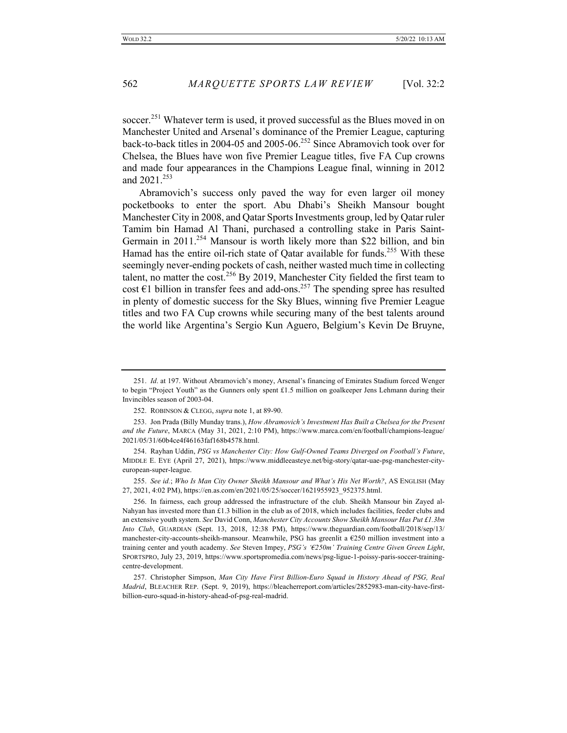soccer.[251] Whatever term is used, it proved successful as the Blues moved in on Manchester United and Arsenal's dominance of the Premier League, capturing back-to-back titles in 2004-05 and 2005-06.[252] Since Abramovich took over for Chelsea, the Blues have won five Premier League titles, five FA Cup crowns and made four appearances in the Champions League final, winning in 2012 and 2021.[253]

Abramovich's success only paved the way for even larger oil money pocketbooks to enter the sport. Abu Dhabi's Sheikh Mansour bought Manchester City in 2008, and Qatar Sports Investments group, led by Qatar ruler Tamim bin Hamad Al Thani, purchased a controlling stake in Paris Saint-Germain in 2011.[254] Mansour is worth likely more than $22 billion, and bin Hamad has the entire oil-rich state of Qatar available for funds.[255] With these seemingly never-ending pockets of cash, neither wasted much time in collecting talent, no matter the cost.[256] By 2019, Manchester City fielded the first team to cost €1 billion in transfer fees and add-ons.[257] The spending spree has resulted in plenty of domestic success for the Sky Blues, winning five Premier League titles and two FA Cup crowns while securing many of the best talents around the world like Argentina's Sergio Kun Aguero, Belgium's Kevin De Bruyne,

---

251. *Id*. at 197. Without Abramovich's money, Arsenal's financing of Emirates Stadium forced Wenger to begin "Project Youth" as the Gunners only spent £1.5 million on goalkeeper Jens Lehmann during their Invincibles season of 2003-04.

252. ROBINSON & CLEGG, *supra* note 1, at 89-90.

253. Jon Prada (Billy Munday trans.), *How Abramovich's Investment Has Built a Chelsea for the Present and the Future*, MARCA (May 31, 2021, 2:10 PM), https://www.marca.com/en/football/champions-league/2021/05/31/60b4ce4f46163faf168b4578.html.

254. Rayhan Uddin, *PSG vs Manchester City: How Gulf-Owned Teams Diverged on Football's Future*, MIDDLE E. EYE (April 27, 2021), https://www.middleeasteye.net/big-story/qatar-uae-psg-manchester-city-european-super-league.

255. *See id.*; *Who Is Man City Owner Sheikh Mansour and What's His Net Worth?*, AS ENGLISH (May 27, 2021, 4:02 PM), https://en.as.com/en/2021/05/25/soccer/1621955923_952375.html.

256. In fairness, each group addressed the infrastructure of the club. Sheikh Mansour bin Zayed al-Nahyan has invested more than £1.3 billion in the club as of 2018, which includes facilities, feeder clubs and an extensive youth system. *See* David Conn, *Manchester City Accounts Show Sheikh Mansour Has Put £1.3bn Into Club*, GUARDIAN (Sept. 13, 2018, 12:38 PM), https://www.theguardian.com/football/2018/sep/13/manchester-city-accounts-sheikh-mansour. Meanwhile, PSG has greenlit a €250 million investment into a training center and youth academy. *See* Steven Impey, *PSG's '€250m' Training Centre Given Green Light*, SPORTSPRO, July 23, 2019, https://www.sportspromedia.com/news/psg-ligue-1-poissy-paris-soccer-training-centre-development.

257. Christopher Simpson, *Man City Have First Billion-Euro Squad in History Ahead of PSG, Real Madrid*, BLEACHER REP. (Sept. 9, 2019), https://bleacherreport.com/articles/2852983-man-city-have-first-billion-euro-squad-in-history-ahead-of-psg-real-madrid.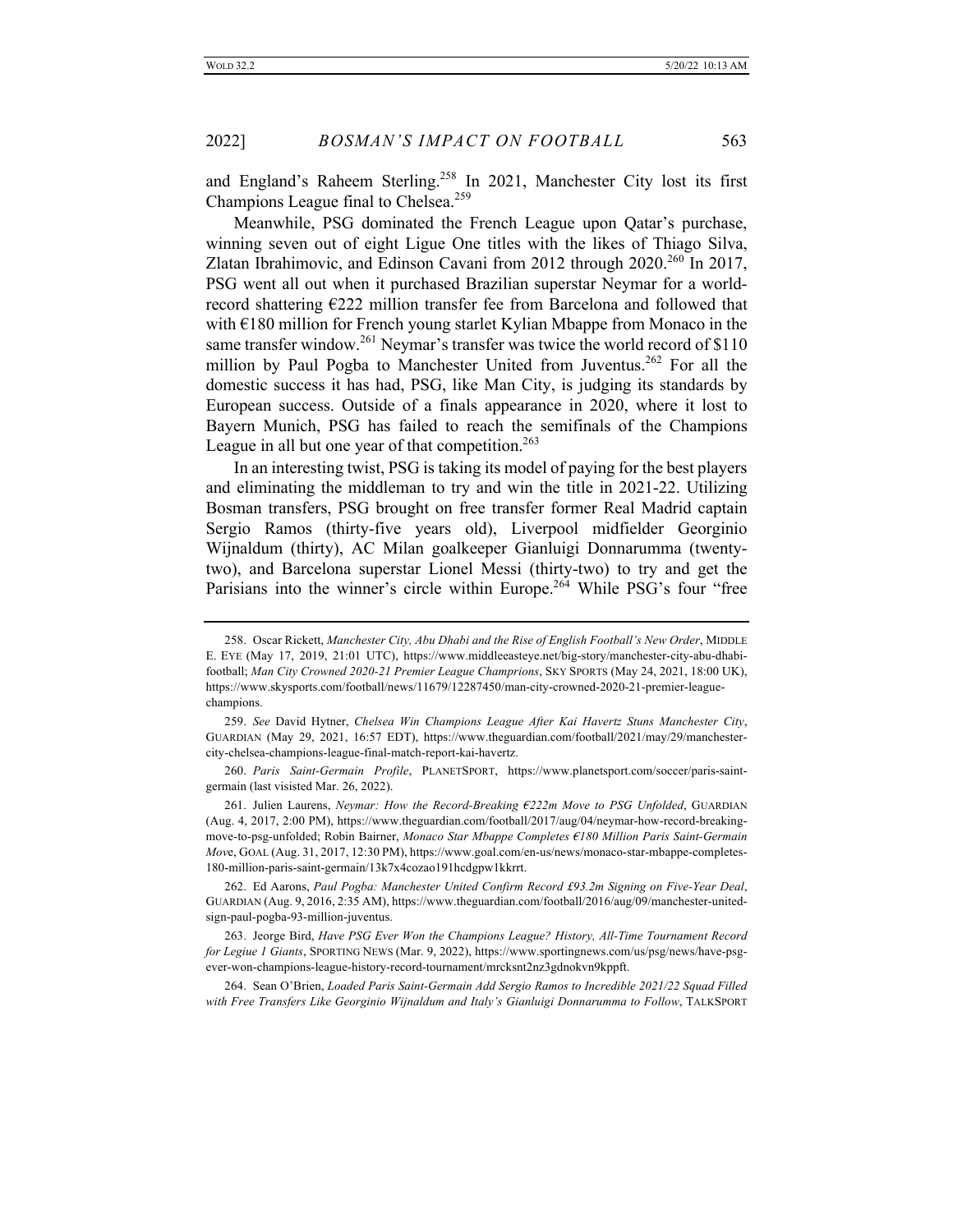and England's Raheem Sterling.[258] In 2021, Manchester City lost its first Champions League final to Chelsea.[259]

Meanwhile, PSG dominated the French League upon Qatar's purchase, winning seven out of eight Ligue One titles with the likes of Thiago Silva, Zlatan Ibrahimovic, and Edinson Cavani from 2012 through 2020.[260] In 2017, PSG went all out when it purchased Brazilian superstar Neymar for a world-record shattering €222 million transfer fee from Barcelona and followed that with €180 million for French young starlet Kylian Mbappe from Monaco in the same transfer window.[261] Neymar's transfer was twice the world record of $110 million by Paul Pogba to Manchester United from Juventus.[262] For all the domestic success it has had, PSG, like Man City, is judging its standards by European success. Outside of a finals appearance in 2020, where it lost to Bayern Munich, PSG has failed to reach the semifinals of the Champions League in all but one year of that competition.[263]

In an interesting twist, PSG is taking its model of paying for the best players and eliminating the middleman to try and win the title in 2021-22. Utilizing Bosman transfers, PSG brought on free transfer former Real Madrid captain Sergio Ramos (thirty-five years old), Liverpool midfielder Georginio Wijnaldum (thirty), AC Milan goalkeeper Gianluigi Donnarumma (twenty-two), and Barcelona superstar Lionel Messi (thirty-two) to try and get the Parisians into the winner's circle within Europe.[264] While PSG's four "free

---

258. Oscar Rickett, *Manchester City, Abu Dhabi and the Rise of English Football's New Order*, MIDDLE E. EYE (May 17, 2019, 21:01 UTC), https://www.middleeasteye.net/big-story/manchester-city-abu-dhabi-football; *Man City Crowned 2020-21 Premier League Champrions*, SKY SPORTS (May 24, 2021, 18:00 UK), https://www.skysports.com/football/news/11679/12287450/man-city-crowned-2020-21-premier-league-champions.

259. *See* David Hytner, *Chelsea Win Champions League After Kai Havertz Stuns Manchester City*, GUARDIAN (May 29, 2021, 16:57 EDT), https://www.theguardian.com/football/2021/may/29/manchester-city-chelsea-champions-league-final-match-report-kai-havertz.

260. *Paris Saint-Germain Profile*, PLANETSPORT, https://www.planetsport.com/soccer/paris-saint-germain (last visisted Mar. 26, 2022).

261. Julien Laurens, *Neymar: How the Record-Breaking €222m Move to PSG Unfolded*, GUARDIAN (Aug. 4, 2017, 2:00 PM), https://www.theguardian.com/football/2017/aug/04/neymar-how-record-breaking-move-to-psg-unfolded; Robin Bairner, *Monaco Star Mbappe Completes €180 Million Paris Saint-Germain Move*, GOAL (Aug. 31, 2017, 12:30 PM), https://www.goal.com/en-us/news/monaco-star-mbappe-completes-180-million-paris-saint-germain/13k7x4cozao191hcdgpw1kkrrt.

262. Ed Aarons, *Paul Pogba: Manchester United Confirm Record £93.2m Signing on Five-Year Deal*, GUARDIAN (Aug. 9, 2016, 2:35 AM), https://www.theguardian.com/football/2016/aug/09/manchester-united-sign-paul-pogba-93-million-juventus.

263. Jeorge Bird, *Have PSG Ever Won the Champions League? History, All-Time Tournament Record for Legiue 1 Giants*, SPORTING NEWS (Mar. 9, 2022), https://www.sportingnews.com/us/psg/news/have-psg-ever-won-champions-league-history-record-tournament/mrcksnt2nz3gdnokvn9kppft.

264. Sean O'Brien, *Loaded Paris Saint-Germain Add Sergio Ramos to Incredible 2021/22 Squad Filled with Free Transfers Like Georginio Wijnaldum and Italy's Gianluigi Donnarumma to Follow*, TALKSPORT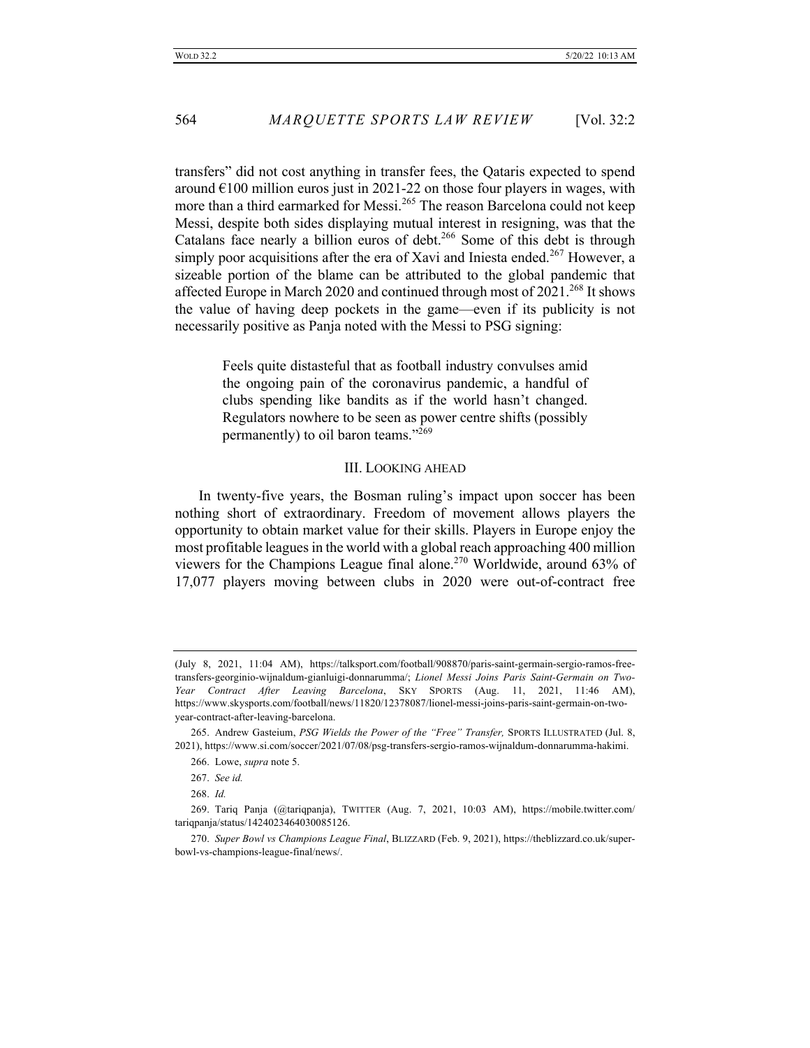transfers" did not cost anything in transfer fees, the Qataris expected to spend around €100 million euros just in 2021-22 on those four players in wages, with more than a third earmarked for Messi.[265] The reason Barcelona could not keep Messi, despite both sides displaying mutual interest in resigning, was that the Catalans face nearly a billion euros of debt.[266] Some of this debt is through simply poor acquisitions after the era of Xavi and Iniesta ended.[267] However, a sizeable portion of the blame can be attributed to the global pandemic that affected Europe in March 2020 and continued through most of 2021.[268] It shows the value of having deep pockets in the game—even if its publicity is not necessarily positive as Panja noted with the Messi to PSG signing:

> Feels quite distasteful that as football industry convulses amid the ongoing pain of the coronavirus pandemic, a handful of clubs spending like bandits as if the world hasn't changed. Regulators nowhere to be seen as power centre shifts (possibly permanently) to oil baron teams."[269]

## III. LOOKING AHEAD

In twenty-five years, the Bosman ruling's impact upon soccer has been nothing short of extraordinary. Freedom of movement allows players the opportunity to obtain market value for their skills. Players in Europe enjoy the most profitable leagues in the world with a global reach approaching 400 million viewers for the Champions League final alone.[270] Worldwide, around 63% of 17,077 players moving between clubs in 2020 were out-of-contract free

---

(July 8, 2021, 11:04 AM), https://talksport.com/football/908870/paris-saint-germain-sergio-ramos-free-transfers-georginio-wijnaldum-gianluigi-donnarumma/; *Lionel Messi Joins Paris Saint-Germain on Two-Year Contract After Leaving Barcelona*, SKY SPORTS (Aug. 11, 2021, 11:46 AM), https://www.skysports.com/football/news/11820/12378087/lionel-messi-joins-paris-saint-germain-on-two-year-contract-after-leaving-barcelona.

265. Andrew Gasteium, *PSG Wields the Power of the "Free" Transfer,* SPORTS ILLUSTRATED (Jul. 8, 2021), https://www.si.com/soccer/2021/07/08/psg-transfers-sergio-ramos-wijnaldum-donnarumma-hakimi.

266. Lowe, *supra* note 5.

267. *See id.*

268. *Id.*

269. Tariq Panja (@tariqpanja), TWITTER (Aug. 7, 2021, 10:03 AM), https://mobile.twitter.com/tariqpanja/status/1424023464030085126.

270. *Super Bowl vs Champions League Final*, BLIZZARD (Feb. 9, 2021), https://theblizzard.co.uk/super-bowl-vs-champions-league-final/news/.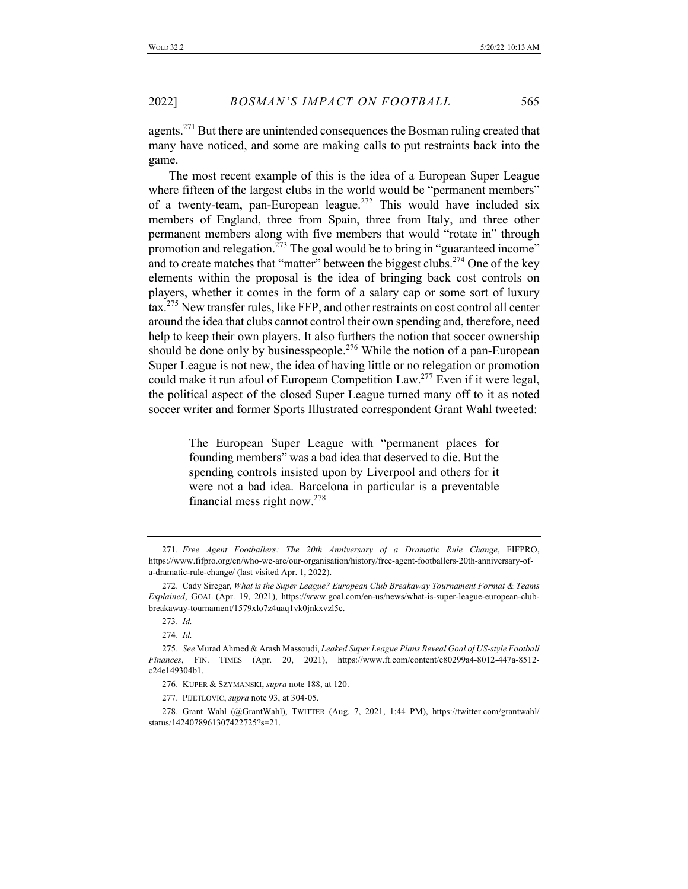agents.[271] But there are unintended consequences the Bosman ruling created that many have noticed, and some are making calls to put restraints back into the game.

The most recent example of this is the idea of a European Super League where fifteen of the largest clubs in the world would be "permanent members" of a twenty-team, pan-European league.[272] This would have included six members of England, three from Spain, three from Italy, and three other permanent members along with five members that would "rotate in" through promotion and relegation.[273] The goal would be to bring in "guaranteed income" and to create matches that "matter" between the biggest clubs.[274] One of the key elements within the proposal is the idea of bringing back cost controls on players, whether it comes in the form of a salary cap or some sort of luxury tax.[275] New transfer rules, like FFP, and other restraints on cost control all center around the idea that clubs cannot control their own spending and, therefore, need help to keep their own players. It also furthers the notion that soccer ownership should be done only by businesspeople.[276] While the notion of a pan-European Super League is not new, the idea of having little or no relegation or promotion could make it run afoul of European Competition Law.[277] Even if it were legal, the political aspect of the closed Super League turned many off to it as noted soccer writer and former Sports Illustrated correspondent Grant Wahl tweeted:

> The European Super League with "permanent places for founding members" was a bad idea that deserved to die. But the spending controls insisted upon by Liverpool and others for it were not a bad idea. Barcelona in particular is a preventable financial mess right now.[278]

---

271. *Free Agent Footballers: The 20th Anniversary of a Dramatic Rule Change*, FIFPRO, https://www.fifpro.org/en/who-we-are/our-organisation/history/free-agent-footballers-20th-anniversary-of-a-dramatic-rule-change/ (last visited Apr. 1, 2022).

272. Cady Siregar, *What is the Super League? European Club Breakaway Tournament Format & Teams Explained*, GOAL (Apr. 19, 2021), https://www.goal.com/en-us/news/what-is-super-league-european-club-breakaway-tournament/1579xlo7z4uaq1vk0jnkxvzl5c.

273. *Id.*

274. *Id.*

275. *See* Murad Ahmed & Arash Massoudi, *Leaked Super League Plans Reveal Goal of US-style Football Finances*, FIN. TIMES (Apr. 20, 2021), https://www.ft.com/content/e80299a4-8012-447a-8512-c24e149304b1.

276. KUPER & SZYMANSKI, *supra* note 188, at 120.

277. PIJETLOVIC, *supra* note 93, at 304-05.

278. Grant Wahl (@GrantWahl), TWITTER (Aug. 7, 2021, 1:44 PM), https://twitter.com/grantwahl/status/1424078961307422725?s=21.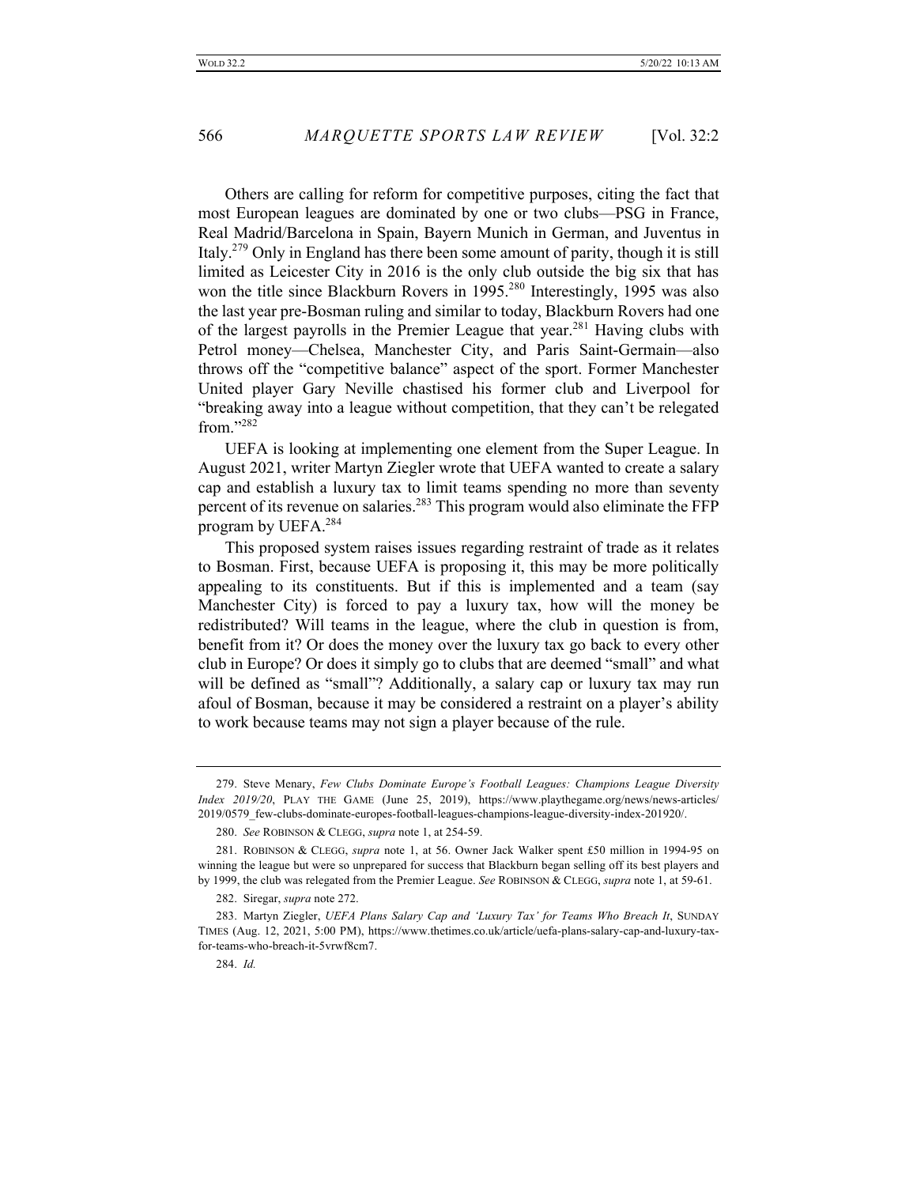Others are calling for reform for competitive purposes, citing the fact that most European leagues are dominated by one or two clubs—PSG in France, Real Madrid/Barcelona in Spain, Bayern Munich in German, and Juventus in Italy.[279] Only in England has there been some amount of parity, though it is still limited as Leicester City in 2016 is the only club outside the big six that has won the title since Blackburn Rovers in 1995.[280] Interestingly, 1995 was also the last year pre-Bosman ruling and similar to today, Blackburn Rovers had one of the largest payrolls in the Premier League that year.[281] Having clubs with Petrol money—Chelsea, Manchester City, and Paris Saint-Germain—also throws off the "competitive balance" aspect of the sport. Former Manchester United player Gary Neville chastised his former club and Liverpool for "breaking away into a league without competition, that they can't be relegated from."[282]

UEFA is looking at implementing one element from the Super League. In August 2021, writer Martyn Ziegler wrote that UEFA wanted to create a salary cap and establish a luxury tax to limit teams spending no more than seventy percent of its revenue on salaries.[283] This program would also eliminate the FFP program by UEFA.[284]

This proposed system raises issues regarding restraint of trade as it relates to Bosman. First, because UEFA is proposing it, this may be more politically appealing to its constituents. But if this is implemented and a team (say Manchester City) is forced to pay a luxury tax, how will the money be redistributed? Will teams in the league, where the club in question is from, benefit from it? Or does the money over the luxury tax go back to every other club in Europe? Or does it simply go to clubs that are deemed "small" and what will be defined as "small"? Additionally, a salary cap or luxury tax may run afoul of Bosman, because it may be considered a restraint on a player's ability to work because teams may not sign a player because of the rule.

---

279. Steve Menary, *Few Clubs Dominate Europe's Football Leagues: Champions League Diversity Index 2019/20*, PLAY THE GAME (June 25, 2019), https://www.playthegame.org/news/news-articles/2019/0579_few-clubs-dominate-europes-football-leagues-champions-league-diversity-index-201920/.

280. *See* ROBINSON & CLEGG, *supra* note 1, at 254-59.

281. ROBINSON & CLEGG, *supra* note 1, at 56. Owner Jack Walker spent £50 million in 1994-95 on winning the league but were so unprepared for success that Blackburn began selling off its best players and by 1999, the club was relegated from the Premier League. *See* ROBINSON & CLEGG, *supra* note 1, at 59-61.

282. Siregar, *supra* note 272.

283. Martyn Ziegler, *UEFA Plans Salary Cap and 'Luxury Tax' for Teams Who Breach It*, SUNDAY TIMES (Aug. 12, 2021, 5:00 PM), https://www.thetimes.co.uk/article/uefa-plans-salary-cap-and-luxury-tax-for-teams-who-breach-it-5vrwf8cm7.

284. *Id.*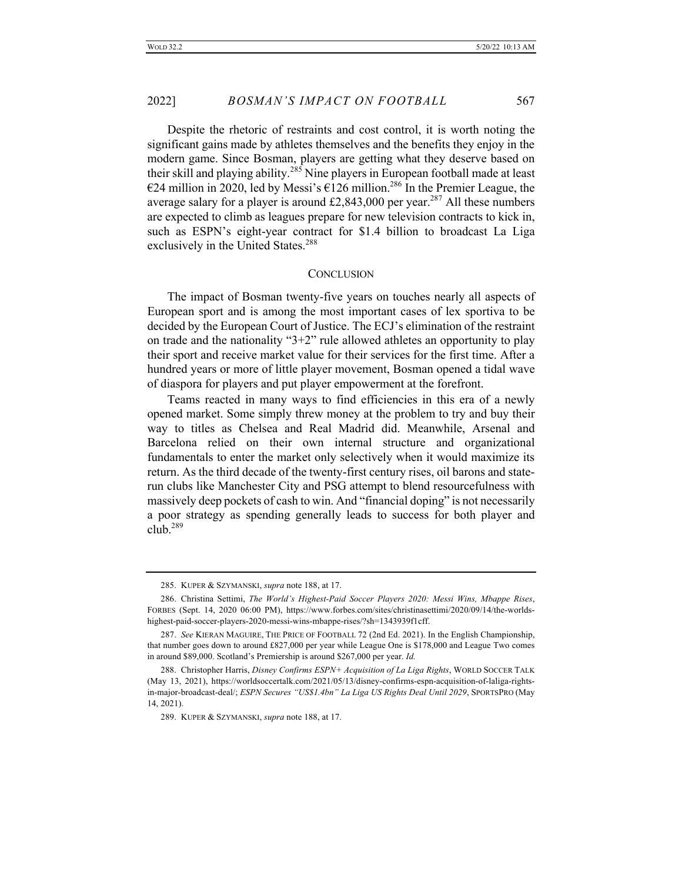Despite the rhetoric of restraints and cost control, it is worth noting the significant gains made by athletes themselves and the benefits they enjoy in the modern game. Since Bosman, players are getting what they deserve based on their skill and playing ability.[285] Nine players in European football made at least €24 million in 2020, led by Messi's €126 million.[286] In the Premier League, the average salary for a player is around £2,843,000 per year.[287] All these numbers are expected to climb as leagues prepare for new television contracts to kick in, such as ESPN's eight-year contract for $1.4 billion to broadcast La Liga exclusively in the United States.[288]

## CONCLUSION

The impact of Bosman twenty-five years on touches nearly all aspects of European sport and is among the most important cases of lex sportiva to be decided by the European Court of Justice. The ECJ's elimination of the restraint on trade and the nationality "3+2" rule allowed athletes an opportunity to play their sport and receive market value for their services for the first time. After a hundred years or more of little player movement, Bosman opened a tidal wave of diaspora for players and put player empowerment at the forefront.

Teams reacted in many ways to find efficiencies in this era of a newly opened market. Some simply threw money at the problem to try and buy their way to titles as Chelsea and Real Madrid did. Meanwhile, Arsenal and Barcelona relied on their own internal structure and organizational fundamentals to enter the market only selectively when it would maximize its return. As the third decade of the twenty-first century rises, oil barons and state-run clubs like Manchester City and PSG attempt to blend resourcefulness with massively deep pockets of cash to win. And "financial doping" is not necessarily a poor strategy as spending generally leads to success for both player and club.[289]

---

285. KUPER & SZYMANSKI, *supra* note 188, at 17.

286. Christina Settimi, *The World's Highest-Paid Soccer Players 2020: Messi Wins, Mbappe Rises*, FORBES (Sept. 14, 2020 06:00 PM), https://www.forbes.com/sites/christinasettimi/2020/09/14/the-worlds-highest-paid-soccer-players-2020-messi-wins-mbappe-rises/?sh=1343939f1cff.

287. *See* KIERAN MAGUIRE, THE PRICE OF FOOTBALL 72 (2nd Ed. 2021). In the English Championship, that number goes down to around £827,000 per year while League One is $178,000 and League Two comes in around $89,000. Scotland's Premiership is around $267,000 per year. *Id.*

288. Christopher Harris, *Disney Confirms ESPN+ Acquisition of La Liga Rights*, WORLD SOCCER TALK (May 13, 2021), https://worldsoccertalk.com/2021/05/13/disney-confirms-espn-acquisition-of-laliga-rights-in-major-broadcast-deal/; *ESPN Secures "US$1.4bn" La Liga US Rights Deal Until 2029*, SPORTSPRO (May 14, 2021).

289. KUPER & SZYMANSKI, *supra* note 188, at 17.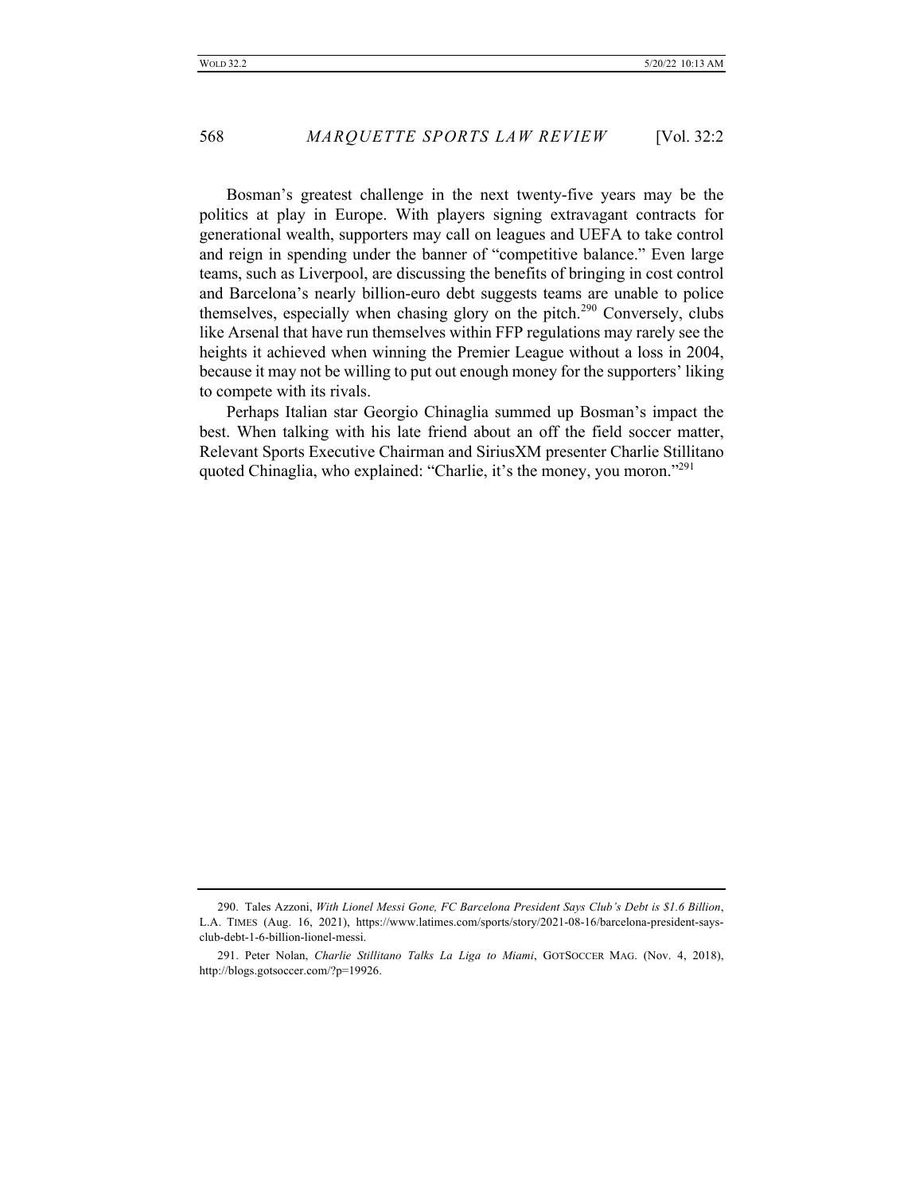Bosman's greatest challenge in the next twenty-five years may be the politics at play in Europe. With players signing extravagant contracts for generational wealth, supporters may call on leagues and UEFA to take control and reign in spending under the banner of "competitive balance." Even large teams, such as Liverpool, are discussing the benefits of bringing in cost control and Barcelona's nearly billion-euro debt suggests teams are unable to police themselves, especially when chasing glory on the pitch.[290] Conversely, clubs like Arsenal that have run themselves within FFP regulations may rarely see the heights it achieved when winning the Premier League without a loss in 2004, because it may not be willing to put out enough money for the supporters' liking to compete with its rivals.

Perhaps Italian star Georgio Chinaglia summed up Bosman's impact the best. When talking with his late friend about an off the field soccer matter, Relevant Sports Executive Chairman and SiriusXM presenter Charlie Stillitano quoted Chinaglia, who explained: "Charlie, it's the money, you moron."[291]

---

290. Tales Azzoni, *With Lionel Messi Gone, FC Barcelona President Says Club's Debt is $1.6 Billion*, L.A. TIMES (Aug. 16, 2021), https://www.latimes.com/sports/story/2021-08-16/barcelona-president-says-club-debt-1-6-billion-lionel-messi.

291. Peter Nolan, *Charlie Stillitano Talks La Liga to Miami*, GOTSOCCER MAG. (Nov. 4, 2018), http://blogs.gotsoccer.com/?p=19926.